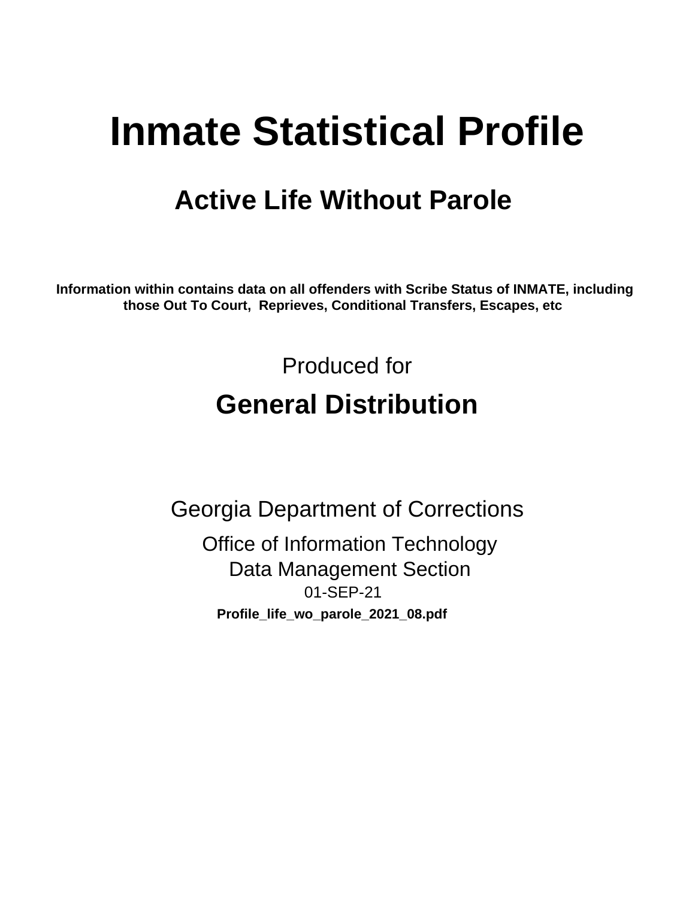# Inmate Statistical Profile

## Active Life Without Parole

**Information within contains data on all offenders with Scribe Status of INMATE, including those Out To Court, Reprieves, Conditional Transfers, Escapes, etc**

Produced for

## General Distribution

Georgia Department of Corrections

Office of Information Technology

Data Management Section

01-SEP-21

**Profile_life_wo_parole_2021_08.pdf**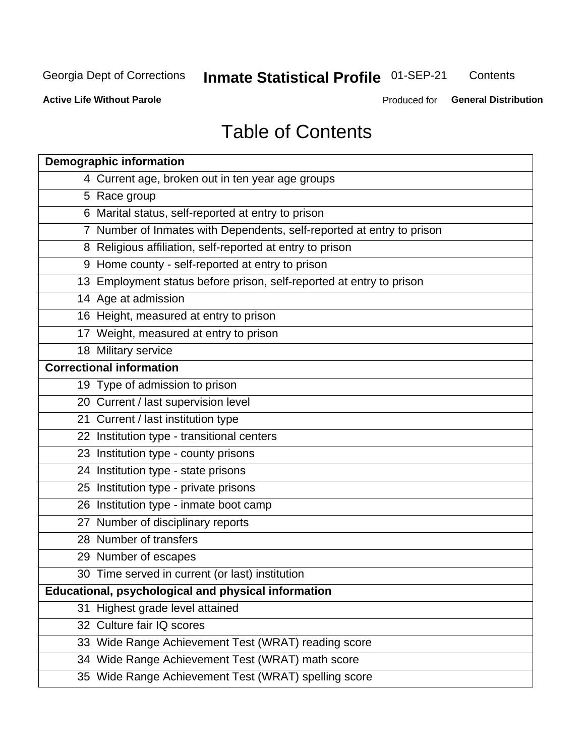# Table of Contents

| Page | Section |
|---|---|
| **Demographic information** | |
| 4 | Current age, broken out in ten year age groups |
| 5 | Race group |
| 6 | Marital status, self-reported at entry to prison |
| 7 | Number of Inmates with Dependents, self-reported at entry to prison |
| 8 | Religious affiliation, self-reported at entry to prison |
| 9 | Home county - self-reported at entry to prison |
| 13 | Employment status before prison, self-reported at entry to prison |
| 14 | Age at admission |
| 16 | Height, measured at entry to prison |
| 17 | Weight, measured at entry to prison |
| 18 | Military service |
| **Correctional information** | |
| 19 | Type of admission to prison |
| 20 | Current / last supervision level |
| 21 | Current / last institution type |
| 22 | Institution type - transitional centers |
| 23 | Institution type - county prisons |
| 24 | Institution type - state prisons |
| 25 | Institution type - private prisons |
| 26 | Institution type - inmate boot camp |
| 27 | Number of disciplinary reports |
| 28 | Number of transfers |
| 29 | Number of escapes |
| 30 | Time served in current (or last) institution |
| **Educational, psychological and physical information** | |
| 31 | Highest grade level attained |
| 32 | Culture fair IQ scores |
| 33 | Wide Range Achievement Test (WRAT) reading score |
| 34 | Wide Range Achievement Test (WRAT) math score |
| 35 | Wide Range Achievement Test (WRAT) spelling score |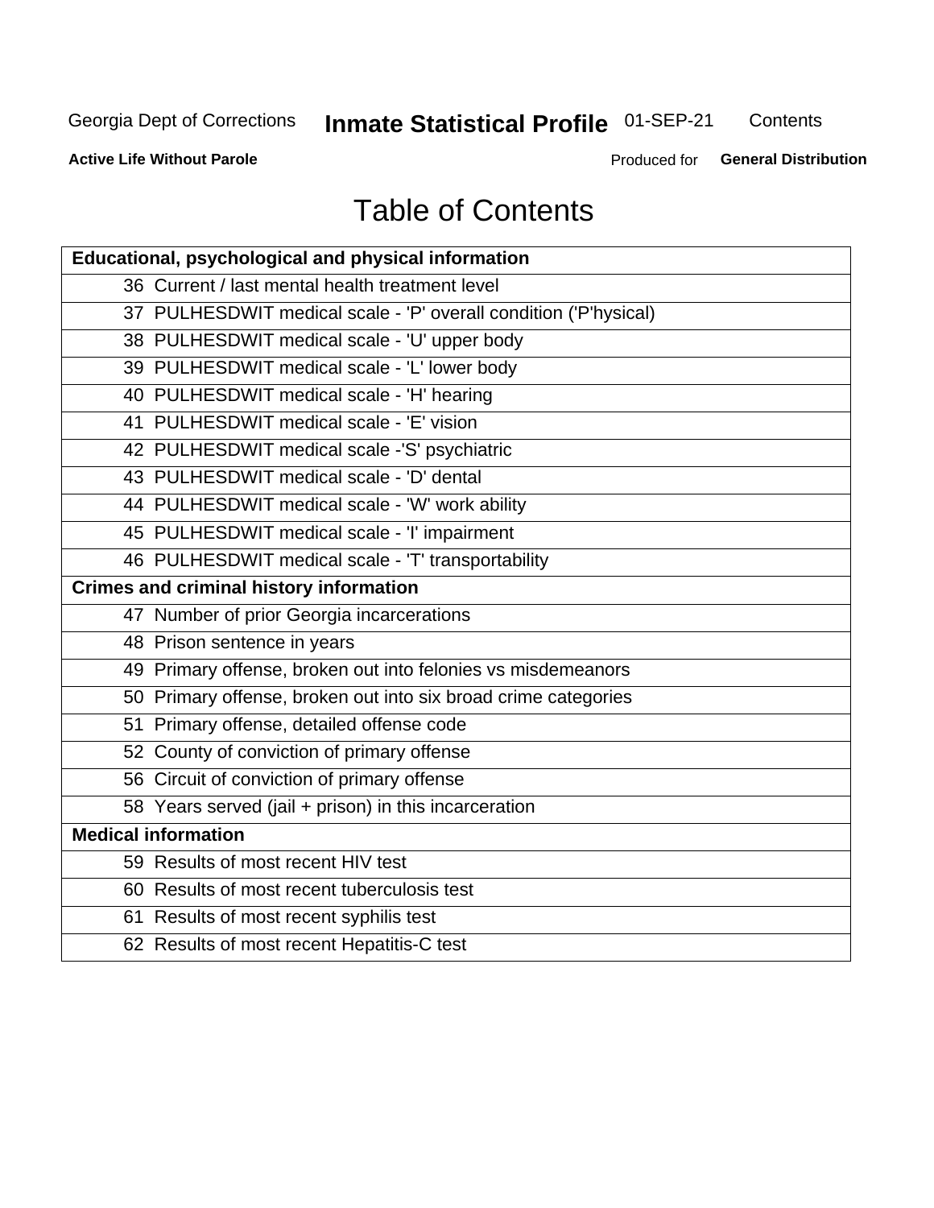# Table of Contents

| Educational, psychological and physical information |
|---|
| 36 Current / last mental health treatment level |
| 37 PULHESDWIT medical scale - 'P' overall condition ('P'hysical) |
| 38 PULHESDWIT medical scale - 'U' upper body |
| 39 PULHESDWIT medical scale - 'L' lower body |
| 40 PULHESDWIT medical scale - 'H' hearing |
| 41 PULHESDWIT medical scale - 'E' vision |
| 42 PULHESDWIT medical scale -'S' psychiatric |
| 43 PULHESDWIT medical scale - 'D' dental |
| 44 PULHESDWIT medical scale - 'W' work ability |
| 45 PULHESDWIT medical scale - 'I' impairment |
| 46 PULHESDWIT medical scale - 'T' transportability |
| **Crimes and criminal history information** |
| 47 Number of prior Georgia incarcerations |
| 48 Prison sentence in years |
| 49 Primary offense, broken out into felonies vs misdemeanors |
| 50 Primary offense, broken out into six broad crime categories |
| 51 Primary offense, detailed offense code |
| 52 County of conviction of primary offense |
| 56 Circuit of conviction of primary offense |
| 58 Years served (jail + prison) in this incarceration |
| **Medical information** |
| 59 Results of most recent HIV test |
| 60 Results of most recent tuberculosis test |
| 61 Results of most recent syphilis test |
| 62 Results of most recent Hepatitis-C test |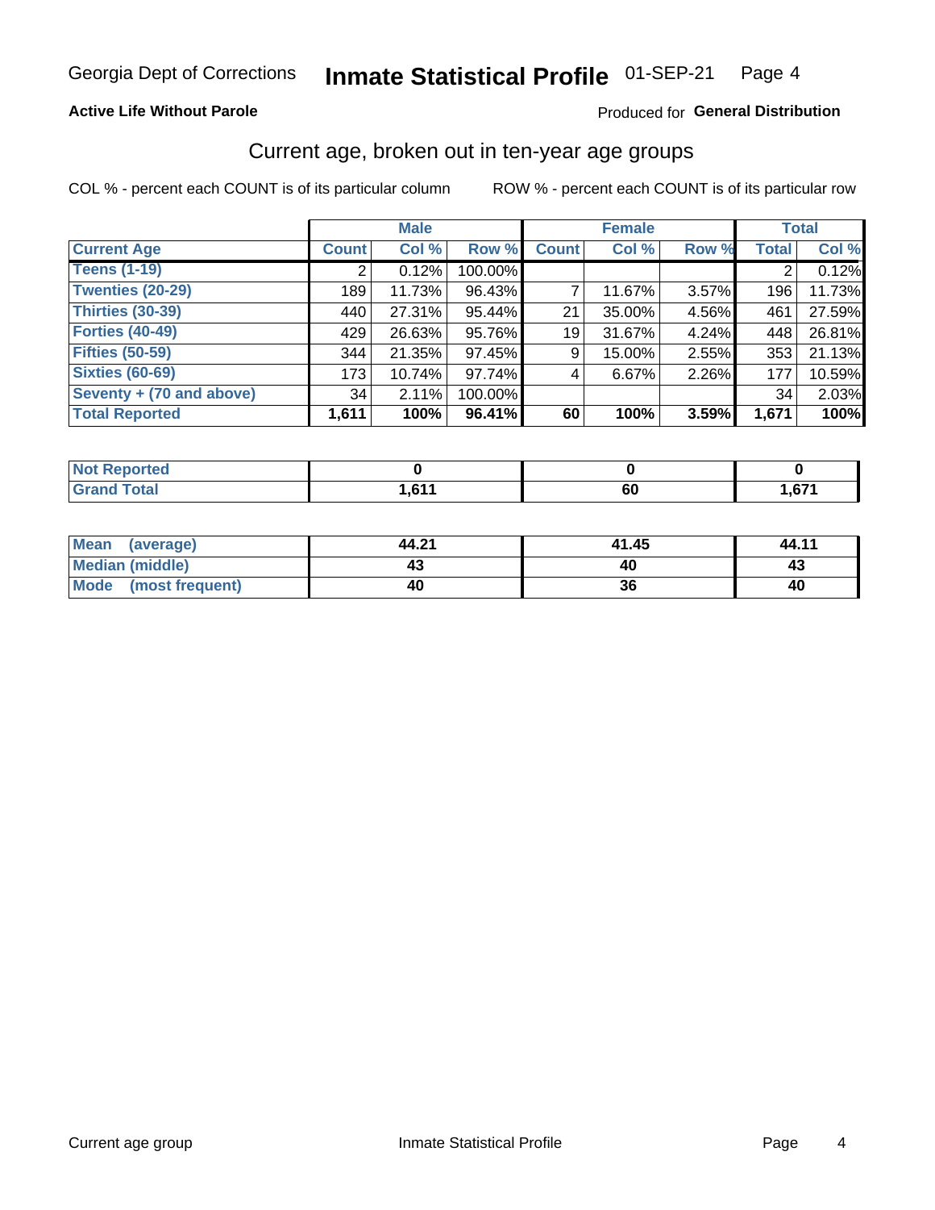Georgia Dept of Corrections **Inmate Statistical Profile** 01-SEP-21 Page 4

**Active Life Without Parole**

Produced for **General Distribution**

## Current age, broken out in ten-year age groups

COL % - percent each COUNT is of its particular column

ROW % - percent each COUNT is of its particular row

| | Male | | | Female | | | Total | |
|---|---|---|---|---|---|---|---|---|
| **Current Age** | **Count** | **Col %** | **Row %** | **Count** | **Col %** | **Row %** | **Total** | **Col %** |
| **Teens (1-19)** | 2 | 0.12% | 100.00% | | | | 2 | 0.12% |
| **Twenties (20-29)** | 189 | 11.73% | 96.43% | 7 | 11.67% | 3.57% | 196 | 11.73% |
| **Thirties (30-39)** | 440 | 27.31% | 95.44% | 21 | 35.00% | 4.56% | 461 | 27.59% |
| **Forties (40-49)** | 429 | 26.63% | 95.76% | 19 | 31.67% | 4.24% | 448 | 26.81% |
| **Fifties (50-59)** | 344 | 21.35% | 97.45% | 9 | 15.00% | 2.55% | 353 | 21.13% |
| **Sixties (60-69)** | 173 | 10.74% | 97.74% | 4 | 6.67% | 2.26% | 177 | 10.59% |
| **Seventy + (70 and above)** | 34 | 2.11% | 100.00% | | | | 34 | 2.03% |
| **Total Reported** | **1,611** | **100%** | **96.41%** | **60** | **100%** | **3.59%** | **1,671** | **100%** |

| | Male | Female | Total |
|---|---|---|---|
| **Not Reported** | **0** | **0** | **0** |
| **Grand Total** | **1,611** | **60** | **1,671** |

| | Male | Female | Total |
|---|---|---|---|
| **Mean (average)** | **44.21** | **41.45** | **44.11** |
| **Median (middle)** | **43** | **40** | **43** |
| **Mode (most frequent)** | **40** | **36** | **40** |

Current age group | Inmate Statistical Profile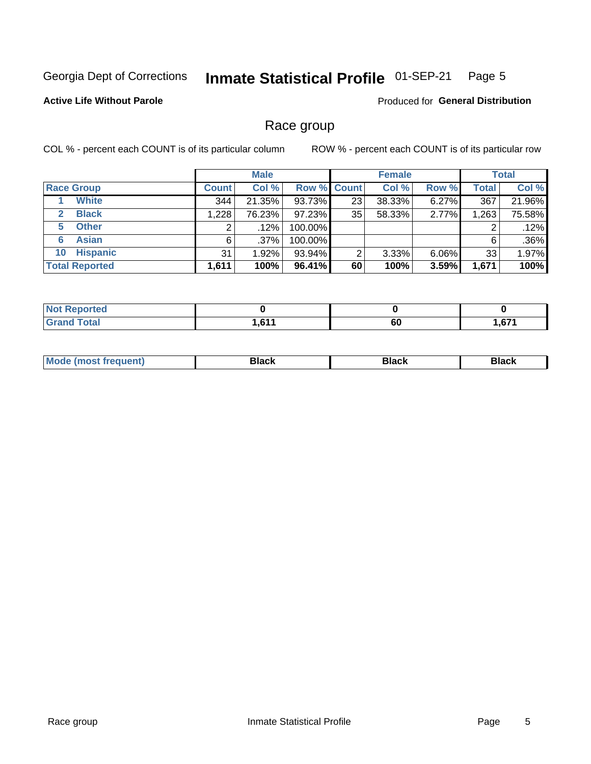Georgia Dept of Corrections **Inmate Statistical Profile** 01-SEP-21

**Active Life Without Parole**

Produced for **General Distribution**

## Race group

COL % - percent each COUNT is of its particular column ROW % - percent each COUNT is of its particular row

| | Male | | | Female | | | Total | |
|---|---|---|---|---|---|---|---|---|
| **Race Group** | **Count** | **Col %** | **Row %** | **Count** | **Col %** | **Row %** | **Total** | **Col %** |
| 1 White | 344 | 21.35% | 93.73% | 23 | 38.33% | 6.27% | 367 | 21.96% |
| 2 Black | 1,228 | 76.23% | 97.23% | 35 | 58.33% | 2.77% | 1,263 | 75.58% |
| 5 Other | 2 | .12% | 100.00% | | | | 2 | .12% |
| 6 Asian | 6 | .37% | 100.00% | | | | 6 | .36% |
| 10 Hispanic | 31 | 1.92% | 93.94% | 2 | 3.33% | 6.06% | 33 | 1.97% |
| **Total Reported** | **1,611** | **100%** | **96.41%** | **60** | **100%** | **3.59%** | **1,671** | **100%** |

| | Male | Female | Total |
|---|---|---|---|
| Not Reported | 0 | 0 | 0 |
| Grand Total | 1,611 | 60 | 1,671 |

| | Male | Female | Total |
|---|---|---|---|
| Mode (most frequent) | Black | Black | Black |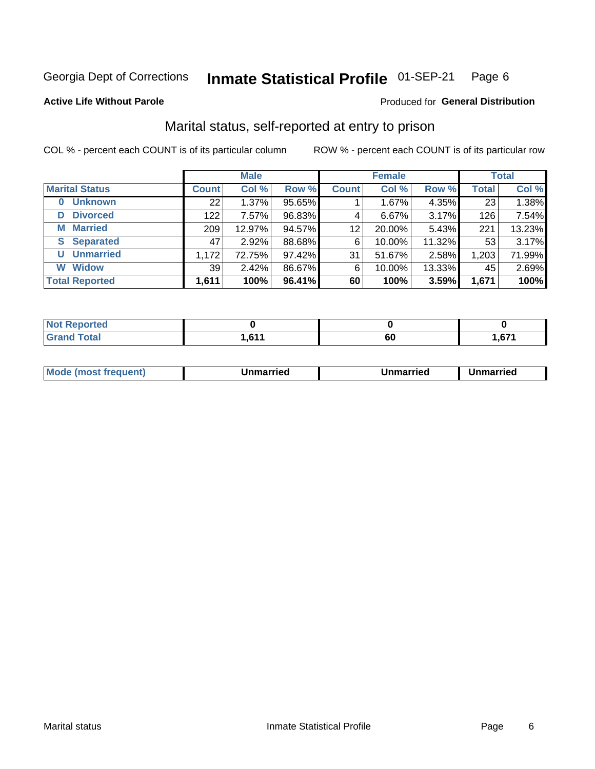Georgia Dept of Corrections **Inmate Statistical Profile** 01-SEP-21

**Active Life Without Parole**

Produced for **General Distribution**

## Marital status, self-reported at entry to prison

COL % - percent each COUNT is of its particular column

ROW % - percent each COUNT is of its particular row

| | Male | | | Female | | | Total | |
|---|---|---|---|---|---|---|---|---|
| **Marital Status** | **Count** | **Col %** | **Row %** | **Count** | **Col %** | **Row %** | **Total** | **Col %** |
| **0 Unknown** | 22 | 1.37% | 95.65% | 1 | 1.67% | 4.35% | 23 | 1.38% |
| **D Divorced** | 122 | 7.57% | 96.83% | 4 | 6.67% | 3.17% | 126 | 7.54% |
| **M Married** | 209 | 12.97% | 94.57% | 12 | 20.00% | 5.43% | 221 | 13.23% |
| **S Separated** | 47 | 2.92% | 88.68% | 6 | 10.00% | 11.32% | 53 | 3.17% |
| **U Unmarried** | 1,172 | 72.75% | 97.42% | 31 | 51.67% | 2.58% | 1,203 | 71.99% |
| **W Widow** | 39 | 2.42% | 86.67% | 6 | 10.00% | 13.33% | 45 | 2.69% |
| **Total Reported** | **1,611** | **100%** | **96.41%** | **60** | **100%** | **3.59%** | **1,671** | **100%** |

| | Male | Female | Total |
|---|---|---|---|
| **Not Reported** | **0** | **0** | **0** |
| **Grand Total** | **1,611** | **60** | **1,671** |

| | Male | Female | Total |
|---|---|---|---|
| **Mode (most frequent)** | **Unmarried** | **Unmarried** | **Unmarried** |

Marital status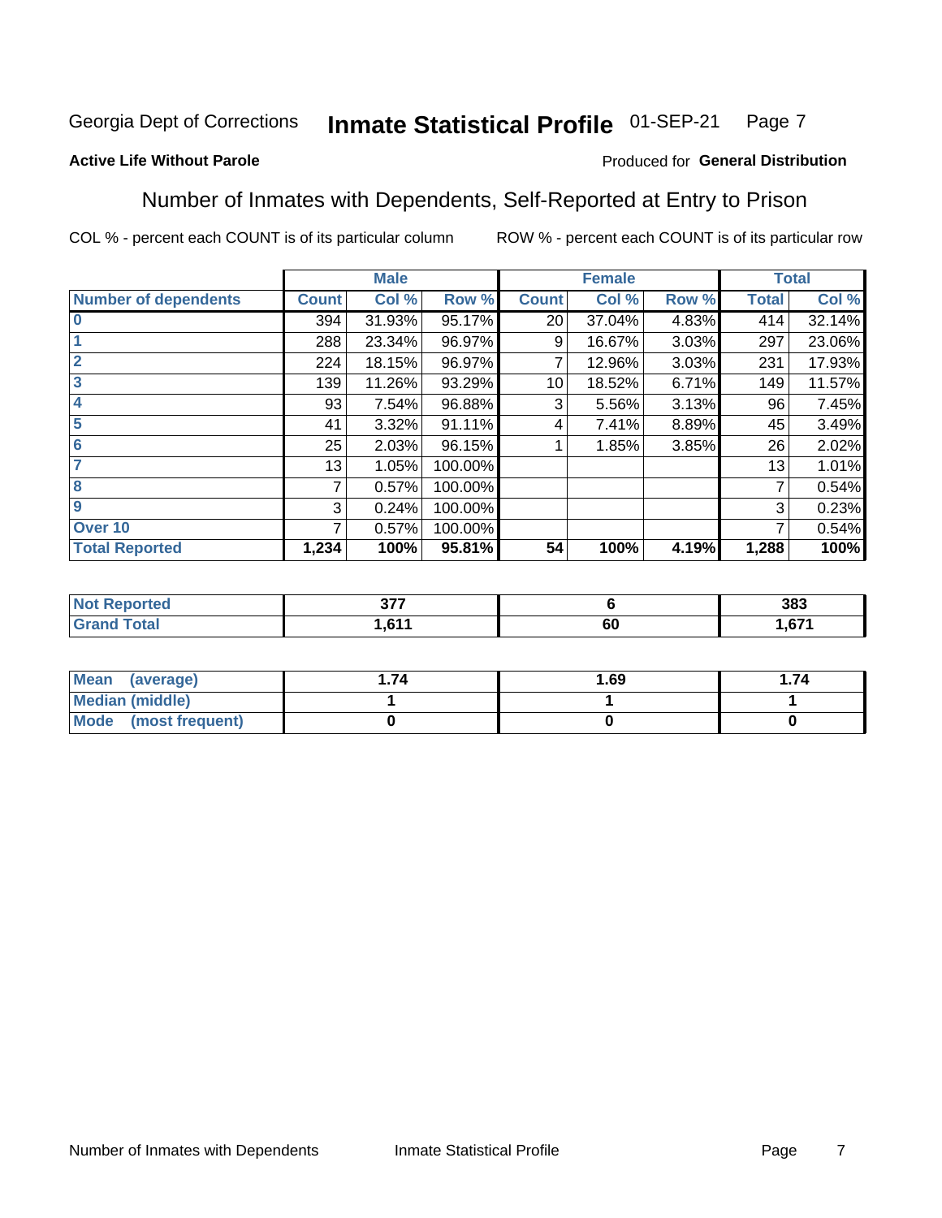Georgia Dept of Corrections **Inmate Statistical Profile** 01-SEP-21

**Active Life Without Parole**

Produced for **General Distribution**

## Number of Inmates with Dependents, Self-Reported at Entry to Prison

COL % - percent each COUNT is of its particular column

ROW % - percent each COUNT is of its particular row

| | Male | | | Female | | | Total | |
|---|---|---|---|---|---|---|---|---|
| **Number of dependents** | **Count** | **Col %** | **Row %** | **Count** | **Col %** | **Row %** | **Total** | **Col %** |
| 0 | 394 | 31.93% | 95.17% | 20 | 37.04% | 4.83% | 414 | 32.14% |
| 1 | 288 | 23.34% | 96.97% | 9 | 16.67% | 3.03% | 297 | 23.06% |
| 2 | 224 | 18.15% | 96.97% | 7 | 12.96% | 3.03% | 231 | 17.93% |
| 3 | 139 | 11.26% | 93.29% | 10 | 18.52% | 6.71% | 149 | 11.57% |
| 4 | 93 | 7.54% | 96.88% | 3 | 5.56% | 3.13% | 96 | 7.45% |
| 5 | 41 | 3.32% | 91.11% | 4 | 7.41% | 8.89% | 45 | 3.49% |
| 6 | 25 | 2.03% | 96.15% | 1 | 1.85% | 3.85% | 26 | 2.02% |
| 7 | 13 | 1.05% | 100.00% | | | | 13 | 1.01% |
| 8 | 7 | 0.57% | 100.00% | | | | 7 | 0.54% |
| 9 | 3 | 0.24% | 100.00% | | | | 3 | 0.23% |
| Over 10 | 7 | 0.57% | 100.00% | | | | 7 | 0.54% |
| **Total Reported** | **1,234** | **100%** | **95.81%** | **54** | **100%** | **4.19%** | **1,288** | **100%** |

| | Male | Female | Total |
|---|---|---|---|
| **Not Reported** | **377** | **6** | **383** |
| **Grand Total** | **1,611** | **60** | **1,671** |

| | Male | Female | Total |
|---|---|---|---|
| **Mean (average)** | **1.74** | **1.69** | **1.74** |
| **Median (middle)** | **1** | **1** | **1** |
| **Mode (most frequent)** | **0** | **0** | **0** |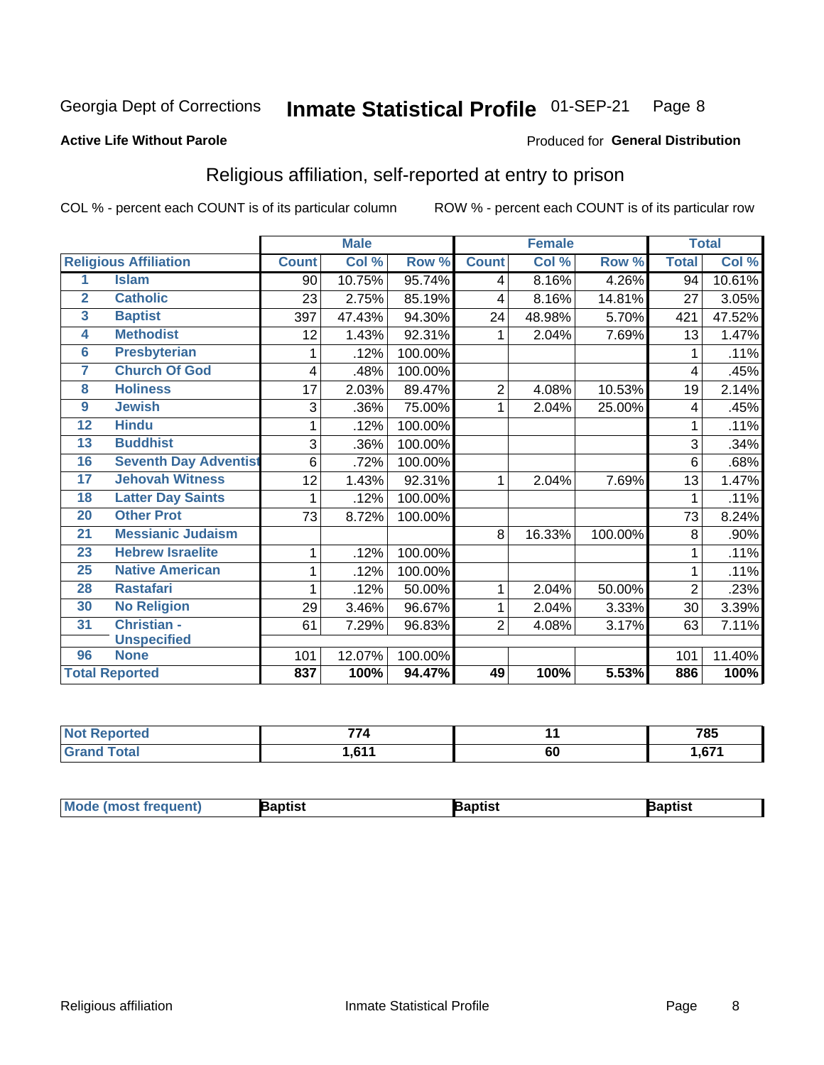Georgia Dept of Corrections **Inmate Statistical Profile** 01-SEP-21 Page 8

**Active Life Without Parole**

Produced for **General Distribution**

## Religious affiliation, self-reported at entry to prison

COL % - percent each COUNT is of its particular column    ROW % - percent each COUNT is of its particular row

| | | Male | | | Female | | | Total | |
|---|---|---|---|---|---|---|---|---|---|
| **Religious Affiliation** | | **Count** | **Col %** | **Row %** | **Count** | **Col %** | **Row %** | **Total** | **Col %** |
| 1 | Islam | 90 | 10.75% | 95.74% | 4 | 8.16% | 4.26% | 94 | 10.61% |
| 2 | Catholic | 23 | 2.75% | 85.19% | 4 | 8.16% | 14.81% | 27 | 3.05% |
| 3 | Baptist | 397 | 47.43% | 94.30% | 24 | 48.98% | 5.70% | 421 | 47.52% |
| 4 | Methodist | 12 | 1.43% | 92.31% | 1 | 2.04% | 7.69% | 13 | 1.47% |
| 6 | Presbyterian | 1 | .12% | 100.00% | | | | 1 | .11% |
| 7 | Church Of God | 4 | .48% | 100.00% | | | | 4 | .45% |
| 8 | Holiness | 17 | 2.03% | 89.47% | 2 | 4.08% | 10.53% | 19 | 2.14% |
| 9 | Jewish | 3 | .36% | 75.00% | 1 | 2.04% | 25.00% | 4 | .45% |
| 12 | Hindu | 1 | .12% | 100.00% | | | | 1 | .11% |
| 13 | Buddhist | 3 | .36% | 100.00% | | | | 3 | .34% |
| 16 | Seventh Day Adventist | 6 | .72% | 100.00% | | | | 6 | .68% |
| 17 | Jehovah Witness | 12 | 1.43% | 92.31% | 1 | 2.04% | 7.69% | 13 | 1.47% |
| 18 | Latter Day Saints | 1 | .12% | 100.00% | | | | 1 | .11% |
| 20 | Other Prot | 73 | 8.72% | 100.00% | | | | 73 | 8.24% |
| 21 | Messianic Judaism | | | | 8 | 16.33% | 100.00% | 8 | .90% |
| 23 | Hebrew Israelite | 1 | .12% | 100.00% | | | | 1 | .11% |
| 25 | Native American | 1 | .12% | 100.00% | | | | 1 | .11% |
| 28 | Rastafari | 1 | .12% | 50.00% | 1 | 2.04% | 50.00% | 2 | .23% |
| 30 | No Religion | 29 | 3.46% | 96.67% | 1 | 2.04% | 3.33% | 30 | 3.39% |
| 31 | Christian - Unspecified | 61 | 7.29% | 96.83% | 2 | 4.08% | 3.17% | 63 | 7.11% |
| 96 | None | 101 | 12.07% | 100.00% | | | | 101 | 11.40% |
| **Total Reported** | | **837** | **100%** | **94.47%** | **49** | **100%** | **5.53%** | **886** | **100%** |

| | Male | Female | Total |
|---|---|---|---|
| **Not Reported** | **774** | **11** | **785** |
| **Grand Total** | **1,611** | **60** | **1,671** |

| | Male | Female | Total |
|---|---|---|---|
| **Mode (most frequent)** | **Baptist** | **Baptist** | **Baptist** |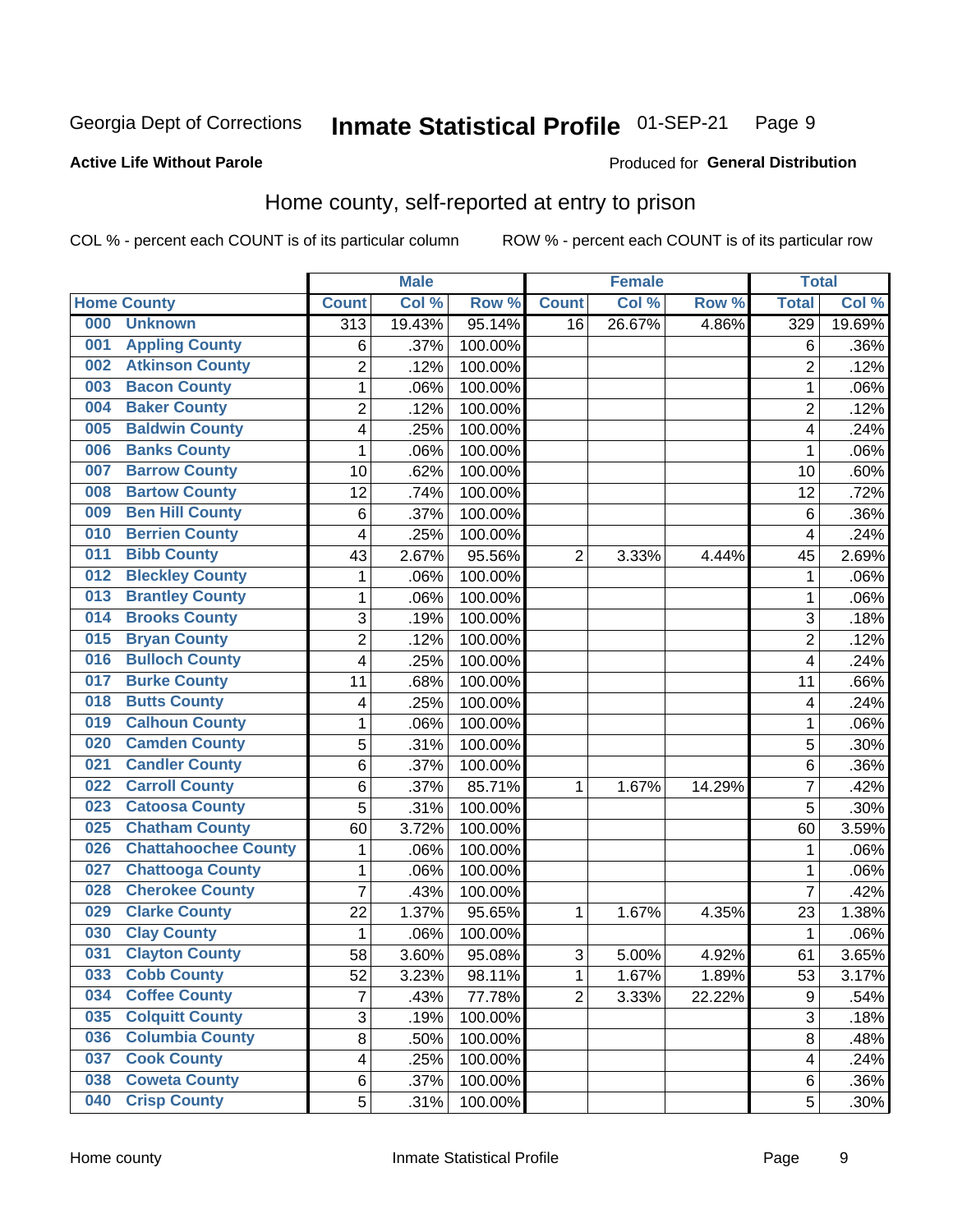Georgia Dept of Corrections **Inmate Statistical Profile** 01-SEP-21

**Active Life Without Parole**

Produced for **General Distribution**

## Home county, self-reported at entry to prison

COL % - percent each COUNT is of its particular column ROW % - percent each COUNT is of its particular row

| Home County | Male | | | Female | | | Total | |
|---|---|---|---|---|---|---|---|---|
| | Count | Col % | Row % | Count | Col % | Row % | Total | Col % |
| 000 Unknown | 313 | 19.43% | 95.14% | 16 | 26.67% | 4.86% | 329 | 19.69% |
| 001 Appling County | 6 | .37% | 100.00% | | | | 6 | .36% |
| 002 Atkinson County | 2 | .12% | 100.00% | | | | 2 | .12% |
| 003 Bacon County | 1 | .06% | 100.00% | | | | 1 | .06% |
| 004 Baker County | 2 | .12% | 100.00% | | | | 2 | .12% |
| 005 Baldwin County | 4 | .25% | 100.00% | | | | 4 | .24% |
| 006 Banks County | 1 | .06% | 100.00% | | | | 1 | .06% |
| 007 Barrow County | 10 | .62% | 100.00% | | | | 10 | .60% |
| 008 Bartow County | 12 | .74% | 100.00% | | | | 12 | .72% |
| 009 Ben Hill County | 6 | .37% | 100.00% | | | | 6 | .36% |
| 010 Berrien County | 4 | .25% | 100.00% | | | | 4 | .24% |
| 011 Bibb County | 43 | 2.67% | 95.56% | 2 | 3.33% | 4.44% | 45 | 2.69% |
| 012 Bleckley County | 1 | .06% | 100.00% | | | | 1 | .06% |
| 013 Brantley County | 1 | .06% | 100.00% | | | | 1 | .06% |
| 014 Brooks County | 3 | .19% | 100.00% | | | | 3 | .18% |
| 015 Bryan County | 2 | .12% | 100.00% | | | | 2 | .12% |
| 016 Bulloch County | 4 | .25% | 100.00% | | | | 4 | .24% |
| 017 Burke County | 11 | .68% | 100.00% | | | | 11 | .66% |
| 018 Butts County | 4 | .25% | 100.00% | | | | 4 | .24% |
| 019 Calhoun County | 1 | .06% | 100.00% | | | | 1 | .06% |
| 020 Camden County | 5 | .31% | 100.00% | | | | 5 | .30% |
| 021 Candler County | 6 | .37% | 100.00% | | | | 6 | .36% |
| 022 Carroll County | 6 | .37% | 85.71% | 1 | 1.67% | 14.29% | 7 | .42% |
| 023 Catoosa County | 5 | .31% | 100.00% | | | | 5 | .30% |
| 025 Chatham County | 60 | 3.72% | 100.00% | | | | 60 | 3.59% |
| 026 Chattahoochee County | 1 | .06% | 100.00% | | | | 1 | .06% |
| 027 Chattooga County | 1 | .06% | 100.00% | | | | 1 | .06% |
| 028 Cherokee County | 7 | .43% | 100.00% | | | | 7 | .42% |
| 029 Clarke County | 22 | 1.37% | 95.65% | 1 | 1.67% | 4.35% | 23 | 1.38% |
| 030 Clay County | 1 | .06% | 100.00% | | | | 1 | .06% |
| 031 Clayton County | 58 | 3.60% | 95.08% | 3 | 5.00% | 4.92% | 61 | 3.65% |
| 033 Cobb County | 52 | 3.23% | 98.11% | 1 | 1.67% | 1.89% | 53 | 3.17% |
| 034 Coffee County | 7 | .43% | 77.78% | 2 | 3.33% | 22.22% | 9 | .54% |
| 035 Colquitt County | 3 | .19% | 100.00% | | | | 3 | .18% |
| 036 Columbia County | 8 | .50% | 100.00% | | | | 8 | .48% |
| 037 Cook County | 4 | .25% | 100.00% | | | | 4 | .24% |
| 038 Coweta County | 6 | .37% | 100.00% | | | | 6 | .36% |
| 040 Crisp County | 5 | .31% | 100.00% | | | | 5 | .30% |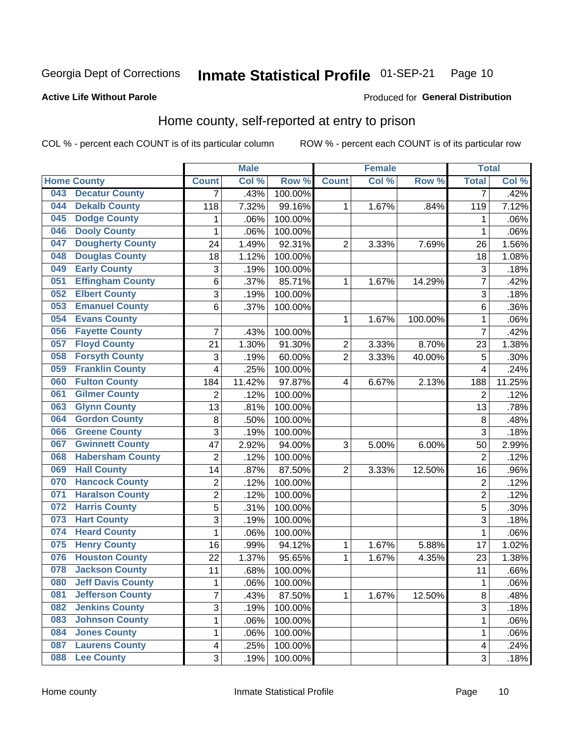Georgia Dept of Corrections **Inmate Statistical Profile** 01-SEP-21

**Active Life Without Parole**

Produced for **General Distribution**

## Home county, self-reported at entry to prison

COL % - percent each COUNT is of its particular column     ROW % - percent each COUNT is of its particular row

| Home County | | Male | | | Female | | | Total | |
|---|---|---|---|---|---|---|---|---|---|
| | | Count | Col % | Row % | Count | Col % | Row % | Total | Col % |
| 043 | Decatur County | 7 | .43% | 100.00% | | | | 7 | .42% |
| 044 | Dekalb County | 118 | 7.32% | 99.16% | 1 | 1.67% | .84% | 119 | 7.12% |
| 045 | Dodge County | 1 | .06% | 100.00% | | | | 1 | .06% |
| 046 | Dooly County | 1 | .06% | 100.00% | | | | 1 | .06% |
| 047 | Dougherty County | 24 | 1.49% | 92.31% | 2 | 3.33% | 7.69% | 26 | 1.56% |
| 048 | Douglas County | 18 | 1.12% | 100.00% | | | | 18 | 1.08% |
| 049 | Early County | 3 | .19% | 100.00% | | | | 3 | .18% |
| 051 | Effingham County | 6 | .37% | 85.71% | 1 | 1.67% | 14.29% | 7 | .42% |
| 052 | Elbert County | 3 | .19% | 100.00% | | | | 3 | .18% |
| 053 | Emanuel County | 6 | .37% | 100.00% | | | | 6 | .36% |
| 054 | Evans County | | | | 1 | 1.67% | 100.00% | 1 | .06% |
| 056 | Fayette County | 7 | .43% | 100.00% | | | | 7 | .42% |
| 057 | Floyd County | 21 | 1.30% | 91.30% | 2 | 3.33% | 8.70% | 23 | 1.38% |
| 058 | Forsyth County | 3 | .19% | 60.00% | 2 | 3.33% | 40.00% | 5 | .30% |
| 059 | Franklin County | 4 | .25% | 100.00% | | | | 4 | .24% |
| 060 | Fulton County | 184 | 11.42% | 97.87% | 4 | 6.67% | 2.13% | 188 | 11.25% |
| 061 | Gilmer County | 2 | .12% | 100.00% | | | | 2 | .12% |
| 063 | Glynn County | 13 | .81% | 100.00% | | | | 13 | .78% |
| 064 | Gordon County | 8 | .50% | 100.00% | | | | 8 | .48% |
| 066 | Greene County | 3 | .19% | 100.00% | | | | 3 | .18% |
| 067 | Gwinnett County | 47 | 2.92% | 94.00% | 3 | 5.00% | 6.00% | 50 | 2.99% |
| 068 | Habersham County | 2 | .12% | 100.00% | | | | 2 | .12% |
| 069 | Hall County | 14 | .87% | 87.50% | 2 | 3.33% | 12.50% | 16 | .96% |
| 070 | Hancock County | 2 | .12% | 100.00% | | | | 2 | .12% |
| 071 | Haralson County | 2 | .12% | 100.00% | | | | 2 | .12% |
| 072 | Harris County | 5 | .31% | 100.00% | | | | 5 | .30% |
| 073 | Hart County | 3 | .19% | 100.00% | | | | 3 | .18% |
| 074 | Heard County | 1 | .06% | 100.00% | | | | 1 | .06% |
| 075 | Henry County | 16 | .99% | 94.12% | 1 | 1.67% | 5.88% | 17 | 1.02% |
| 076 | Houston County | 22 | 1.37% | 95.65% | 1 | 1.67% | 4.35% | 23 | 1.38% |
| 078 | Jackson County | 11 | .68% | 100.00% | | | | 11 | .66% |
| 080 | Jeff Davis County | 1 | .06% | 100.00% | | | | 1 | .06% |
| 081 | Jefferson County | 7 | .43% | 87.50% | 1 | 1.67% | 12.50% | 8 | .48% |
| 082 | Jenkins County | 3 | .19% | 100.00% | | | | 3 | .18% |
| 083 | Johnson County | 1 | .06% | 100.00% | | | | 1 | .06% |
| 084 | Jones County | 1 | .06% | 100.00% | | | | 1 | .06% |
| 087 | Laurens County | 4 | .25% | 100.00% | | | | 4 | .24% |
| 088 | Lee County | 3 | .19% | 100.00% | | | | 3 | .18% |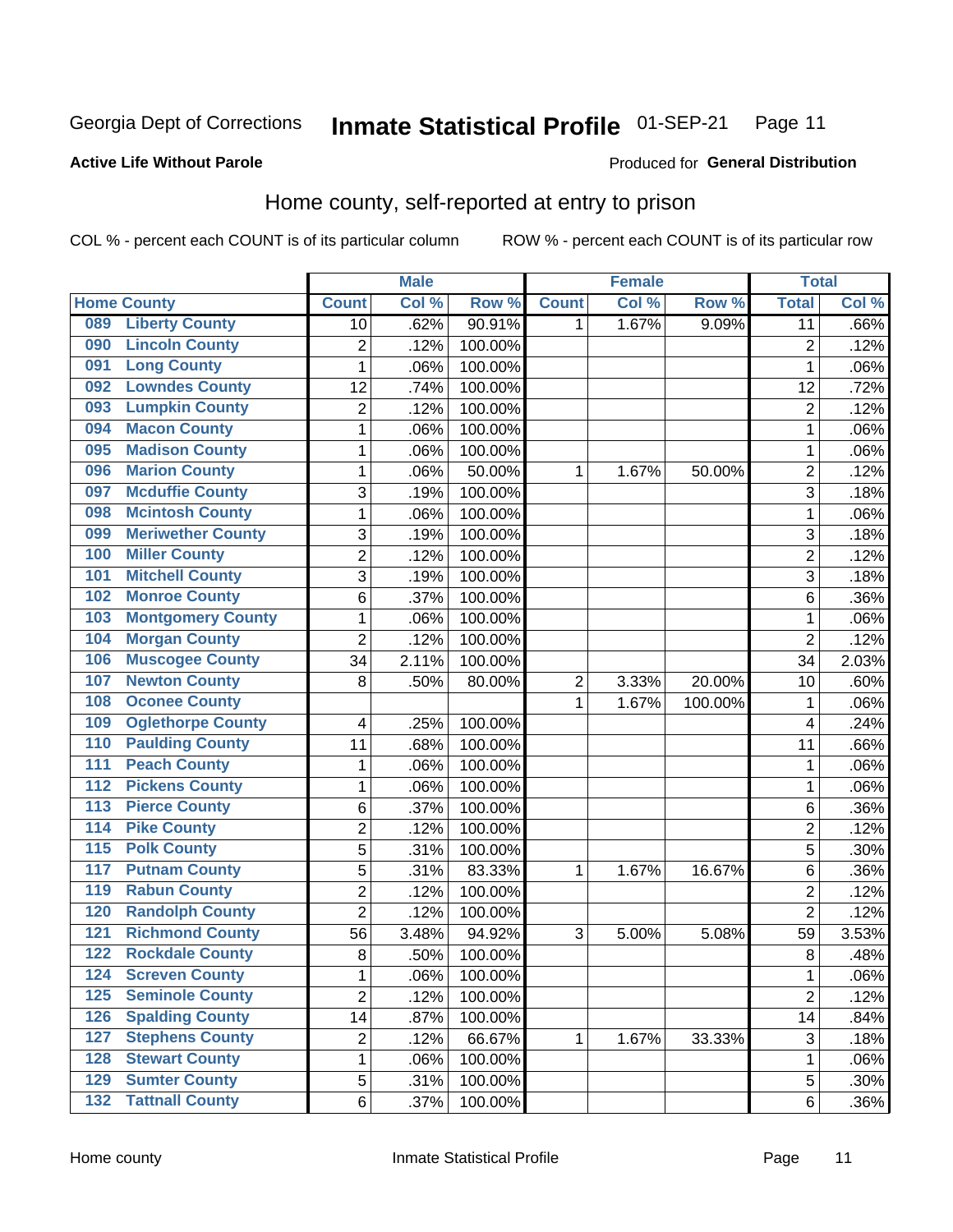Georgia Dept of Corrections **Inmate Statistical Profile** 01-SEP-21

**Active Life Without Parole**

Produced for **General Distribution**

## Home county, self-reported at entry to prison

COL % - percent each COUNT is of its particular column ROW % - percent each COUNT is of its particular row

| Home County | | Male | | | Female | | | Total | |
|---|---|---|---|---|---|---|---|---|---|
| | | Count | Col % | Row % | Count | Col % | Row % | Total | Col % |
| 089 | Liberty County | 10 | .62% | 90.91% | 1 | 1.67% | 9.09% | 11 | .66% |
| 090 | Lincoln County | 2 | .12% | 100.00% | | | | 2 | .12% |
| 091 | Long County | 1 | .06% | 100.00% | | | | 1 | .06% |
| 092 | Lowndes County | 12 | .74% | 100.00% | | | | 12 | .72% |
| 093 | Lumpkin County | 2 | .12% | 100.00% | | | | 2 | .12% |
| 094 | Macon County | 1 | .06% | 100.00% | | | | 1 | .06% |
| 095 | Madison County | 1 | .06% | 100.00% | | | | 1 | .06% |
| 096 | Marion County | 1 | .06% | 50.00% | 1 | 1.67% | 50.00% | 2 | .12% |
| 097 | Mcduffie County | 3 | .19% | 100.00% | | | | 3 | .18% |
| 098 | Mcintosh County | 1 | .06% | 100.00% | | | | 1 | .06% |
| 099 | Meriwether County | 3 | .19% | 100.00% | | | | 3 | .18% |
| 100 | Miller County | 2 | .12% | 100.00% | | | | 2 | .12% |
| 101 | Mitchell County | 3 | .19% | 100.00% | | | | 3 | .18% |
| 102 | Monroe County | 6 | .37% | 100.00% | | | | 6 | .36% |
| 103 | Montgomery County | 1 | .06% | 100.00% | | | | 1 | .06% |
| 104 | Morgan County | 2 | .12% | 100.00% | | | | 2 | .12% |
| 106 | Muscogee County | 34 | 2.11% | 100.00% | | | | 34 | 2.03% |
| 107 | Newton County | 8 | .50% | 80.00% | 2 | 3.33% | 20.00% | 10 | .60% |
| 108 | Oconee County | | | | 1 | 1.67% | 100.00% | 1 | .06% |
| 109 | Oglethorpe County | 4 | .25% | 100.00% | | | | 4 | .24% |
| 110 | Paulding County | 11 | .68% | 100.00% | | | | 11 | .66% |
| 111 | Peach County | 1 | .06% | 100.00% | | | | 1 | .06% |
| 112 | Pickens County | 1 | .06% | 100.00% | | | | 1 | .06% |
| 113 | Pierce County | 6 | .37% | 100.00% | | | | 6 | .36% |
| 114 | Pike County | 2 | .12% | 100.00% | | | | 2 | .12% |
| 115 | Polk County | 5 | .31% | 100.00% | | | | 5 | .30% |
| 117 | Putnam County | 5 | .31% | 83.33% | 1 | 1.67% | 16.67% | 6 | .36% |
| 119 | Rabun County | 2 | .12% | 100.00% | | | | 2 | .12% |
| 120 | Randolph County | 2 | .12% | 100.00% | | | | 2 | .12% |
| 121 | Richmond County | 56 | 3.48% | 94.92% | 3 | 5.00% | 5.08% | 59 | 3.53% |
| 122 | Rockdale County | 8 | .50% | 100.00% | | | | 8 | .48% |
| 124 | Screven County | 1 | .06% | 100.00% | | | | 1 | .06% |
| 125 | Seminole County | 2 | .12% | 100.00% | | | | 2 | .12% |
| 126 | Spalding County | 14 | .87% | 100.00% | | | | 14 | .84% |
| 127 | Stephens County | 2 | .12% | 66.67% | 1 | 1.67% | 33.33% | 3 | .18% |
| 128 | Stewart County | 1 | .06% | 100.00% | | | | 1 | .06% |
| 129 | Sumter County | 5 | .31% | 100.00% | | | | 5 | .30% |
| 132 | Tattnall County | 6 | .37% | 100.00% | | | | 6 | .36% |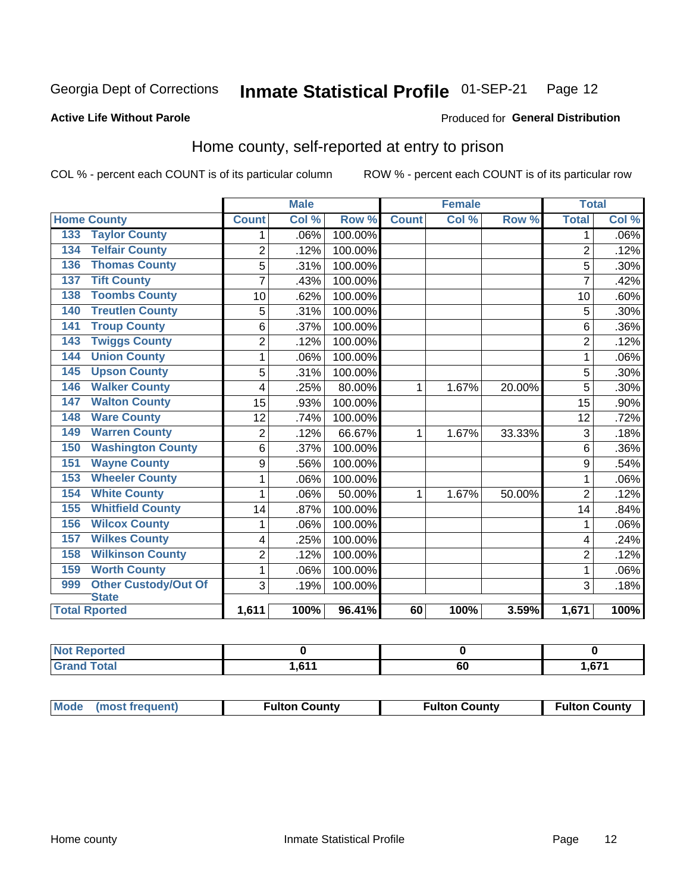Georgia Dept of Corrections **Inmate Statistical Profile** 01-SEP-21

**Active Life Without Parole**

Produced for **General Distribution**

## Home county, self-reported at entry to prison

COL % - percent each COUNT is of its particular column    ROW % - percent each COUNT is of its particular row

| Home County | Male | | | Female | | | Total | |
|---|---|---|---|---|---|---|---|---|
| | Count | Col % | Row % | Count | Col % | Row % | Total | Col % |
| 133 Taylor County | 1 | .06% | 100.00% | | | | 1 | .06% |
| 134 Telfair County | 2 | .12% | 100.00% | | | | 2 | .12% |
| 136 Thomas County | 5 | .31% | 100.00% | | | | 5 | .30% |
| 137 Tift County | 7 | .43% | 100.00% | | | | 7 | .42% |
| 138 Toombs County | 10 | .62% | 100.00% | | | | 10 | .60% |
| 140 Treutlen County | 5 | .31% | 100.00% | | | | 5 | .30% |
| 141 Troup County | 6 | .37% | 100.00% | | | | 6 | .36% |
| 143 Twiggs County | 2 | .12% | 100.00% | | | | 2 | .12% |
| 144 Union County | 1 | .06% | 100.00% | | | | 1 | .06% |
| 145 Upson County | 5 | .31% | 100.00% | | | | 5 | .30% |
| 146 Walker County | 4 | .25% | 80.00% | 1 | 1.67% | 20.00% | 5 | .30% |
| 147 Walton County | 15 | .93% | 100.00% | | | | 15 | .90% |
| 148 Ware County | 12 | .74% | 100.00% | | | | 12 | .72% |
| 149 Warren County | 2 | .12% | 66.67% | 1 | 1.67% | 33.33% | 3 | .18% |
| 150 Washington County | 6 | .37% | 100.00% | | | | 6 | .36% |
| 151 Wayne County | 9 | .56% | 100.00% | | | | 9 | .54% |
| 153 Wheeler County | 1 | .06% | 100.00% | | | | 1 | .06% |
| 154 White County | 1 | .06% | 50.00% | 1 | 1.67% | 50.00% | 2 | .12% |
| 155 Whitfield County | 14 | .87% | 100.00% | | | | 14 | .84% |
| 156 Wilcox County | 1 | .06% | 100.00% | | | | 1 | .06% |
| 157 Wilkes County | 4 | .25% | 100.00% | | | | 4 | .24% |
| 158 Wilkinson County | 2 | .12% | 100.00% | | | | 2 | .12% |
| 159 Worth County | 1 | .06% | 100.00% | | | | 1 | .06% |
| 999 Other Custody/Out Of State | 3 | .19% | 100.00% | | | | 3 | .18% |
| **Total Rported** | **1,611** | **100%** | **96.41%** | **60** | **100%** | **3.59%** | **1,671** | **100%** |

| | Male | Female | Total |
|---|---|---|---|
| Not Reported | 0 | 0 | 0 |
| Grand Total | 1,611 | 60 | 1,671 |

| | Male | Female | Total |
|---|---|---|---|
| Mode (most frequent) | Fulton County | Fulton County | Fulton County |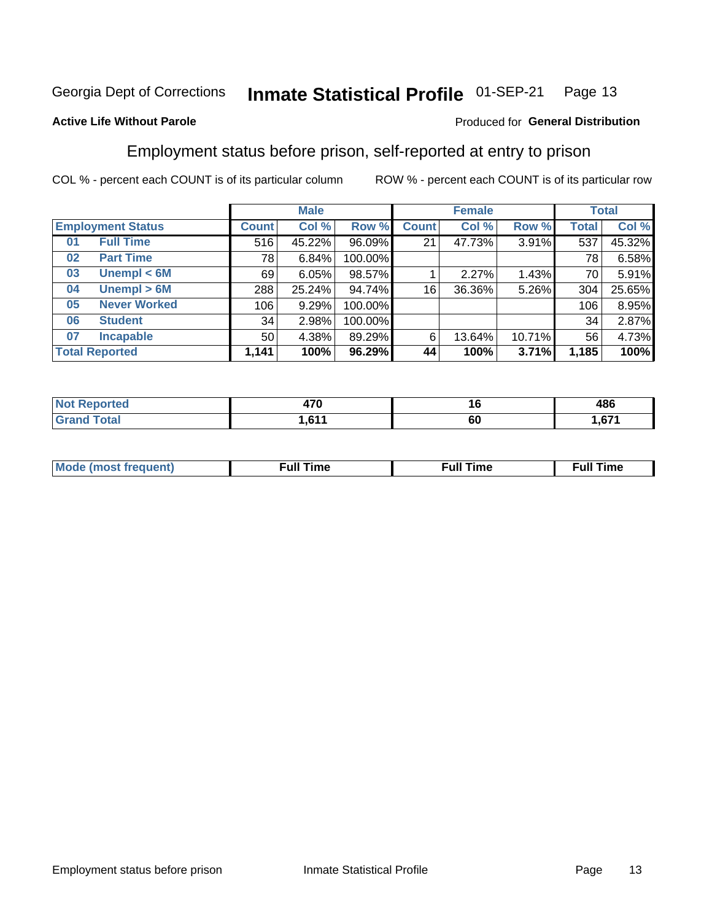Georgia Dept of Corrections **Inmate Statistical Profile** 01-SEP-21

**Active Life Without Parole** Produced for **General Distribution**

## Employment status before prison, self-reported at entry to prison

COL % - percent each COUNT is of its particular column ROW % - percent each COUNT is of its particular row

| Employment Status | | Male | | | Female | | | Total | |
|---|---|---|---|---|---|---|---|---|---|
| | | Count | Col % | Row % | Count | Col % | Row % | Total | Col % |
| 01 | Full Time | 516 | 45.22% | 96.09% | 21 | 47.73% | 3.91% | 537 | 45.32% |
| 02 | Part Time | 78 | 6.84% | 100.00% | | | | 78 | 6.58% |
| 03 | Unempl < 6M | 69 | 6.05% | 98.57% | 1 | 2.27% | 1.43% | 70 | 5.91% |
| 04 | Unempl > 6M | 288 | 25.24% | 94.74% | 16 | 36.36% | 5.26% | 304 | 25.65% |
| 05 | Never Worked | 106 | 9.29% | 100.00% | | | | 106 | 8.95% |
| 06 | Student | 34 | 2.98% | 100.00% | | | | 34 | 2.87% |
| 07 | Incapable | 50 | 4.38% | 89.29% | 6 | 13.64% | 10.71% | 56 | 4.73% |
| **Total Reported** | | **1,141** | **100%** | **96.29%** | **44** | **100%** | **3.71%** | **1,185** | **100%** |

| | Male | Female | Total |
|---|---|---|---|
| Not Reported | 470 | 16 | 486 |
| Grand Total | 1,611 | 60 | 1,671 |

| | Male | Female | Total |
|---|---|---|---|
| Mode (most frequent) | Full Time | Full Time | Full Time |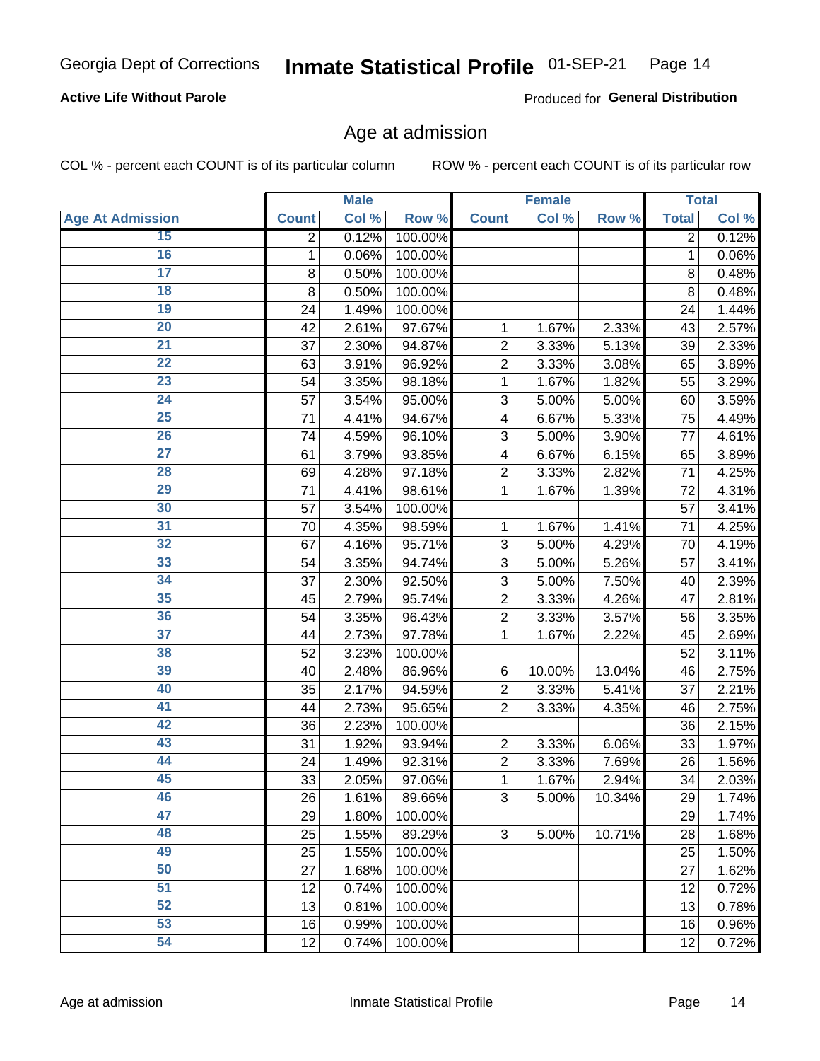# Inmate Statistical Profile

Georgia Dept of Corrections 01-SEP-21 Page 14

**Active Life Without Parole**

Produced for **General Distribution**

## Age at admission

COL % - percent each COUNT is of its particular column ROW % - percent each COUNT is of its particular row

| | Male | | | Female | | | Total | |
|---|---|---|---|---|---|---|---|---|
| **Age At Admission** | **Count** | **Col %** | **Row %** | **Count** | **Col %** | **Row %** | **Total** | **Col %** |
| 15 | 2 | 0.12% | 100.00% | | | | 2 | 0.12% |
| 16 | 1 | 0.06% | 100.00% | | | | 1 | 0.06% |
| 17 | 8 | 0.50% | 100.00% | | | | 8 | 0.48% |
| 18 | 8 | 0.50% | 100.00% | | | | 8 | 0.48% |
| 19 | 24 | 1.49% | 100.00% | | | | 24 | 1.44% |
| 20 | 42 | 2.61% | 97.67% | 1 | 1.67% | 2.33% | 43 | 2.57% |
| 21 | 37 | 2.30% | 94.87% | 2 | 3.33% | 5.13% | 39 | 2.33% |
| 22 | 63 | 3.91% | 96.92% | 2 | 3.33% | 3.08% | 65 | 3.89% |
| 23 | 54 | 3.35% | 98.18% | 1 | 1.67% | 1.82% | 55 | 3.29% |
| 24 | 57 | 3.54% | 95.00% | 3 | 5.00% | 5.00% | 60 | 3.59% |
| 25 | 71 | 4.41% | 94.67% | 4 | 6.67% | 5.33% | 75 | 4.49% |
| 26 | 74 | 4.59% | 96.10% | 3 | 5.00% | 3.90% | 77 | 4.61% |
| 27 | 61 | 3.79% | 93.85% | 4 | 6.67% | 6.15% | 65 | 3.89% |
| 28 | 69 | 4.28% | 97.18% | 2 | 3.33% | 2.82% | 71 | 4.25% |
| 29 | 71 | 4.41% | 98.61% | 1 | 1.67% | 1.39% | 72 | 4.31% |
| 30 | 57 | 3.54% | 100.00% | | | | 57 | 3.41% |
| 31 | 70 | 4.35% | 98.59% | 1 | 1.67% | 1.41% | 71 | 4.25% |
| 32 | 67 | 4.16% | 95.71% | 3 | 5.00% | 4.29% | 70 | 4.19% |
| 33 | 54 | 3.35% | 94.74% | 3 | 5.00% | 5.26% | 57 | 3.41% |
| 34 | 37 | 2.30% | 92.50% | 3 | 5.00% | 7.50% | 40 | 2.39% |
| 35 | 45 | 2.79% | 95.74% | 2 | 3.33% | 4.26% | 47 | 2.81% |
| 36 | 54 | 3.35% | 96.43% | 2 | 3.33% | 3.57% | 56 | 3.35% |
| 37 | 44 | 2.73% | 97.78% | 1 | 1.67% | 2.22% | 45 | 2.69% |
| 38 | 52 | 3.23% | 100.00% | | | | 52 | 3.11% |
| 39 | 40 | 2.48% | 86.96% | 6 | 10.00% | 13.04% | 46 | 2.75% |
| 40 | 35 | 2.17% | 94.59% | 2 | 3.33% | 5.41% | 37 | 2.21% |
| 41 | 44 | 2.73% | 95.65% | 2 | 3.33% | 4.35% | 46 | 2.75% |
| 42 | 36 | 2.23% | 100.00% | | | | 36 | 2.15% |
| 43 | 31 | 1.92% | 93.94% | 2 | 3.33% | 6.06% | 33 | 1.97% |
| 44 | 24 | 1.49% | 92.31% | 2 | 3.33% | 7.69% | 26 | 1.56% |
| 45 | 33 | 2.05% | 97.06% | 1 | 1.67% | 2.94% | 34 | 2.03% |
| 46 | 26 | 1.61% | 89.66% | 3 | 5.00% | 10.34% | 29 | 1.74% |
| 47 | 29 | 1.80% | 100.00% | | | | 29 | 1.74% |
| 48 | 25 | 1.55% | 89.29% | 3 | 5.00% | 10.71% | 28 | 1.68% |
| 49 | 25 | 1.55% | 100.00% | | | | 25 | 1.50% |
| 50 | 27 | 1.68% | 100.00% | | | | 27 | 1.62% |
| 51 | 12 | 0.74% | 100.00% | | | | 12 | 0.72% |
| 52 | 13 | 0.81% | 100.00% | | | | 13 | 0.78% |
| 53 | 16 | 0.99% | 100.00% | | | | 16 | 0.96% |
| 54 | 12 | 0.74% | 100.00% | | | | 12 | 0.72% |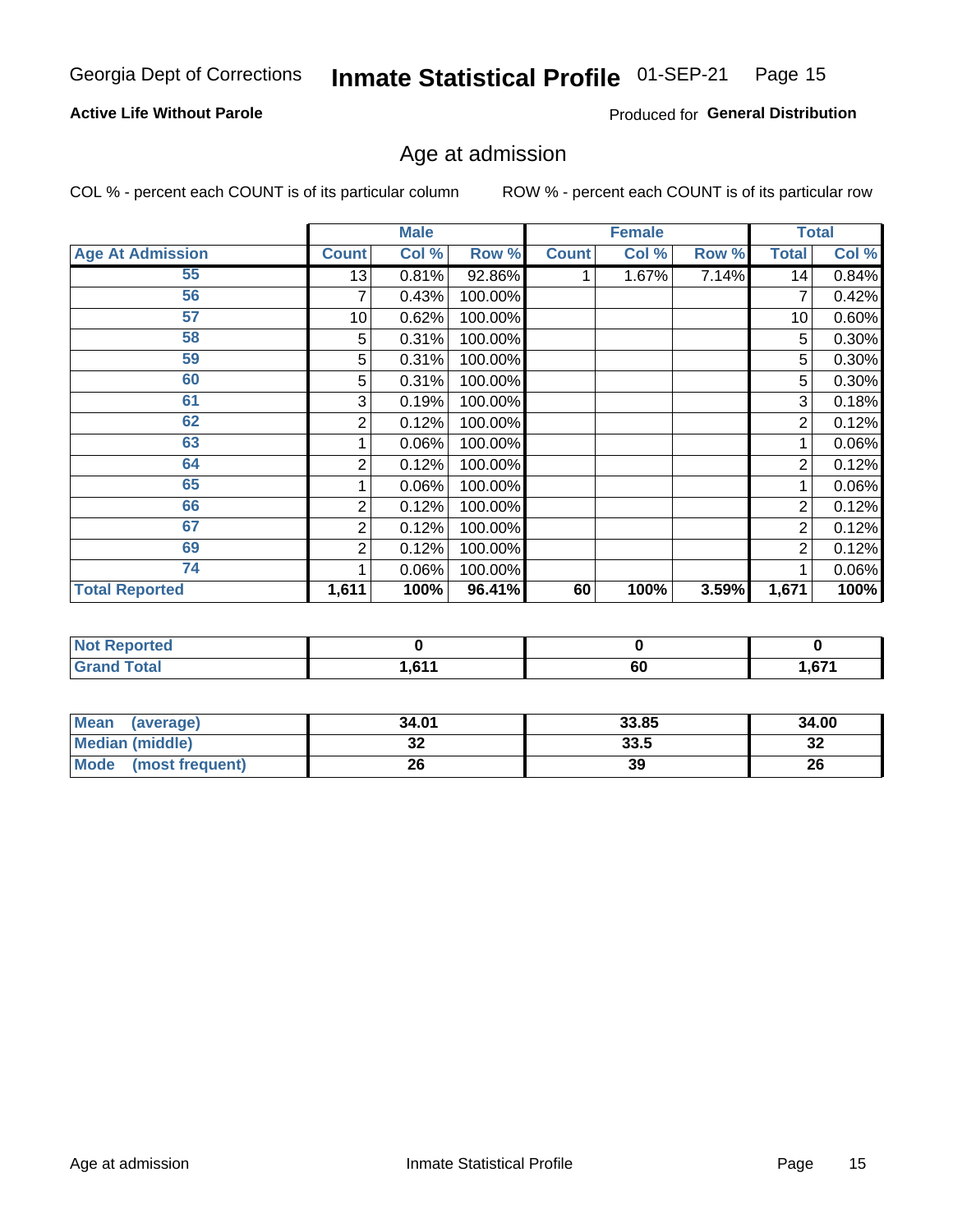Georgia Dept of Corrections **Inmate Statistical Profile** 01-SEP-21

**Active Life Without Parole**

Produced for **General Distribution**

## Age at admission

COL % - percent each COUNT is of its particular column

ROW % - percent each COUNT is of its particular row

| | Male | | | Female | | | Total | |
|---|---|---|---|---|---|---|---|---|
| **Age At Admission** | **Count** | **Col %** | **Row %** | **Count** | **Col %** | **Row %** | **Total** | **Col %** |
| **55** | 13 | 0.81% | 92.86% | 1 | 1.67% | 7.14% | 14 | 0.84% |
| **56** | 7 | 0.43% | 100.00% | | | | 7 | 0.42% |
| **57** | 10 | 0.62% | 100.00% | | | | 10 | 0.60% |
| **58** | 5 | 0.31% | 100.00% | | | | 5 | 0.30% |
| **59** | 5 | 0.31% | 100.00% | | | | 5 | 0.30% |
| **60** | 5 | 0.31% | 100.00% | | | | 5 | 0.30% |
| **61** | 3 | 0.19% | 100.00% | | | | 3 | 0.18% |
| **62** | 2 | 0.12% | 100.00% | | | | 2 | 0.12% |
| **63** | 1 | 0.06% | 100.00% | | | | 1 | 0.06% |
| **64** | 2 | 0.12% | 100.00% | | | | 2 | 0.12% |
| **65** | 1 | 0.06% | 100.00% | | | | 1 | 0.06% |
| **66** | 2 | 0.12% | 100.00% | | | | 2 | 0.12% |
| **67** | 2 | 0.12% | 100.00% | | | | 2 | 0.12% |
| **69** | 2 | 0.12% | 100.00% | | | | 2 | 0.12% |
| **74** | 1 | 0.06% | 100.00% | | | | 1 | 0.06% |
| **Total Reported** | **1,611** | **100%** | **96.41%** | **60** | **100%** | **3.59%** | **1,671** | **100%** |

| | Male | Female | Total |
|---|---|---|---|
| **Not Reported** | **0** | **0** | **0** |
| **Grand Total** | **1,611** | **60** | **1,671** |

| | Male | Female | Total |
|---|---|---|---|
| **Mean (average)** | **34.01** | **33.85** | **34.00** |
| **Median (middle)** | **32** | **33.5** | **32** |
| **Mode (most frequent)** | **26** | **39** | **26** |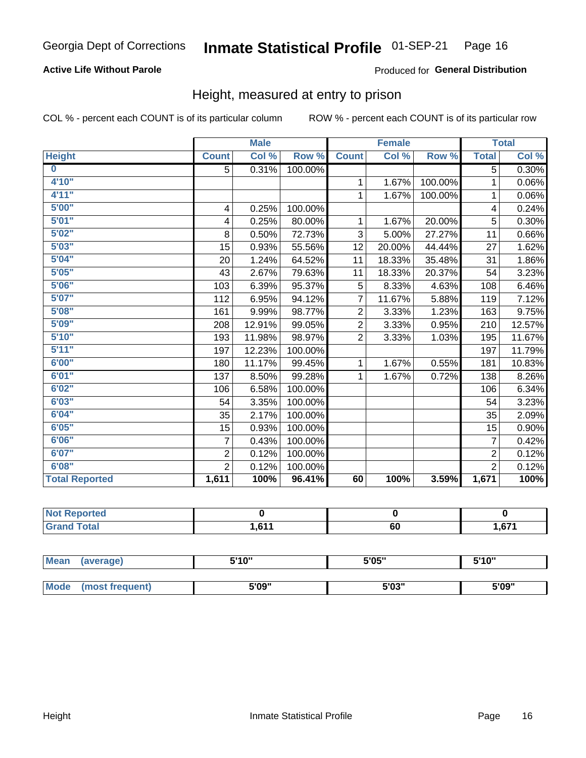Georgia Dept of Corrections **Inmate Statistical Profile** 01-SEP-21 Page 16

**Active Life Without Parole**

Produced for **General Distribution**

## Height, measured at entry to prison

COL % - percent each COUNT is of its particular column

ROW % - percent each COUNT is of its particular row

| | Male | | | Female | | | Total | |
|---|---|---|---|---|---|---|---|---|
| **Height** | **Count** | **Col %** | **Row %** | **Count** | **Col %** | **Row %** | **Total** | **Col %** |
| **0** | 5 | 0.31% | 100.00% | | | | 5 | 0.30% |
| **4'10"** | | | | 1 | 1.67% | 100.00% | 1 | 0.06% |
| **4'11"** | | | | 1 | 1.67% | 100.00% | 1 | 0.06% |
| **5'00"** | 4 | 0.25% | 100.00% | | | | 4 | 0.24% |
| **5'01"** | 4 | 0.25% | 80.00% | 1 | 1.67% | 20.00% | 5 | 0.30% |
| **5'02"** | 8 | 0.50% | 72.73% | 3 | 5.00% | 27.27% | 11 | 0.66% |
| **5'03"** | 15 | 0.93% | 55.56% | 12 | 20.00% | 44.44% | 27 | 1.62% |
| **5'04"** | 20 | 1.24% | 64.52% | 11 | 18.33% | 35.48% | 31 | 1.86% |
| **5'05"** | 43 | 2.67% | 79.63% | 11 | 18.33% | 20.37% | 54 | 3.23% |
| **5'06"** | 103 | 6.39% | 95.37% | 5 | 8.33% | 4.63% | 108 | 6.46% |
| **5'07"** | 112 | 6.95% | 94.12% | 7 | 11.67% | 5.88% | 119 | 7.12% |
| **5'08"** | 161 | 9.99% | 98.77% | 2 | 3.33% | 1.23% | 163 | 9.75% |
| **5'09"** | 208 | 12.91% | 99.05% | 2 | 3.33% | 0.95% | 210 | 12.57% |
| **5'10"** | 193 | 11.98% | 98.97% | 2 | 3.33% | 1.03% | 195 | 11.67% |
| **5'11"** | 197 | 12.23% | 100.00% | | | | 197 | 11.79% |
| **6'00"** | 180 | 11.17% | 99.45% | 1 | 1.67% | 0.55% | 181 | 10.83% |
| **6'01"** | 137 | 8.50% | 99.28% | 1 | 1.67% | 0.72% | 138 | 8.26% |
| **6'02"** | 106 | 6.58% | 100.00% | | | | 106 | 6.34% |
| **6'03"** | 54 | 3.35% | 100.00% | | | | 54 | 3.23% |
| **6'04"** | 35 | 2.17% | 100.00% | | | | 35 | 2.09% |
| **6'05"** | 15 | 0.93% | 100.00% | | | | 15 | 0.90% |
| **6'06"** | 7 | 0.43% | 100.00% | | | | 7 | 0.42% |
| **6'07"** | 2 | 0.12% | 100.00% | | | | 2 | 0.12% |
| **6'08"** | 2 | 0.12% | 100.00% | | | | 2 | 0.12% |
| **Total Reported** | **1,611** | **100%** | **96.41%** | **60** | **100%** | **3.59%** | **1,671** | **100%** |

| | Male | Female | Total |
|---|---|---|---|
| **Not Reported** | **0** | **0** | **0** |
| **Grand Total** | **1,611** | **60** | **1,671** |

| | Male | Female | Total |
|---|---|---|---|
| **Mean (average)** | **5'10"** | **5'05"** | **5'10"** |
| **Mode (most frequent)** | **5'09"** | **5'03"** | **5'09"** |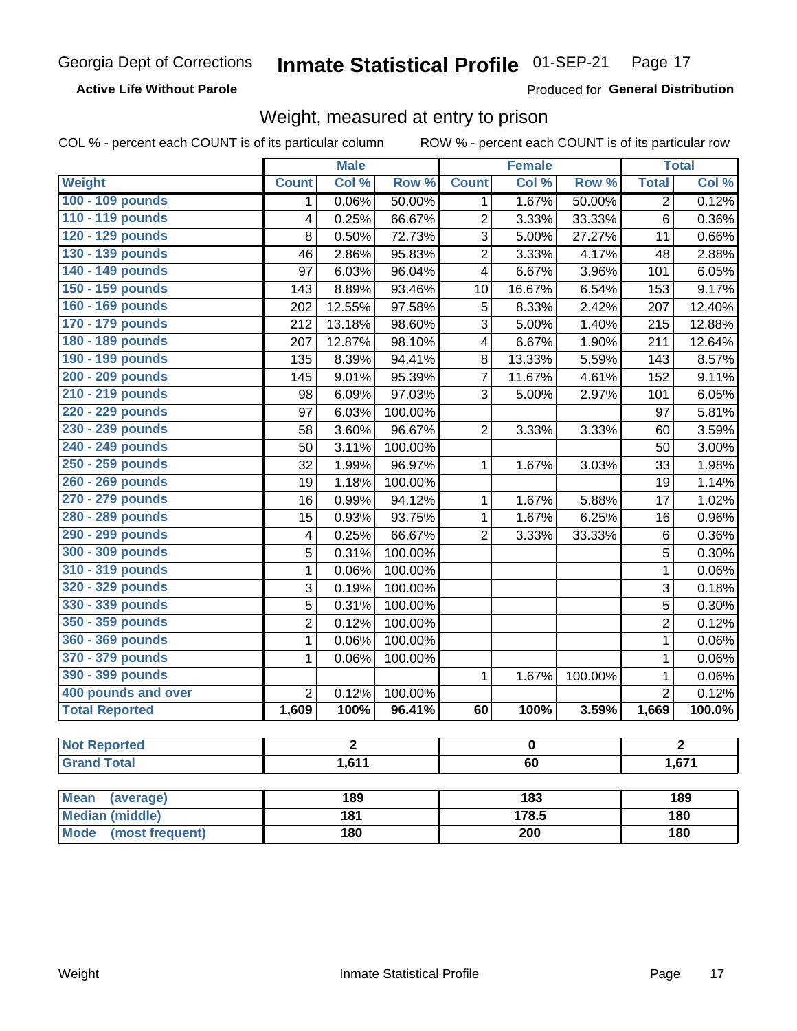Georgia Dept of Corrections **Inmate Statistical Profile** 01-SEP-21

**Active Life Without Parole**

Produced for **General Distribution**

## Weight, measured at entry to prison

COL % - percent each COUNT is of its particular column ROW % - percent each COUNT is of its particular row

| Weight | Male | | | Female | | | Total | |
|---|---|---|---|---|---|---|---|---|
| | Count | Col % | Row % | Count | Col % | Row % | Total | Col % |
| 100 - 109 pounds | 1 | 0.06% | 50.00% | 1 | 1.67% | 50.00% | 2 | 0.12% |
| 110 - 119 pounds | 4 | 0.25% | 66.67% | 2 | 3.33% | 33.33% | 6 | 0.36% |
| 120 - 129 pounds | 8 | 0.50% | 72.73% | 3 | 5.00% | 27.27% | 11 | 0.66% |
| 130 - 139 pounds | 46 | 2.86% | 95.83% | 2 | 3.33% | 4.17% | 48 | 2.88% |
| 140 - 149 pounds | 97 | 6.03% | 96.04% | 4 | 6.67% | 3.96% | 101 | 6.05% |
| 150 - 159 pounds | 143 | 8.89% | 93.46% | 10 | 16.67% | 6.54% | 153 | 9.17% |
| 160 - 169 pounds | 202 | 12.55% | 97.58% | 5 | 8.33% | 2.42% | 207 | 12.40% |
| 170 - 179 pounds | 212 | 13.18% | 98.60% | 3 | 5.00% | 1.40% | 215 | 12.88% |
| 180 - 189 pounds | 207 | 12.87% | 98.10% | 4 | 6.67% | 1.90% | 211 | 12.64% |
| 190 - 199 pounds | 135 | 8.39% | 94.41% | 8 | 13.33% | 5.59% | 143 | 8.57% |
| 200 - 209 pounds | 145 | 9.01% | 95.39% | 7 | 11.67% | 4.61% | 152 | 9.11% |
| 210 - 219 pounds | 98 | 6.09% | 97.03% | 3 | 5.00% | 2.97% | 101 | 6.05% |
| 220 - 229 pounds | 97 | 6.03% | 100.00% | | | | 97 | 5.81% |
| 230 - 239 pounds | 58 | 3.60% | 96.67% | 2 | 3.33% | 3.33% | 60 | 3.59% |
| 240 - 249 pounds | 50 | 3.11% | 100.00% | | | | 50 | 3.00% |
| 250 - 259 pounds | 32 | 1.99% | 96.97% | 1 | 1.67% | 3.03% | 33 | 1.98% |
| 260 - 269 pounds | 19 | 1.18% | 100.00% | | | | 19 | 1.14% |
| 270 - 279 pounds | 16 | 0.99% | 94.12% | 1 | 1.67% | 5.88% | 17 | 1.02% |
| 280 - 289 pounds | 15 | 0.93% | 93.75% | 1 | 1.67% | 6.25% | 16 | 0.96% |
| 290 - 299 pounds | 4 | 0.25% | 66.67% | 2 | 3.33% | 33.33% | 6 | 0.36% |
| 300 - 309 pounds | 5 | 0.31% | 100.00% | | | | 5 | 0.30% |
| 310 - 319 pounds | 1 | 0.06% | 100.00% | | | | 1 | 0.06% |
| 320 - 329 pounds | 3 | 0.19% | 100.00% | | | | 3 | 0.18% |
| 330 - 339 pounds | 5 | 0.31% | 100.00% | | | | 5 | 0.30% |
| 350 - 359 pounds | 2 | 0.12% | 100.00% | | | | 2 | 0.12% |
| 360 - 369 pounds | 1 | 0.06% | 100.00% | | | | 1 | 0.06% |
| 370 - 379 pounds | 1 | 0.06% | 100.00% | | | | 1 | 0.06% |
| 390 - 399 pounds | | | | 1 | 1.67% | 100.00% | 1 | 0.06% |
| 400 pounds and over | 2 | 0.12% | 100.00% | | | | 2 | 0.12% |
| **Total Reported** | **1,609** | **100%** | **96.41%** | **60** | **100%** | **3.59%** | **1,669** | **100.0%** |

| | Male | Female | Total |
|---|---|---|---|
| Not Reported | 2 | 0 | 2 |
| Grand Total | 1,611 | 60 | 1,671 |

| | Male | Female | Total |
|---|---|---|---|
| Mean (average) | 189 | 183 | 189 |
| Median (middle) | 181 | 178.5 | 180 |
| Mode (most frequent) | 180 | 200 | 180 |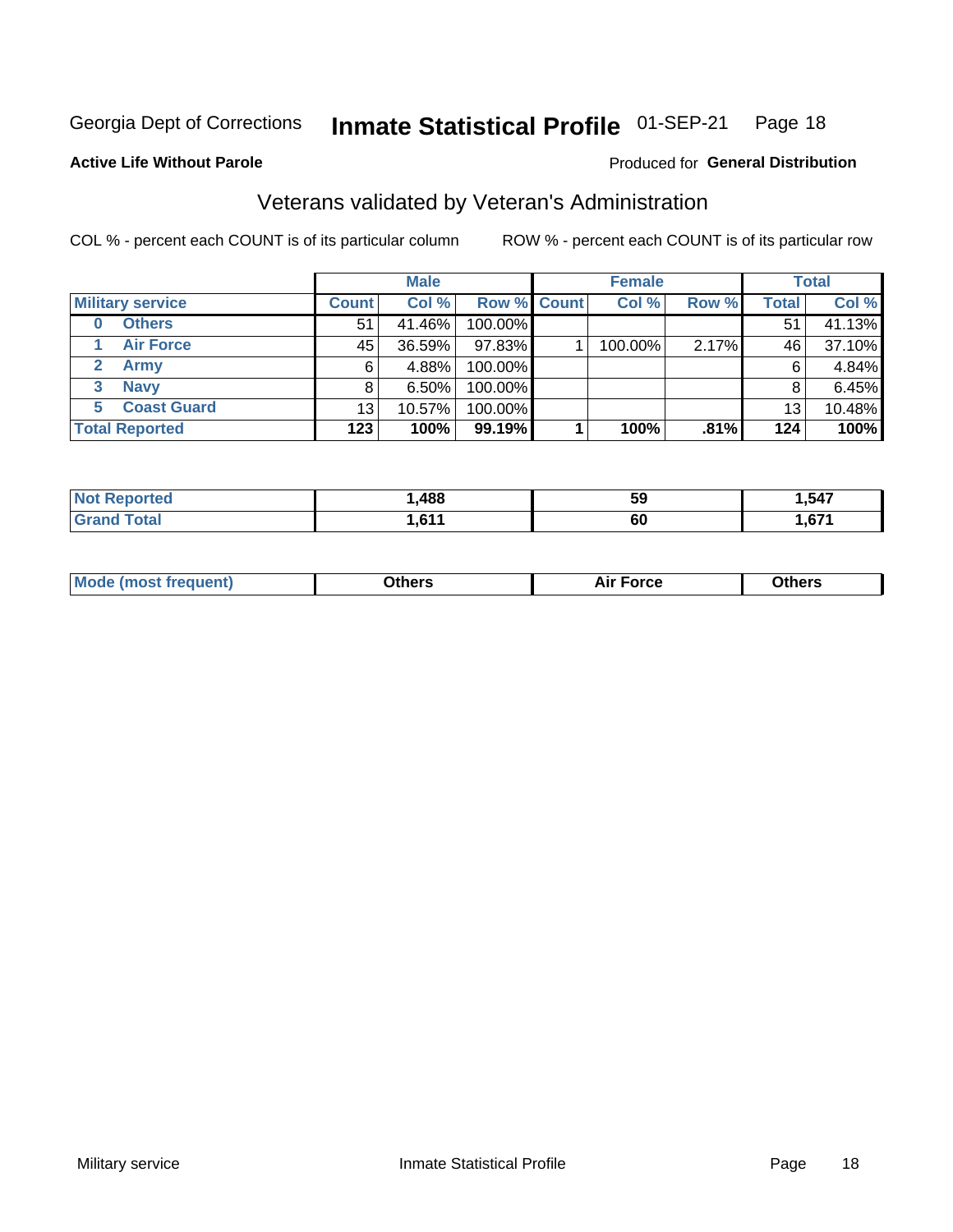Georgia Dept of Corrections **Inmate Statistical Profile** 01-SEP-21 Page 18

**Active Life Without Parole**

Produced for **General Distribution**

## Veterans validated by Veteran's Administration

COL % - percent each COUNT is of its particular column ROW % - percent each COUNT is of its particular row

| | Male | | | Female | | | Total | |
|---|---|---|---|---|---|---|---|---|
| **Military service** | **Count** | **Col %** | **Row %** | **Count** | **Col %** | **Row %** | **Total** | **Col %** |
| 0 Others | 51 | 41.46% | 100.00% | | | | 51 | 41.13% |
| 1 Air Force | 45 | 36.59% | 97.83% | 1 | 100.00% | 2.17% | 46 | 37.10% |
| 2 Army | 6 | 4.88% | 100.00% | | | | 6 | 4.84% |
| 3 Navy | 8 | 6.50% | 100.00% | | | | 8 | 6.45% |
| 5 Coast Guard | 13 | 10.57% | 100.00% | | | | 13 | 10.48% |
| **Total Reported** | **123** | **100%** | **99.19%** | **1** | **100%** | **.81%** | **124** | **100%** |

| | Male | Female | Total |
|---|---|---|---|
| **Not Reported** | **1,488** | **59** | **1,547** |
| **Grand Total** | **1,611** | **60** | **1,671** |

| | Male | Female | Total |
|---|---|---|---|
| **Mode (most frequent)** | **Others** | **Air Force** | **Others** |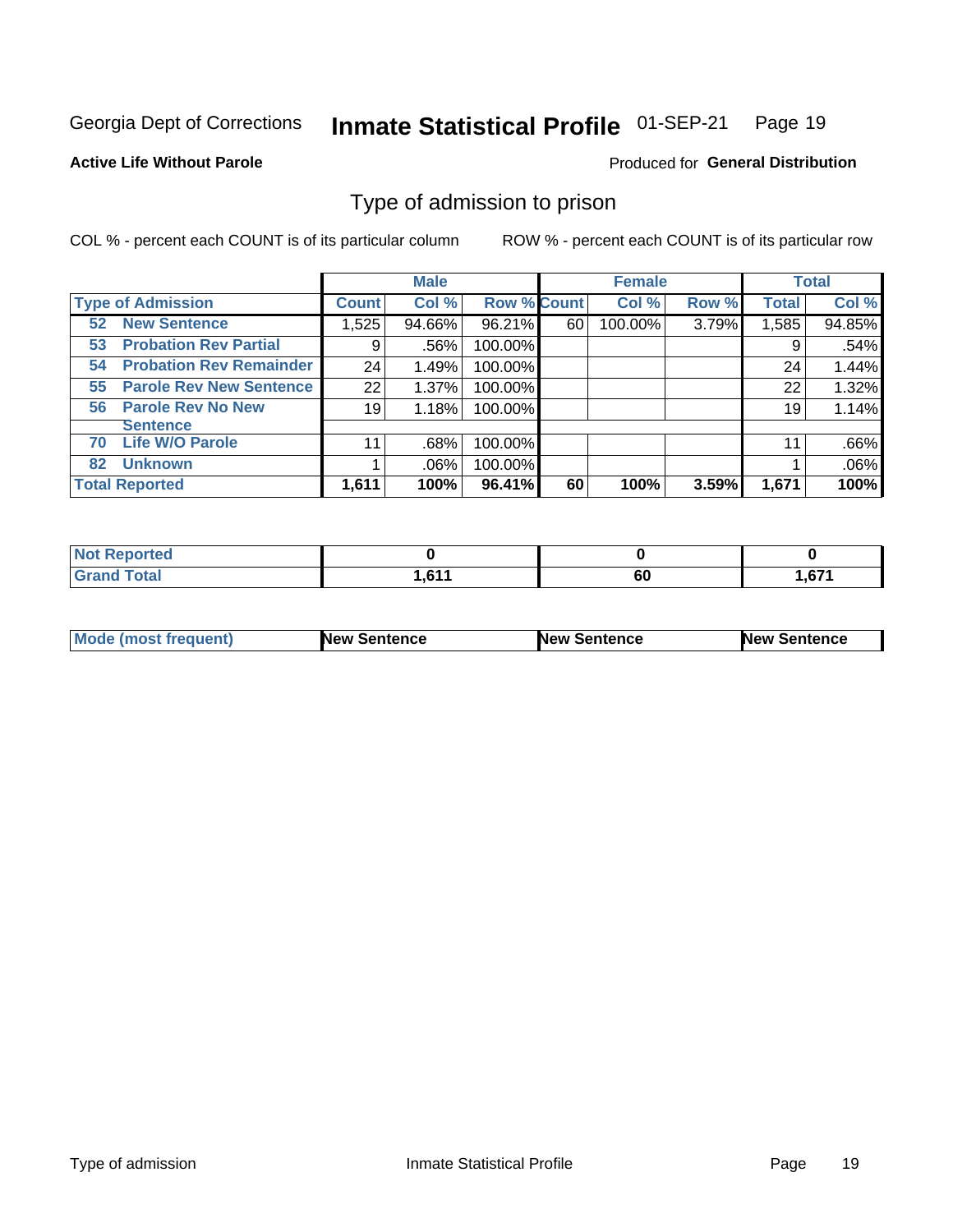Georgia Dept of Corrections **Inmate Statistical Profile** 01-SEP-21

**Active Life Without Parole**

Produced for **General Distribution**

## Type of admission to prison

COL % - percent each COUNT is of its particular column

ROW % - percent each COUNT is of its particular row

| | Male | | | Female | | | Total | |
|---|---|---|---|---|---|---|---|---|
| **Type of Admission** | **Count** | **Col %** | **Row %** | **Count** | **Col %** | **Row %** | **Total** | **Col %** |
| **52 New Sentence** | 1,525 | 94.66% | 96.21% | 60 | 100.00% | 3.79% | 1,585 | 94.85% |
| **53 Probation Rev Partial** | 9 | .56% | 100.00% | | | | 9 | .54% |
| **54 Probation Rev Remainder** | 24 | 1.49% | 100.00% | | | | 24 | 1.44% |
| **55 Parole Rev New Sentence** | 22 | 1.37% | 100.00% | | | | 22 | 1.32% |
| **56 Parole Rev No New Sentence** | 19 | 1.18% | 100.00% | | | | 19 | 1.14% |
| **70 Life W/O Parole** | 11 | .68% | 100.00% | | | | 11 | .66% |
| **82 Unknown** | 1 | .06% | 100.00% | | | | 1 | .06% |
| **Total Reported** | **1,611** | **100%** | **96.41%** | **60** | **100%** | **3.59%** | **1,671** | **100%** |

| | Male | Female | Total |
|---|---|---|---|
| **Not Reported** | **0** | **0** | **0** |
| **Grand Total** | **1,611** | **60** | **1,671** |

| | Male | Female | Total |
|---|---|---|---|
| **Mode (most frequent)** | **New Sentence** | **New Sentence** | **New Sentence** |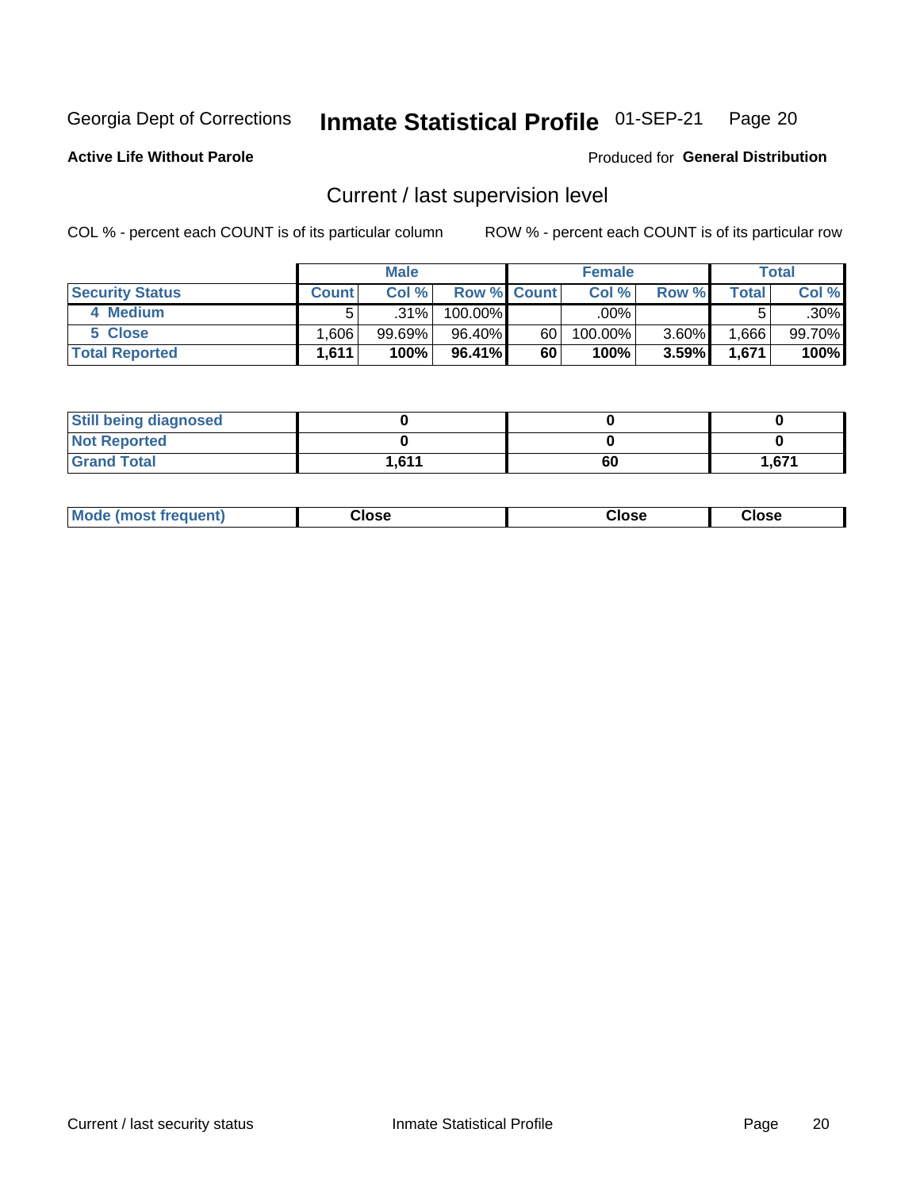Georgia Dept of Corrections **Inmate Statistical Profile** 01-SEP-21

**Active Life Without Parole**

Produced for **General Distribution**

## Current / last supervision level

COL % - percent each COUNT is of its particular column

ROW % - percent each COUNT is of its particular row

| | Male | | | Female | | | Total | |
|---|---|---|---|---|---|---|---|---|
| **Security Status** | **Count** | **Col %** | **Row %** | **Count** | **Col %** | **Row %** | **Total** | **Col %** |
| 4 Medium | 5 | .31% | 100.00% | | .00% | | 5 | .30% |
| 5 Close | 1,606 | 99.69% | 96.40% | 60 | 100.00% | 3.60% | 1,666 | 99.70% |
| **Total Reported** | **1,611** | **100%** | **96.41%** | **60** | **100%** | **3.59%** | **1,671** | **100%** |

| | Male | Female | Total |
|---|---|---|---|
| **Still being diagnosed** | **0** | **0** | **0** |
| **Not Reported** | **0** | **0** | **0** |
| **Grand Total** | **1,611** | **60** | **1,671** |

| | Male | Female | Total |
|---|---|---|---|
| **Mode (most frequent)** | **Close** | **Close** | **Close** |

Current / last security status

Inmate Statistical Profile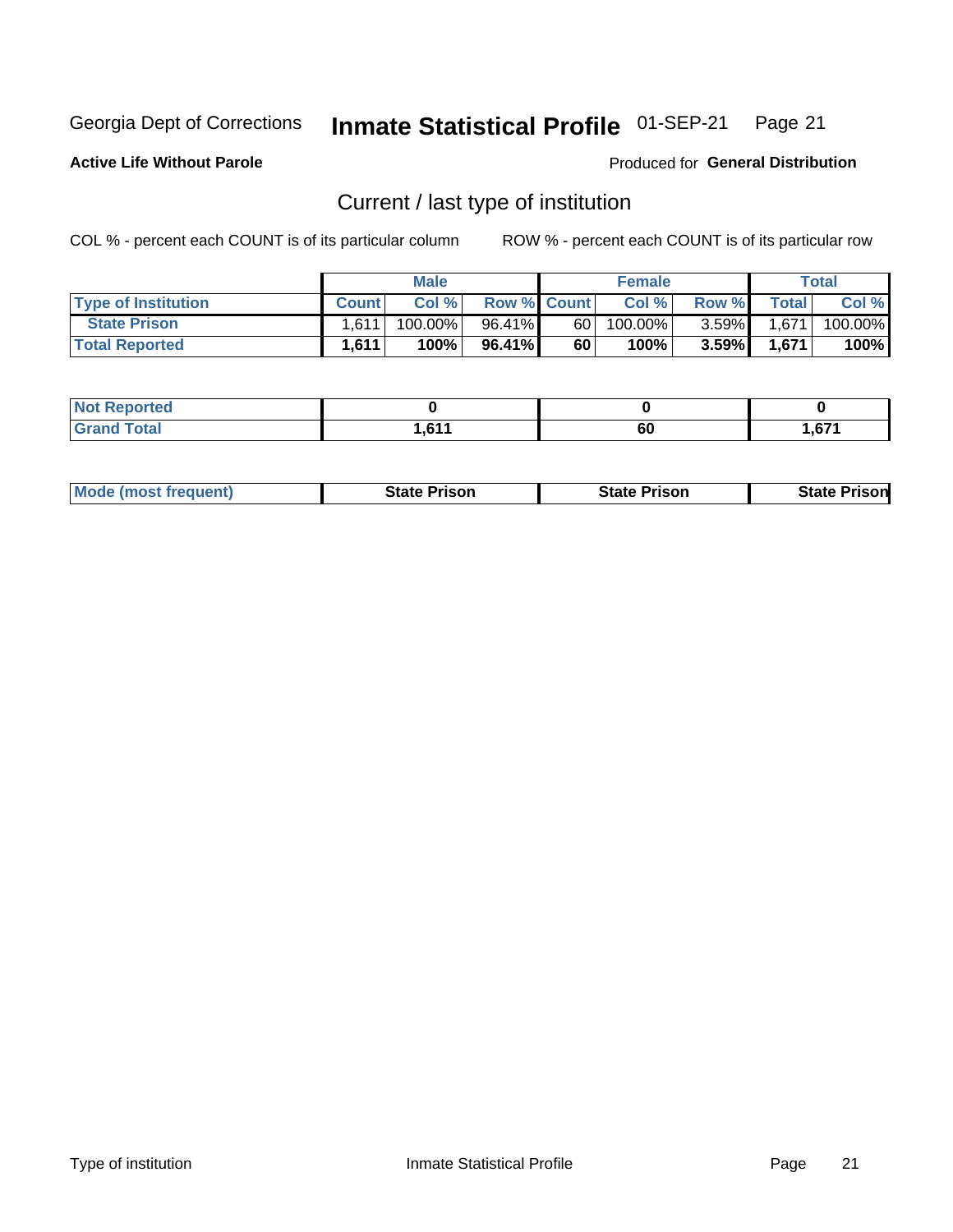Georgia Dept of Corrections **Inmate Statistical Profile** 01-SEP-21

**Active Life Without Parole**

Produced for **General Distribution**

## Current / last type of institution

COL % - percent each COUNT is of its particular column        ROW % - percent each COUNT is of its particular row

| | Male | | | Female | | | Total | |
|---|---|---|---|---|---|---|---|---|
| **Type of Institution** | **Count** | **Col %** | **Row %** | **Count** | **Col %** | **Row %** | **Total** | **Col %** |
| **State Prison** | 1,611 | 100.00% | 96.41% | 60 | 100.00% | 3.59% | 1,671 | 100.00% |
| **Total Reported** | **1,611** | **100%** | **96.41%** | **60** | **100%** | **3.59%** | **1,671** | **100%** |

| | Male | Female | Total |
|---|---|---|---|
| **Not Reported** | **0** | **0** | **0** |
| **Grand Total** | **1,611** | **60** | **1,671** |

| | Male | Female | Total |
|---|---|---|---|
| **Mode (most frequent)** | **State Prison** | **State Prison** | **State Prison** |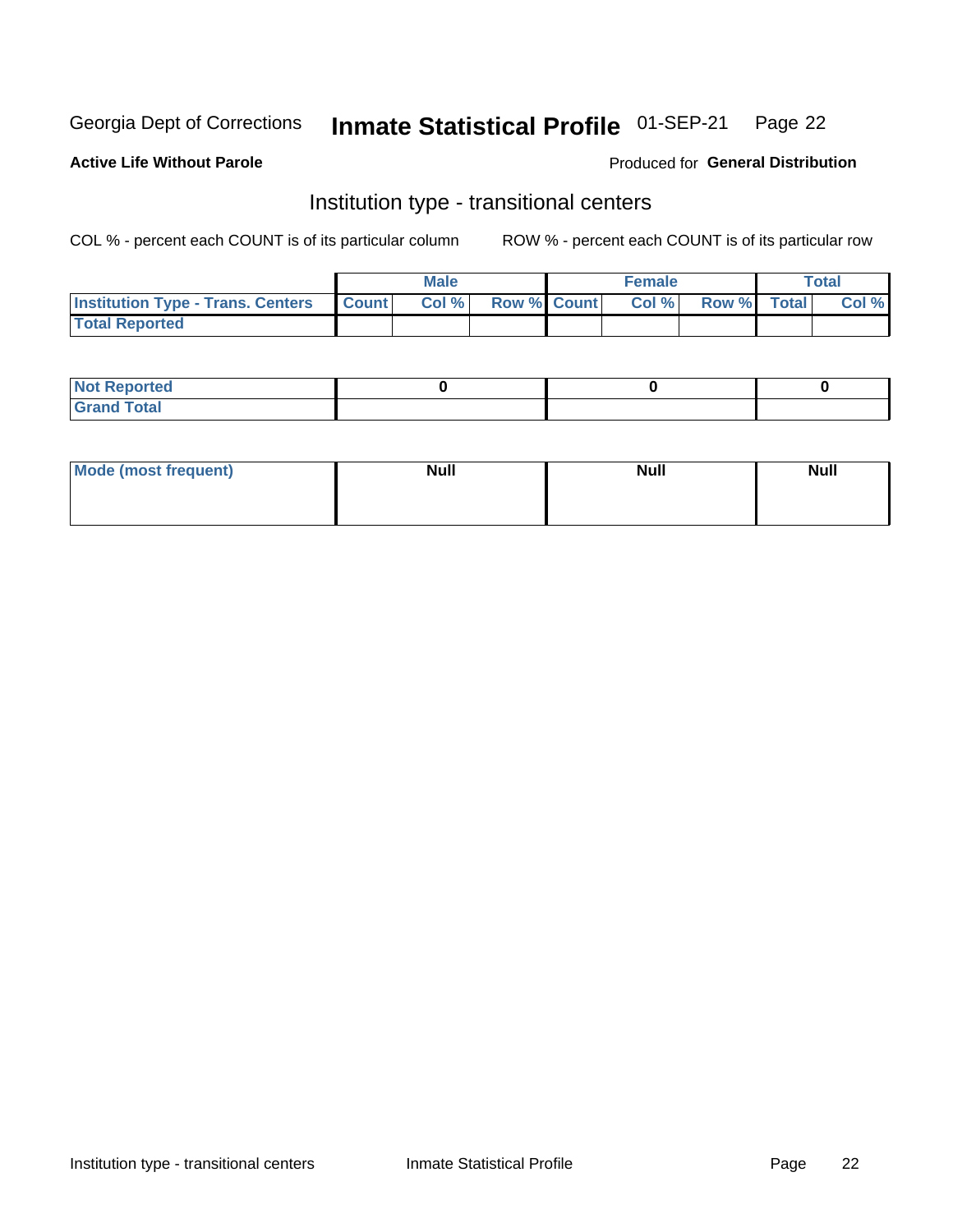Georgia Dept of Corrections **Inmate Statistical Profile** 01-SEP-21 Page 22

**Active Life Without Parole**

Produced for **General Distribution**

## Institution type - transitional centers

COL % - percent each COUNT is of its particular column ROW % - percent each COUNT is of its particular row

| | Male | | | Female | | | Total | |
|---|---|---|---|---|---|---|---|---|
| **Institution Type - Trans. Centers** | **Count** | **Col %** | **Row %** | **Count** | **Col %** | **Row %** | **Total** | **Col %** |
| **Total Reported** | | | | | | | | |

| | Male | Female | Total |
|---|---|---|---|
| **Not Reported** | 0 | 0 | 0 |
| **Grand Total** | | | |

| | Male | Female | Total |
|---|---|---|---|
| **Mode (most frequent)** | Null | Null | Null |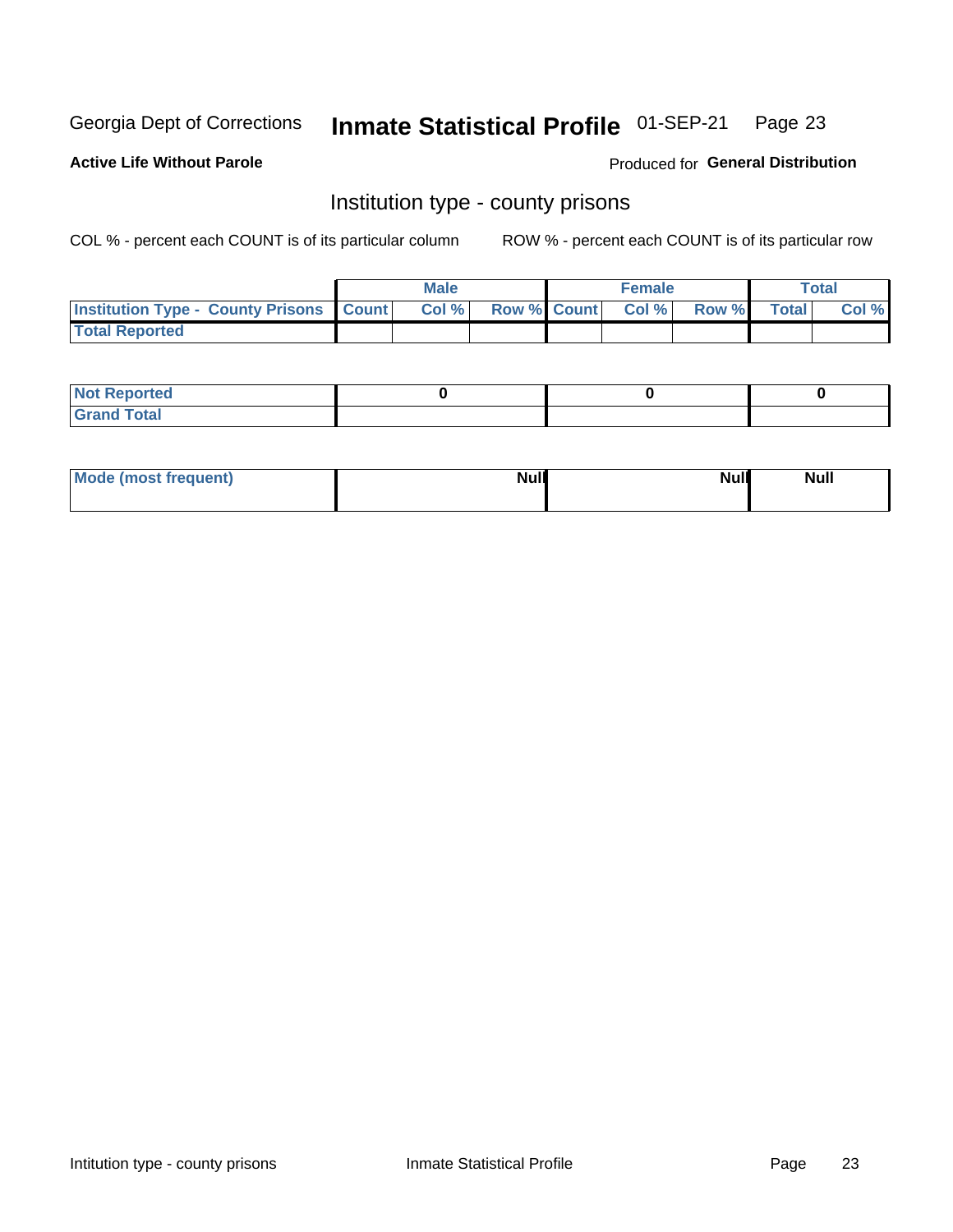Georgia Dept of Corrections **Inmate Statistical Profile** 01-SEP-21

**Active Life Without Parole**

Produced for **General Distribution**

## Institution type - county prisons

COL % - percent each COUNT is of its particular column

ROW % - percent each COUNT is of its particular row

| | Male | | | Female | | | Total | |
|---|---|---|---|---|---|---|---|---|
| **Institution Type - County Prisons** | **Count** | **Col %** | **Row %** | **Count** | **Col %** | **Row %** | **Total** | **Col %** |
| **Total Reported** | | | | | | | | |
| **Not Reported** | 0 | | | 0 | | | 0 | |
| **Grand Total** | | | | | | | | |
| **Mode (most frequent)** | Null | | | Null | | | Null | |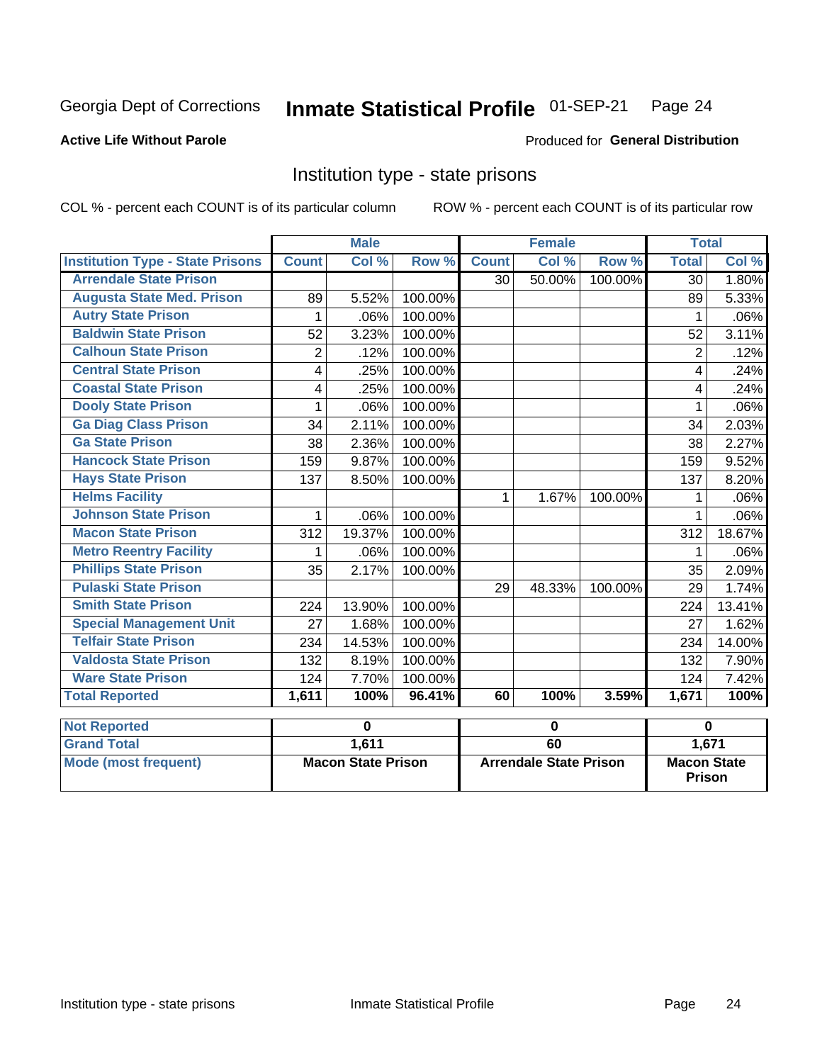Georgia Dept of Corrections **Inmate Statistical Profile** 01-SEP-21

**Active Life Without Parole**

Produced for **General Distribution**

## Institution type - state prisons

COL % - percent each COUNT is of its particular column ROW % - percent each COUNT is of its particular row

| | Male | | | Female | | | Total | |
|---|---|---|---|---|---|---|---|---|
| **Institution Type - State Prisons** | **Count** | **Col %** | **Row %** | **Count** | **Col %** | **Row %** | **Total** | **Col %** |
| Arrendale State Prison | | | | 30 | 50.00% | 100.00% | 30 | 1.80% |
| Augusta State Med. Prison | 89 | 5.52% | 100.00% | | | | 89 | 5.33% |
| Autry State Prison | 1 | .06% | 100.00% | | | | 1 | .06% |
| Baldwin State Prison | 52 | 3.23% | 100.00% | | | | 52 | 3.11% |
| Calhoun State Prison | 2 | .12% | 100.00% | | | | 2 | .12% |
| Central State Prison | 4 | .25% | 100.00% | | | | 4 | .24% |
| Coastal State Prison | 4 | .25% | 100.00% | | | | 4 | .24% |
| Dooly State Prison | 1 | .06% | 100.00% | | | | 1 | .06% |
| Ga Diag Class Prison | 34 | 2.11% | 100.00% | | | | 34 | 2.03% |
| Ga State Prison | 38 | 2.36% | 100.00% | | | | 38 | 2.27% |
| Hancock State Prison | 159 | 9.87% | 100.00% | | | | 159 | 9.52% |
| Hays State Prison | 137 | 8.50% | 100.00% | | | | 137 | 8.20% |
| Helms Facility | | | | 1 | 1.67% | 100.00% | 1 | .06% |
| Johnson State Prison | 1 | .06% | 100.00% | | | | 1 | .06% |
| Macon State Prison | 312 | 19.37% | 100.00% | | | | 312 | 18.67% |
| Metro Reentry Facility | 1 | .06% | 100.00% | | | | 1 | .06% |
| Phillips State Prison | 35 | 2.17% | 100.00% | | | | 35 | 2.09% |
| Pulaski State Prison | | | | 29 | 48.33% | 100.00% | 29 | 1.74% |
| Smith State Prison | 224 | 13.90% | 100.00% | | | | 224 | 13.41% |
| Special Management Unit | 27 | 1.68% | 100.00% | | | | 27 | 1.62% |
| Telfair State Prison | 234 | 14.53% | 100.00% | | | | 234 | 14.00% |
| Valdosta State Prison | 132 | 8.19% | 100.00% | | | | 132 | 7.90% |
| Ware State Prison | 124 | 7.70% | 100.00% | | | | 124 | 7.42% |
| **Total Reported** | **1,611** | **100%** | **96.41%** | **60** | **100%** | **3.59%** | **1,671** | **100%** |

| | Male | Female | Total |
|---|---|---|---|
| Not Reported | 0 | 0 | 0 |
| Grand Total | 1,611 | 60 | 1,671 |
| Mode (most frequent) | Macon State Prison | Arrendale State Prison | Macon State Prison |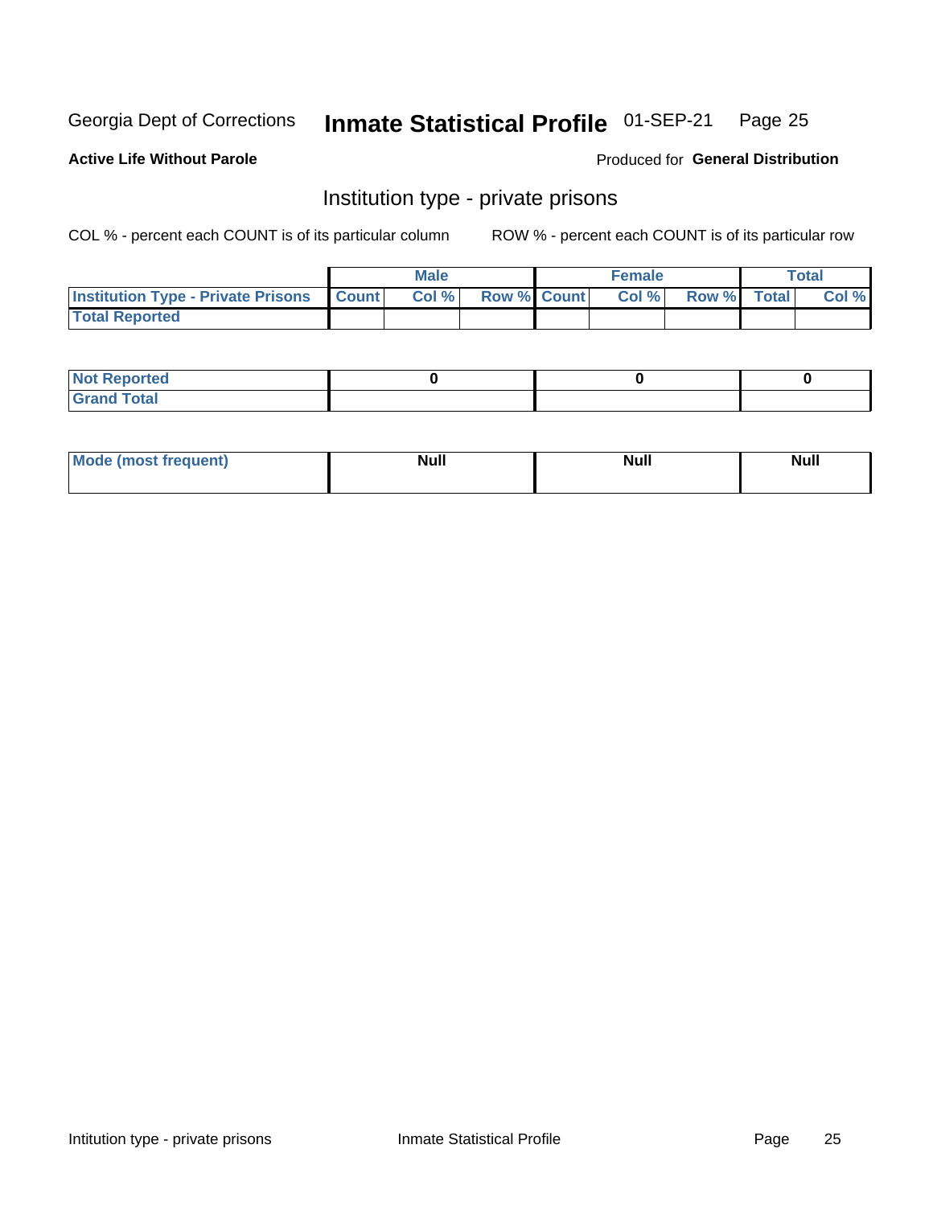Georgia Dept of Corrections **Inmate Statistical Profile** 01-SEP-21

**Active Life Without Parole**

Produced for **General Distribution**

## Institution type - private prisons

COL % - percent each COUNT is of its particular column

ROW % - percent each COUNT is of its particular row

| | Male | | | Female | | | Total | |
|---|---|---|---|---|---|---|---|---|
| **Institution Type - Private Prisons** | **Count** | **Col %** | **Row %** | **Count** | **Col %** | **Row %** | **Total** | **Col %** |
| **Total Reported** | | | | | | | | |
| **Not Reported** | 0 | | | 0 | | | 0 | |
| **Grand Total** | | | | | | | | |
| **Mode (most frequent)** | Null | | | Null | | | Null | |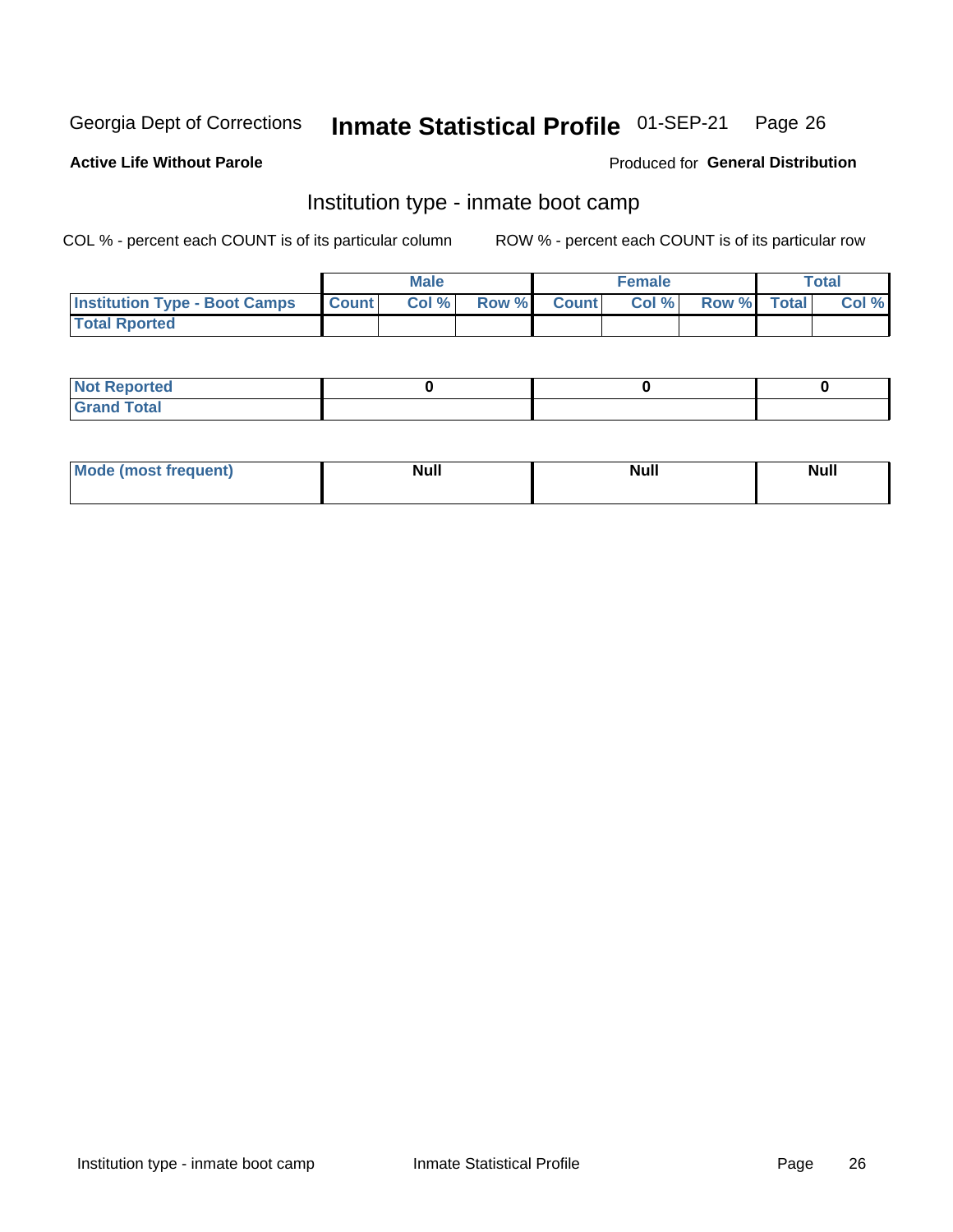Georgia Dept of Corrections **Inmate Statistical Profile** 01-SEP-21

**Active Life Without Parole**

Produced for **General Distribution**

## Institution type - inmate boot camp

COL % - percent each COUNT is of its particular column ROW % - percent each COUNT is of its particular row

| | Male | | | Female | | | Total | |
|---|---|---|---|---|---|---|---|---|
| **Institution Type - Boot Camps** | **Count** | **Col %** | **Row %** | **Count** | **Col %** | **Row %** | **Total** | **Col %** |
| **Total Rported** | | | | | | | | |

| | Male | Female | Total |
|---|---|---|---|
| **Not Reported** | 0 | 0 | 0 |
| **Grand Total** | | | |

| | Male | Female | Total |
|---|---|---|---|
| **Mode (most frequent)** | Null | Null | Null |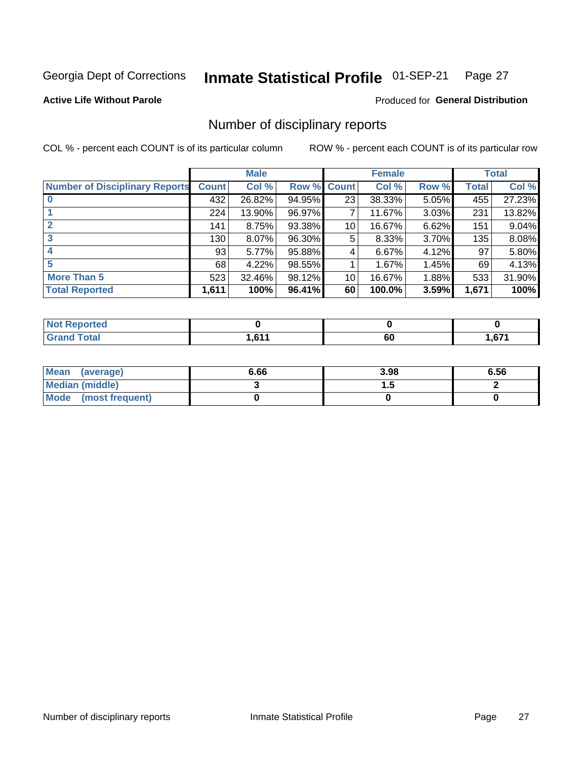Georgia Dept of Corrections **Inmate Statistical Profile** 01-SEP-21

**Active Life Without Parole**

Produced for **General Distribution**

## Number of disciplinary reports

COL % - percent each COUNT is of its particular column

ROW % - percent each COUNT is of its particular row

| | Male | | | Female | | | Total | |
|---|---|---|---|---|---|---|---|---|
| **Number of Disciplinary Reports** | **Count** | **Col %** | **Row %** | **Count** | **Col %** | **Row %** | **Total** | **Col %** |
| **0** | 432 | 26.82% | 94.95% | 23 | 38.33% | 5.05% | 455 | 27.23% |
| **1** | 224 | 13.90% | 96.97% | 7 | 11.67% | 3.03% | 231 | 13.82% |
| **2** | 141 | 8.75% | 93.38% | 10 | 16.67% | 6.62% | 151 | 9.04% |
| **3** | 130 | 8.07% | 96.30% | 5 | 8.33% | 3.70% | 135 | 8.08% |
| **4** | 93 | 5.77% | 95.88% | 4 | 6.67% | 4.12% | 97 | 5.80% |
| **5** | 68 | 4.22% | 98.55% | 1 | 1.67% | 1.45% | 69 | 4.13% |
| **More Than 5** | 523 | 32.46% | 98.12% | 10 | 16.67% | 1.88% | 533 | 31.90% |
| **Total Reported** | **1,611** | **100%** | **96.41%** | **60** | **100.0%** | **3.59%** | **1,671** | **100%** |

| | Male | Female | Total |
|---|---|---|---|
| **Not Reported** | **0** | **0** | **0** |
| **Grand Total** | **1,611** | **60** | **1,671** |

| | Male | Female | Total |
|---|---|---|---|
| **Mean (average)** | **6.66** | **3.98** | **6.56** |
| **Median (middle)** | **3** | **1.5** | **2** |
| **Mode (most frequent)** | **0** | **0** | **0** |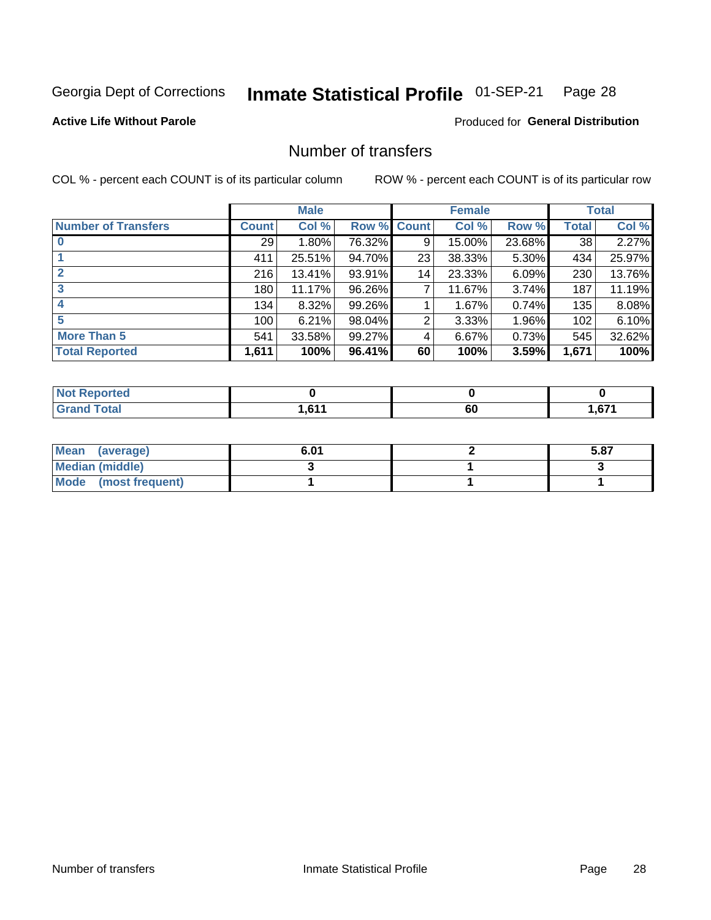Georgia Dept of Corrections **Inmate Statistical Profile** 01-SEP-21

**Active Life Without Parole**

Produced for **General Distribution**

## Number of transfers

COL % - percent each COUNT is of its particular column

ROW % - percent each COUNT is of its particular row

| | Male | | | Female | | | Total | |
|---|---|---|---|---|---|---|---|---|
| **Number of Transfers** | **Count** | **Col %** | **Row %** | **Count** | **Col %** | **Row %** | **Total** | **Col %** |
| **0** | 29 | 1.80% | 76.32% | 9 | 15.00% | 23.68% | 38 | 2.27% |
| **1** | 411 | 25.51% | 94.70% | 23 | 38.33% | 5.30% | 434 | 25.97% |
| **2** | 216 | 13.41% | 93.91% | 14 | 23.33% | 6.09% | 230 | 13.76% |
| **3** | 180 | 11.17% | 96.26% | 7 | 11.67% | 3.74% | 187 | 11.19% |
| **4** | 134 | 8.32% | 99.26% | 1 | 1.67% | 0.74% | 135 | 8.08% |
| **5** | 100 | 6.21% | 98.04% | 2 | 3.33% | 1.96% | 102 | 6.10% |
| **More Than 5** | 541 | 33.58% | 99.27% | 4 | 6.67% | 0.73% | 545 | 32.62% |
| **Total Reported** | **1,611** | **100%** | **96.41%** | **60** | **100%** | **3.59%** | **1,671** | **100%** |

| | Male | Female | Total |
|---|---|---|---|
| **Not Reported** | **0** | **0** | **0** |
| **Grand Total** | **1,611** | **60** | **1,671** |

| | Male | Female | Total |
|---|---|---|---|
| **Mean (average)** | **6.01** | **2** | **5.87** |
| **Median (middle)** | **3** | **1** | **3** |
| **Mode (most frequent)** | **1** | **1** | **1** |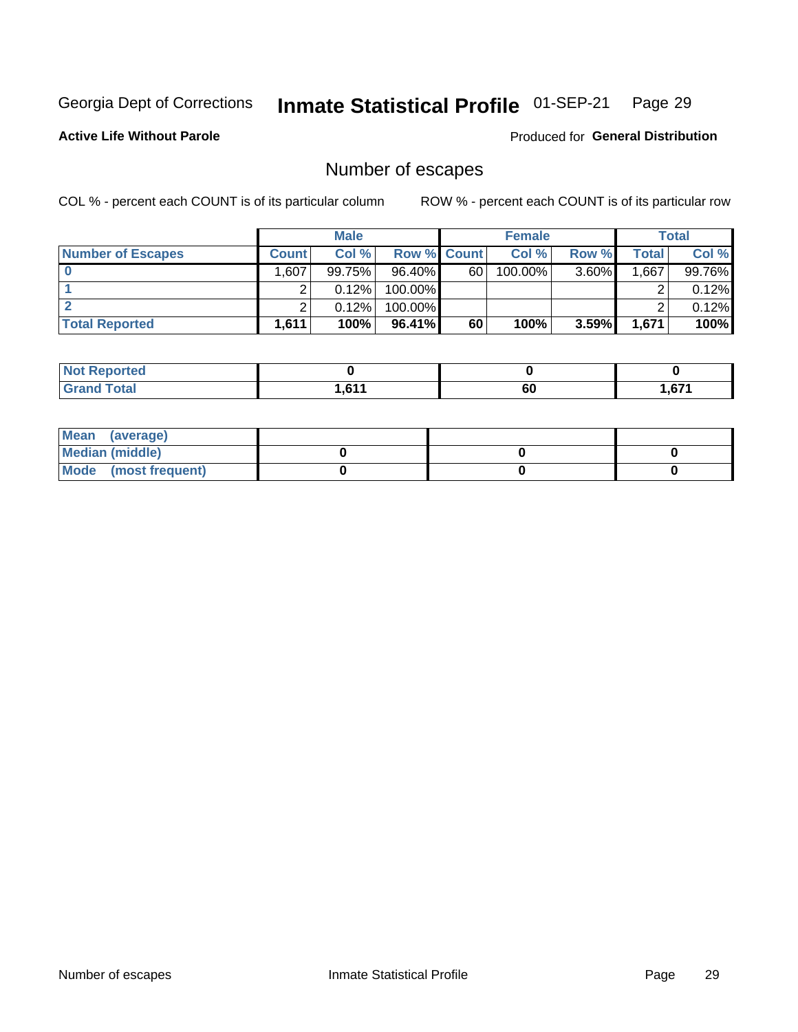Georgia Dept of Corrections **Inmate Statistical Profile** 01-SEP-21 Page 29

**Active Life Without Parole**

Produced for **General Distribution**

## Number of escapes

COL % - percent each COUNT is of its particular column

ROW % - percent each COUNT is of its particular row

| | Male | | | Female | | | Total | |
|---|---|---|---|---|---|---|---|---|
| **Number of Escapes** | **Count** | **Col %** | **Row %** | **Count** | **Col %** | **Row %** | **Total** | **Col %** |
| **0** | 1,607 | 99.75% | 96.40% | 60 | 100.00% | 3.60% | 1,667 | 99.76% |
| **1** | 2 | 0.12% | 100.00% | | | | 2 | 0.12% |
| **2** | 2 | 0.12% | 100.00% | | | | 2 | 0.12% |
| **Total Reported** | **1,611** | **100%** | **96.41%** | **60** | **100%** | **3.59%** | **1,671** | **100%** |

| | Male | Female | Total |
|---|---|---|---|
| **Not Reported** | **0** | **0** | **0** |
| **Grand Total** | **1,611** | **60** | **1,671** |

| | Male | Female | Total |
|---|---|---|---|
| **Mean (average)** | | | |
| **Median (middle)** | **0** | **0** | **0** |
| **Mode (most frequent)** | **0** | **0** | **0** |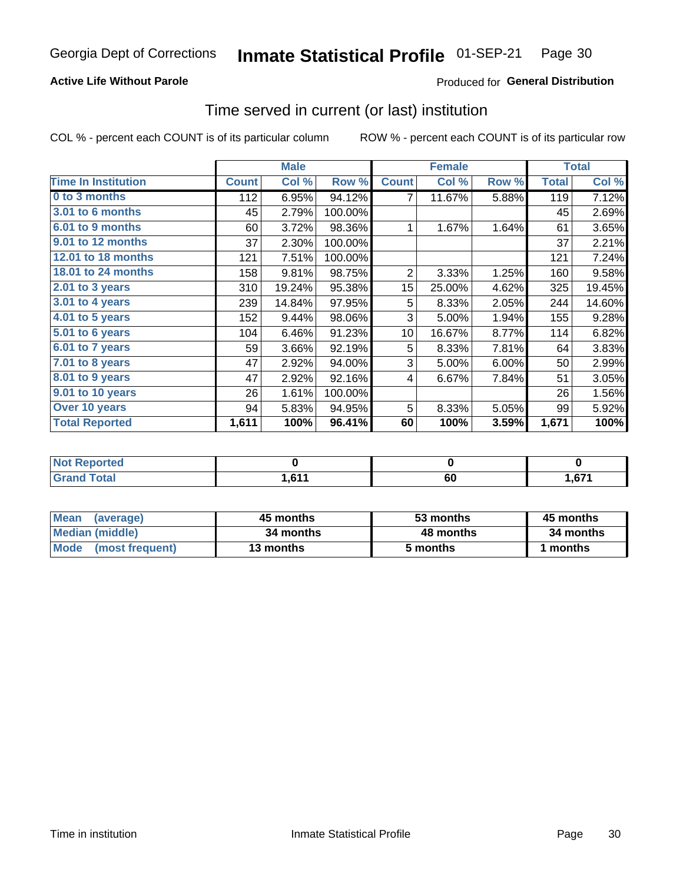Georgia Dept of Corrections **Inmate Statistical Profile** 01-SEP-21

**Active Life Without Parole**

Produced for **General Distribution**

## Time served in current (or last) institution

COL % - percent each COUNT is of its particular column ROW % - percent each COUNT is of its particular row

| | Male | | | Female | | | Total | |
|---|---|---|---|---|---|---|---|---|
| **Time In Institution** | **Count** | **Col %** | **Row %** | **Count** | **Col %** | **Row %** | **Total** | **Col %** |
| **0 to 3 months** | 112 | 6.95% | 94.12% | 7 | 11.67% | 5.88% | 119 | 7.12% |
| **3.01 to 6 months** | 45 | 2.79% | 100.00% | | | | 45 | 2.69% |
| **6.01 to 9 months** | 60 | 3.72% | 98.36% | 1 | 1.67% | 1.64% | 61 | 3.65% |
| **9.01 to 12 months** | 37 | 2.30% | 100.00% | | | | 37 | 2.21% |
| **12.01 to 18 months** | 121 | 7.51% | 100.00% | | | | 121 | 7.24% |
| **18.01 to 24 months** | 158 | 9.81% | 98.75% | 2 | 3.33% | 1.25% | 160 | 9.58% |
| **2.01 to 3 years** | 310 | 19.24% | 95.38% | 15 | 25.00% | 4.62% | 325 | 19.45% |
| **3.01 to 4 years** | 239 | 14.84% | 97.95% | 5 | 8.33% | 2.05% | 244 | 14.60% |
| **4.01 to 5 years** | 152 | 9.44% | 98.06% | 3 | 5.00% | 1.94% | 155 | 9.28% |
| **5.01 to 6 years** | 104 | 6.46% | 91.23% | 10 | 16.67% | 8.77% | 114 | 6.82% |
| **6.01 to 7 years** | 59 | 3.66% | 92.19% | 5 | 8.33% | 7.81% | 64 | 3.83% |
| **7.01 to 8 years** | 47 | 2.92% | 94.00% | 3 | 5.00% | 6.00% | 50 | 2.99% |
| **8.01 to 9 years** | 47 | 2.92% | 92.16% | 4 | 6.67% | 7.84% | 51 | 3.05% |
| **9.01 to 10 years** | 26 | 1.61% | 100.00% | | | | 26 | 1.56% |
| **Over 10 years** | 94 | 5.83% | 94.95% | 5 | 8.33% | 5.05% | 99 | 5.92% |
| **Total Reported** | **1,611** | **100%** | **96.41%** | **60** | **100%** | **3.59%** | **1,671** | **100%** |

| | Male | Female | Total |
|---|---|---|---|
| **Not Reported** | **0** | **0** | **0** |
| **Grand Total** | **1,611** | **60** | **1,671** |

| | Male | Female | Total |
|---|---|---|---|
| **Mean (average)** | **45 months** | **53 months** | **45 months** |
| **Median (middle)** | **34 months** | **48 months** | **34 months** |
| **Mode (most frequent)** | **13 months** | **5 months** | **1 months** |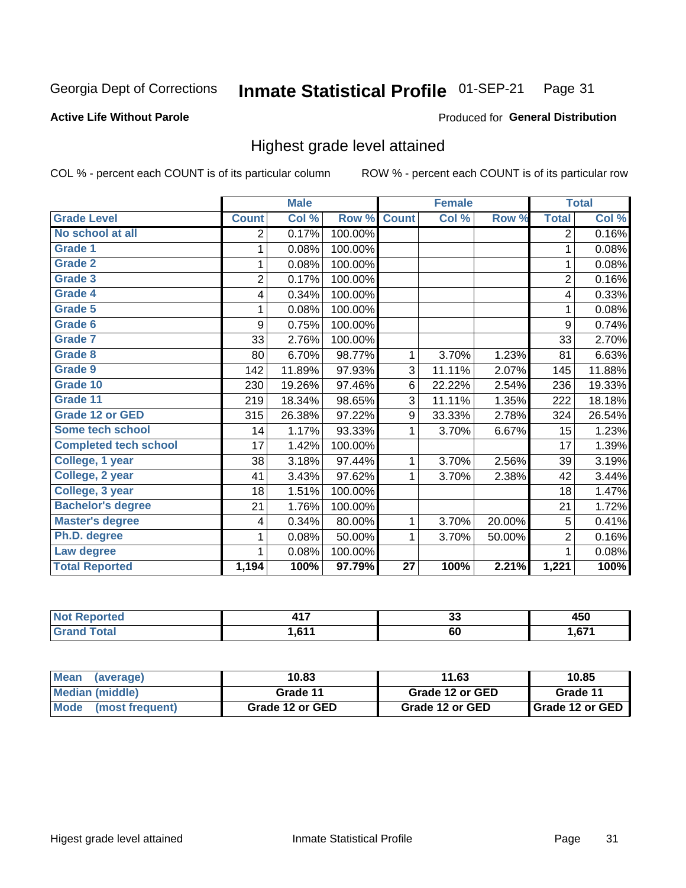Georgia Dept of Corrections **Inmate Statistical Profile** 01-SEP-21 Page 31

**Active Life Without Parole**

Produced for **General Distribution**

## Highest grade level attained

COL % - percent each COUNT is of its particular column ROW % - percent each COUNT is of its particular row

| | Male | | | Female | | | Total | |
|---|---|---|---|---|---|---|---|---|
| **Grade Level** | **Count** | **Col %** | **Row %** | **Count** | **Col %** | **Row %** | **Total** | **Col %** |
| No school at all | 2 | 0.17% | 100.00% | | | | 2 | 0.16% |
| Grade 1 | 1 | 0.08% | 100.00% | | | | 1 | 0.08% |
| Grade 2 | 1 | 0.08% | 100.00% | | | | 1 | 0.08% |
| Grade 3 | 2 | 0.17% | 100.00% | | | | 2 | 0.16% |
| Grade 4 | 4 | 0.34% | 100.00% | | | | 4 | 0.33% |
| Grade 5 | 1 | 0.08% | 100.00% | | | | 1 | 0.08% |
| Grade 6 | 9 | 0.75% | 100.00% | | | | 9 | 0.74% |
| Grade 7 | 33 | 2.76% | 100.00% | | | | 33 | 2.70% |
| Grade 8 | 80 | 6.70% | 98.77% | 1 | 3.70% | 1.23% | 81 | 6.63% |
| Grade 9 | 142 | 11.89% | 97.93% | 3 | 11.11% | 2.07% | 145 | 11.88% |
| Grade 10 | 230 | 19.26% | 97.46% | 6 | 22.22% | 2.54% | 236 | 19.33% |
| Grade 11 | 219 | 18.34% | 98.65% | 3 | 11.11% | 1.35% | 222 | 18.18% |
| Grade 12 or GED | 315 | 26.38% | 97.22% | 9 | 33.33% | 2.78% | 324 | 26.54% |
| Some tech school | 14 | 1.17% | 93.33% | 1 | 3.70% | 6.67% | 15 | 1.23% |
| Completed tech school | 17 | 1.42% | 100.00% | | | | 17 | 1.39% |
| College, 1 year | 38 | 3.18% | 97.44% | 1 | 3.70% | 2.56% | 39 | 3.19% |
| College, 2 year | 41 | 3.43% | 97.62% | 1 | 3.70% | 2.38% | 42 | 3.44% |
| College, 3 year | 18 | 1.51% | 100.00% | | | | 18 | 1.47% |
| Bachelor's degree | 21 | 1.76% | 100.00% | | | | 21 | 1.72% |
| Master's degree | 4 | 0.34% | 80.00% | 1 | 3.70% | 20.00% | 5 | 0.41% |
| Ph.D. degree | 1 | 0.08% | 50.00% | 1 | 3.70% | 50.00% | 2 | 0.16% |
| Law degree | 1 | 0.08% | 100.00% | | | | 1 | 0.08% |
| **Total Reported** | **1,194** | **100%** | **97.79%** | **27** | **100%** | **2.21%** | **1,221** | **100%** |

| | Male | Female | Total |
|---|---|---|---|
| Not Reported | 417 | 33 | 450 |
| Grand Total | 1,611 | 60 | 1,671 |

| | Male | Female | Total |
|---|---|---|---|
| Mean (average) | 10.83 | 11.63 | 10.85 |
| Median (middle) | Grade 11 | Grade 12 or GED | Grade 11 |
| Mode (most frequent) | Grade 12 or GED | Grade 12 or GED | Grade 12 or GED |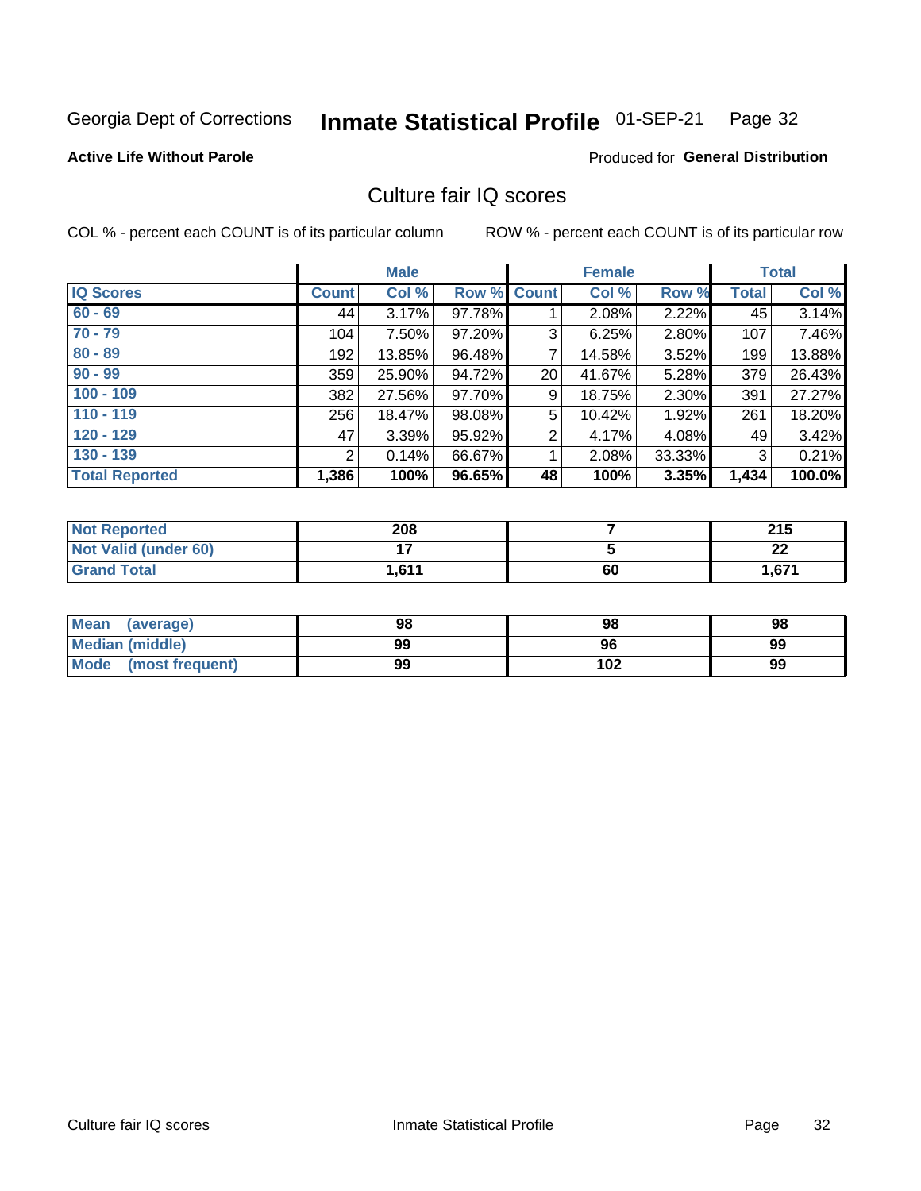Georgia Dept of Corrections **Inmate Statistical Profile** 01-SEP-21

**Active Life Without Parole**

Produced for **General Distribution**

## Culture fair IQ scores

COL % - percent each COUNT is of its particular column ROW % - percent each COUNT is of its particular row

| | Male | | | Female | | | Total | |
|---|---|---|---|---|---|---|---|---|
| **IQ Scores** | **Count** | **Col %** | **Row %** | **Count** | **Col %** | **Row %** | **Total** | **Col %** |
| 60 - 69 | 44 | 3.17% | 97.78% | 1 | 2.08% | 2.22% | 45 | 3.14% |
| 70 - 79 | 104 | 7.50% | 97.20% | 3 | 6.25% | 2.80% | 107 | 7.46% |
| 80 - 89 | 192 | 13.85% | 96.48% | 7 | 14.58% | 3.52% | 199 | 13.88% |
| 90 - 99 | 359 | 25.90% | 94.72% | 20 | 41.67% | 5.28% | 379 | 26.43% |
| 100 - 109 | 382 | 27.56% | 97.70% | 9 | 18.75% | 2.30% | 391 | 27.27% |
| 110 - 119 | 256 | 18.47% | 98.08% | 5 | 10.42% | 1.92% | 261 | 18.20% |
| 120 - 129 | 47 | 3.39% | 95.92% | 2 | 4.17% | 4.08% | 49 | 3.42% |
| 130 - 139 | 2 | 0.14% | 66.67% | 1 | 2.08% | 33.33% | 3 | 0.21% |
| **Total Reported** | **1,386** | **100%** | **96.65%** | **48** | **100%** | **3.35%** | **1,434** | **100.0%** |

| | Male | Female | Total |
|---|---|---|---|
| Not Reported | 208 | 7 | 215 |
| Not Valid (under 60) | 17 | 5 | 22 |
| Grand Total | 1,611 | 60 | 1,671 |

| | Male | Female | Total |
|---|---|---|---|
| Mean (average) | 98 | 98 | 98 |
| Median (middle) | 99 | 96 | 99 |
| Mode (most frequent) | 99 | 102 | 99 |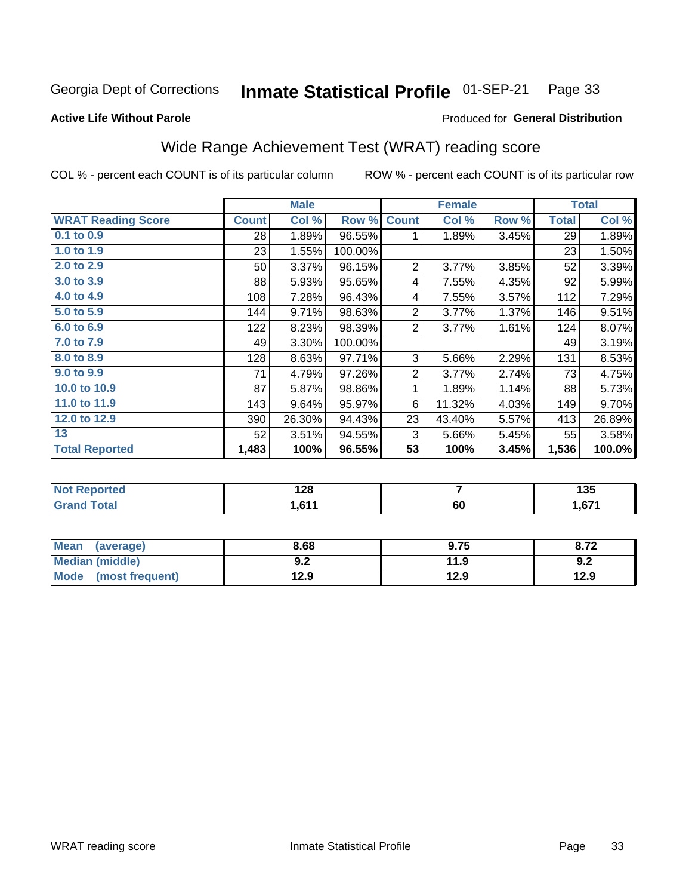Georgia Dept of Corrections **Inmate Statistical Profile** 01-SEP-21 Page 33

**Active Life Without Parole**

Produced for **General Distribution**

## Wide Range Achievement Test (WRAT) reading score

COL % - percent each COUNT is of its particular column ROW % - percent each COUNT is of its particular row

| | Male | | | Female | | | Total | |
|---|---|---|---|---|---|---|---|---|
| **WRAT Reading Score** | **Count** | **Col %** | **Row %** | **Count** | **Col %** | **Row %** | **Total** | **Col %** |
| 0.1 to 0.9 | 28 | 1.89% | 96.55% | 1 | 1.89% | 3.45% | 29 | 1.89% |
| 1.0 to 1.9 | 23 | 1.55% | 100.00% | | | | 23 | 1.50% |
| 2.0 to 2.9 | 50 | 3.37% | 96.15% | 2 | 3.77% | 3.85% | 52 | 3.39% |
| 3.0 to 3.9 | 88 | 5.93% | 95.65% | 4 | 7.55% | 4.35% | 92 | 5.99% |
| 4.0 to 4.9 | 108 | 7.28% | 96.43% | 4 | 7.55% | 3.57% | 112 | 7.29% |
| 5.0 to 5.9 | 144 | 9.71% | 98.63% | 2 | 3.77% | 1.37% | 146 | 9.51% |
| 6.0 to 6.9 | 122 | 8.23% | 98.39% | 2 | 3.77% | 1.61% | 124 | 8.07% |
| 7.0 to 7.9 | 49 | 3.30% | 100.00% | | | | 49 | 3.19% |
| 8.0 to 8.9 | 128 | 8.63% | 97.71% | 3 | 5.66% | 2.29% | 131 | 8.53% |
| 9.0 to 9.9 | 71 | 4.79% | 97.26% | 2 | 3.77% | 2.74% | 73 | 4.75% |
| 10.0 to 10.9 | 87 | 5.87% | 98.86% | 1 | 1.89% | 1.14% | 88 | 5.73% |
| 11.0 to 11.9 | 143 | 9.64% | 95.97% | 6 | 11.32% | 4.03% | 149 | 9.70% |
| 12.0 to 12.9 | 390 | 26.30% | 94.43% | 23 | 43.40% | 5.57% | 413 | 26.89% |
| 13 | 52 | 3.51% | 94.55% | 3 | 5.66% | 5.45% | 55 | 3.58% |
| **Total Reported** | **1,483** | **100%** | **96.55%** | **53** | **100%** | **3.45%** | **1,536** | **100.0%** |

| | Male | Female | Total |
|---|---|---|---|
| **Not Reported** | **128** | **7** | **135** |
| **Grand Total** | **1,611** | **60** | **1,671** |

| | Male | Female | Total |
|---|---|---|---|
| **Mean (average)** | **8.68** | **9.75** | **8.72** |
| **Median (middle)** | **9.2** | **11.9** | **9.2** |
| **Mode (most frequent)** | **12.9** | **12.9** | **12.9** |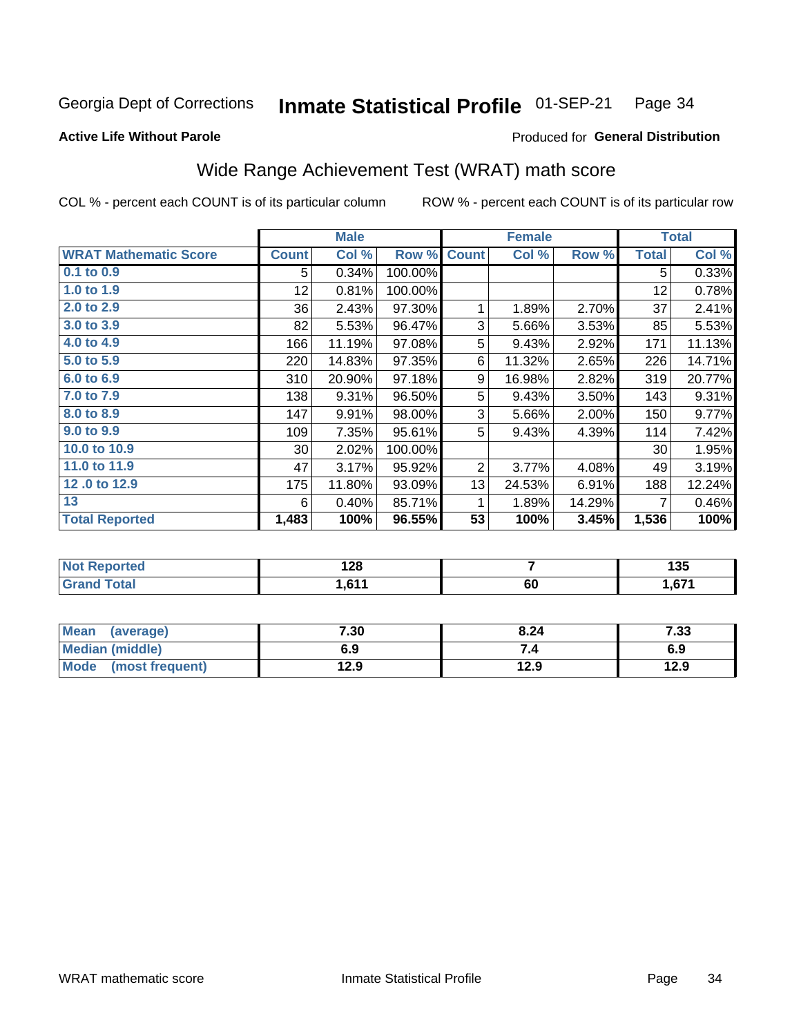Georgia Dept of Corrections **Inmate Statistical Profile** 01-SEP-21

**Active Life Without Parole**

Produced for **General Distribution**

## Wide Range Achievement Test (WRAT) math score

COL % - percent each COUNT is of its particular column ROW % - percent each COUNT is of its particular row

| | Male | | | Female | | | Total | |
|---|---|---|---|---|---|---|---|---|
| **WRAT Mathematic Score** | **Count** | **Col %** | **Row %** | **Count** | **Col %** | **Row %** | **Total** | **Col %** |
| **0.1 to 0.9** | 5 | 0.34% | 100.00% | | | | 5 | 0.33% |
| **1.0 to 1.9** | 12 | 0.81% | 100.00% | | | | 12 | 0.78% |
| **2.0 to 2.9** | 36 | 2.43% | 97.30% | 1 | 1.89% | 2.70% | 37 | 2.41% |
| **3.0 to 3.9** | 82 | 5.53% | 96.47% | 3 | 5.66% | 3.53% | 85 | 5.53% |
| **4.0 to 4.9** | 166 | 11.19% | 97.08% | 5 | 9.43% | 2.92% | 171 | 11.13% |
| **5.0 to 5.9** | 220 | 14.83% | 97.35% | 6 | 11.32% | 2.65% | 226 | 14.71% |
| **6.0 to 6.9** | 310 | 20.90% | 97.18% | 9 | 16.98% | 2.82% | 319 | 20.77% |
| **7.0 to 7.9** | 138 | 9.31% | 96.50% | 5 | 9.43% | 3.50% | 143 | 9.31% |
| **8.0 to 8.9** | 147 | 9.91% | 98.00% | 3 | 5.66% | 2.00% | 150 | 9.77% |
| **9.0 to 9.9** | 109 | 7.35% | 95.61% | 5 | 9.43% | 4.39% | 114 | 7.42% |
| **10.0 to 10.9** | 30 | 2.02% | 100.00% | | | | 30 | 1.95% |
| **11.0 to 11.9** | 47 | 3.17% | 95.92% | 2 | 3.77% | 4.08% | 49 | 3.19% |
| **12 .0 to 12.9** | 175 | 11.80% | 93.09% | 13 | 24.53% | 6.91% | 188 | 12.24% |
| **13** | 6 | 0.40% | 85.71% | 1 | 1.89% | 14.29% | 7 | 0.46% |
| **Total Reported** | **1,483** | **100%** | **96.55%** | **53** | **100%** | **3.45%** | **1,536** | **100%** |

| | Male | Female | Total |
|---|---|---|---|
| **Not Reported** | **128** | **7** | **135** |
| **Grand Total** | **1,611** | **60** | **1,671** |

| | Male | Female | Total |
|---|---|---|---|
| **Mean (average)** | **7.30** | **8.24** | **7.33** |
| **Median (middle)** | **6.9** | **7.4** | **6.9** |
| **Mode (most frequent)** | **12.9** | **12.9** | **12.9** |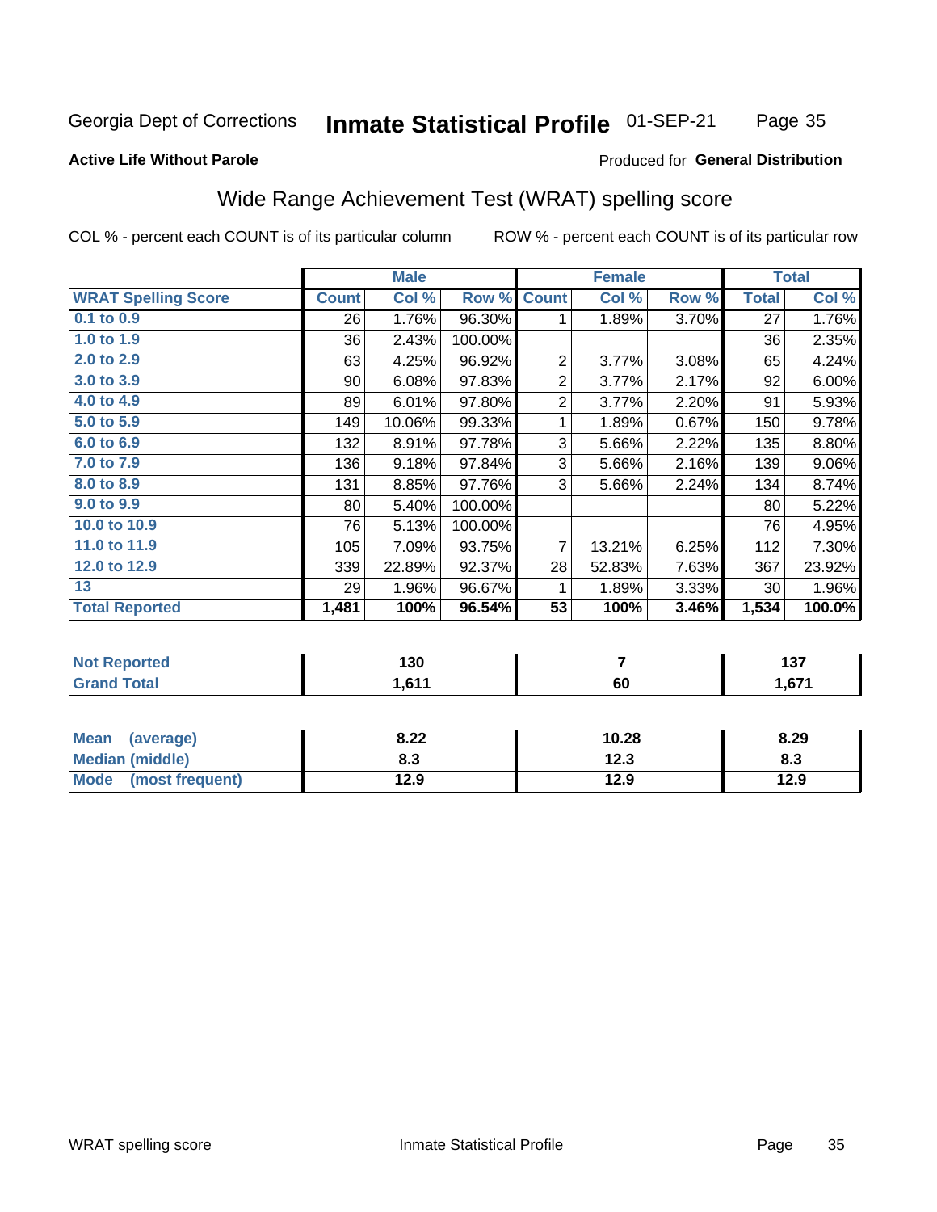Georgia Dept of Corrections **Inmate Statistical Profile** 01-SEP-21

**Active Life Without Parole**

Produced for **General Distribution**

## Wide Range Achievement Test (WRAT) spelling score

COL % - percent each COUNT is of its particular column ROW % - percent each COUNT is of its particular row

| | Male | | | Female | | | Total | |
|---|---|---|---|---|---|---|---|---|
| **WRAT Spelling Score** | **Count** | **Col %** | **Row %** | **Count** | **Col %** | **Row %** | **Total** | **Col %** |
| 0.1 to 0.9 | 26 | 1.76% | 96.30% | 1 | 1.89% | 3.70% | 27 | 1.76% |
| 1.0 to 1.9 | 36 | 2.43% | 100.00% | | | | 36 | 2.35% |
| 2.0 to 2.9 | 63 | 4.25% | 96.92% | 2 | 3.77% | 3.08% | 65 | 4.24% |
| 3.0 to 3.9 | 90 | 6.08% | 97.83% | 2 | 3.77% | 2.17% | 92 | 6.00% |
| 4.0 to 4.9 | 89 | 6.01% | 97.80% | 2 | 3.77% | 2.20% | 91 | 5.93% |
| 5.0 to 5.9 | 149 | 10.06% | 99.33% | 1 | 1.89% | 0.67% | 150 | 9.78% |
| 6.0 to 6.9 | 132 | 8.91% | 97.78% | 3 | 5.66% | 2.22% | 135 | 8.80% |
| 7.0 to 7.9 | 136 | 9.18% | 97.84% | 3 | 5.66% | 2.16% | 139 | 9.06% |
| 8.0 to 8.9 | 131 | 8.85% | 97.76% | 3 | 5.66% | 2.24% | 134 | 8.74% |
| 9.0 to 9.9 | 80 | 5.40% | 100.00% | | | | 80 | 5.22% |
| 10.0 to 10.9 | 76 | 5.13% | 100.00% | | | | 76 | 4.95% |
| 11.0 to 11.9 | 105 | 7.09% | 93.75% | 7 | 13.21% | 6.25% | 112 | 7.30% |
| 12.0 to 12.9 | 339 | 22.89% | 92.37% | 28 | 52.83% | 7.63% | 367 | 23.92% |
| 13 | 29 | 1.96% | 96.67% | 1 | 1.89% | 3.33% | 30 | 1.96% |
| **Total Reported** | **1,481** | **100%** | **96.54%** | **53** | **100%** | **3.46%** | **1,534** | **100.0%** |

| | Male | Female | Total |
|---|---|---|---|
| Not Reported | **130** | **7** | **137** |
| Grand Total | **1,611** | **60** | **1,671** |

| | Male | Female | Total |
|---|---|---|---|
| Mean (average) | **8.22** | **10.28** | **8.29** |
| Median (middle) | **8.3** | **12.3** | **8.3** |
| Mode (most frequent) | **12.9** | **12.9** | **12.9** |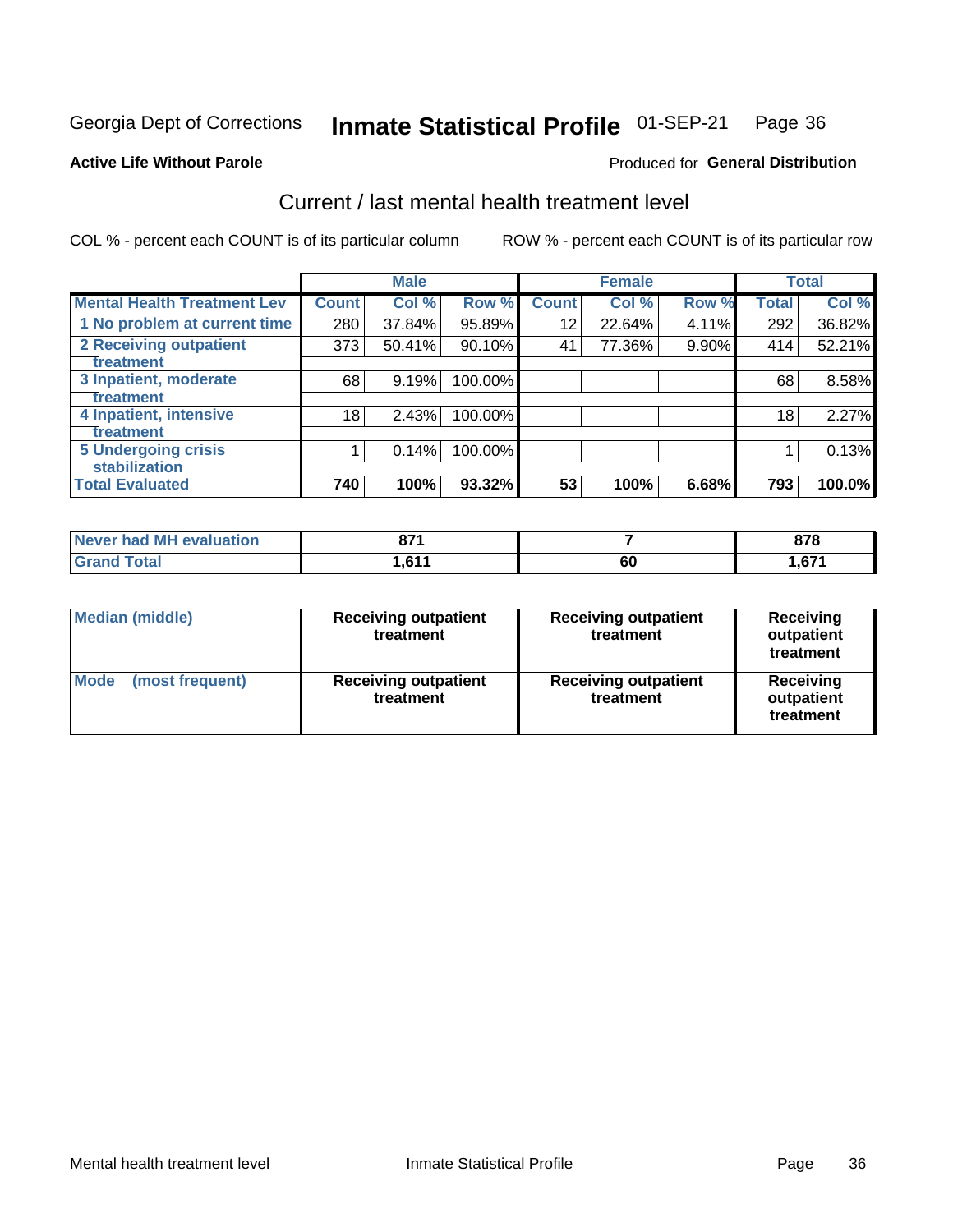Georgia Dept of Corrections **Inmate Statistical Profile** 01-SEP-21 Page 36

**Active Life Without Parole**

Produced for **General Distribution**

## Current / last mental health treatment level

COL % - percent each COUNT is of its particular column

ROW % - percent each COUNT is of its particular row

| | Male | | | Female | | | Total | |
|---|---|---|---|---|---|---|---|---|
| **Mental Health Treatment Lev** | **Count** | **Col %** | **Row %** | **Count** | **Col %** | **Row %** | **Total** | **Col %** |
| 1 No problem at current time | 280 | 37.84% | 95.89% | 12 | 22.64% | 4.11% | 292 | 36.82% |
| 2 Receiving outpatient treatment | 373 | 50.41% | 90.10% | 41 | 77.36% | 9.90% | 414 | 52.21% |
| 3 Inpatient, moderate treatment | 68 | 9.19% | 100.00% | | | | 68 | 8.58% |
| 4 Inpatient, intensive treatment | 18 | 2.43% | 100.00% | | | | 18 | 2.27% |
| 5 Undergoing crisis stabilization | 1 | 0.14% | 100.00% | | | | 1 | 0.13% |
| **Total Evaluated** | **740** | **100%** | **93.32%** | **53** | **100%** | **6.68%** | **793** | **100.0%** |

| | Male | Female | Total |
|---|---|---|---|
| Never had MH evaluation | 871 | 7 | 878 |
| Grand Total | 1,611 | 60 | 1,671 |

| | Male | Female | Total |
|---|---|---|---|
| Median (middle) | Receiving outpatient treatment | Receiving outpatient treatment | Receiving outpatient treatment |
| Mode (most frequent) | Receiving outpatient treatment | Receiving outpatient treatment | Receiving outpatient treatment |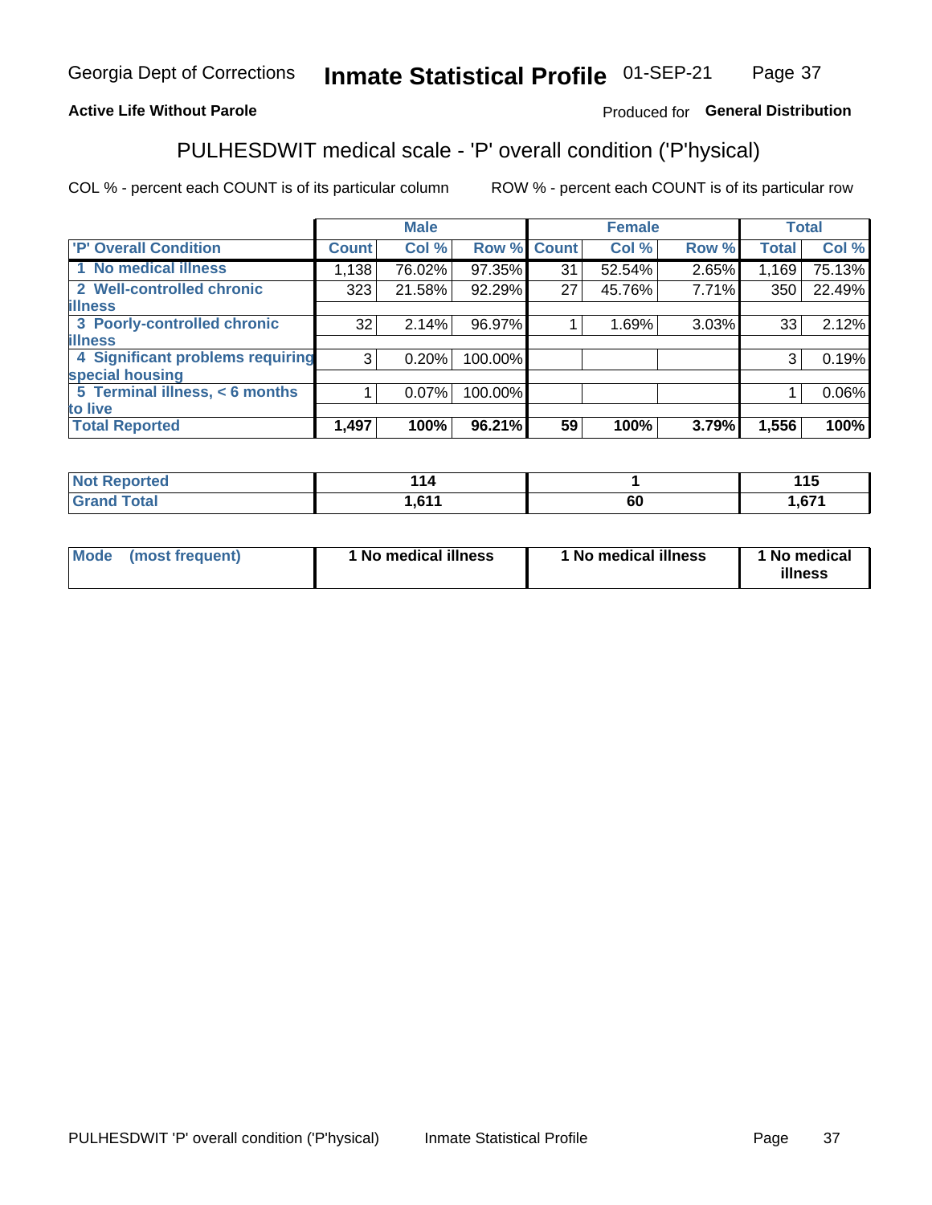Georgia Dept of Corrections **Inmate Statistical Profile** 01-SEP-21

**Active Life Without Parole**

Produced for **General Distribution**

## PULHESDWIT medical scale - 'P' overall condition ('P'hysical)

COL % - percent each COUNT is of its particular column

ROW % - percent each COUNT is of its particular row

| | Male | | | Female | | | Total | |
|---|---|---|---|---|---|---|---|---|
| 'P' Overall Condition | Count | Col % | Row % | Count | Col % | Row % | Total | Col % |
| 1 No medical illness | 1,138 | 76.02% | 97.35% | 31 | 52.54% | 2.65% | 1,169 | 75.13% |
| 2 Well-controlled chronic illness | 323 | 21.58% | 92.29% | 27 | 45.76% | 7.71% | 350 | 22.49% |
| 3 Poorly-controlled chronic illness | 32 | 2.14% | 96.97% | 1 | 1.69% | 3.03% | 33 | 2.12% |
| 4 Significant problems requiring special housing | 3 | 0.20% | 100.00% | | | | 3 | 0.19% |
| 5 Terminal illness, < 6 months to live | 1 | 0.07% | 100.00% | | | | 1 | 0.06% |
| **Total Reported** | **1,497** | **100%** | **96.21%** | **59** | **100%** | **3.79%** | **1,556** | **100%** |

| | Male | Female | Total |
|---|---|---|---|
| Not Reported | 114 | 1 | 115 |
| Grand Total | 1,611 | 60 | 1,671 |

| | Male | Female | Total |
|---|---|---|---|
| Mode (most frequent) | 1 No medical illness | 1 No medical illness | 1 No medical illness |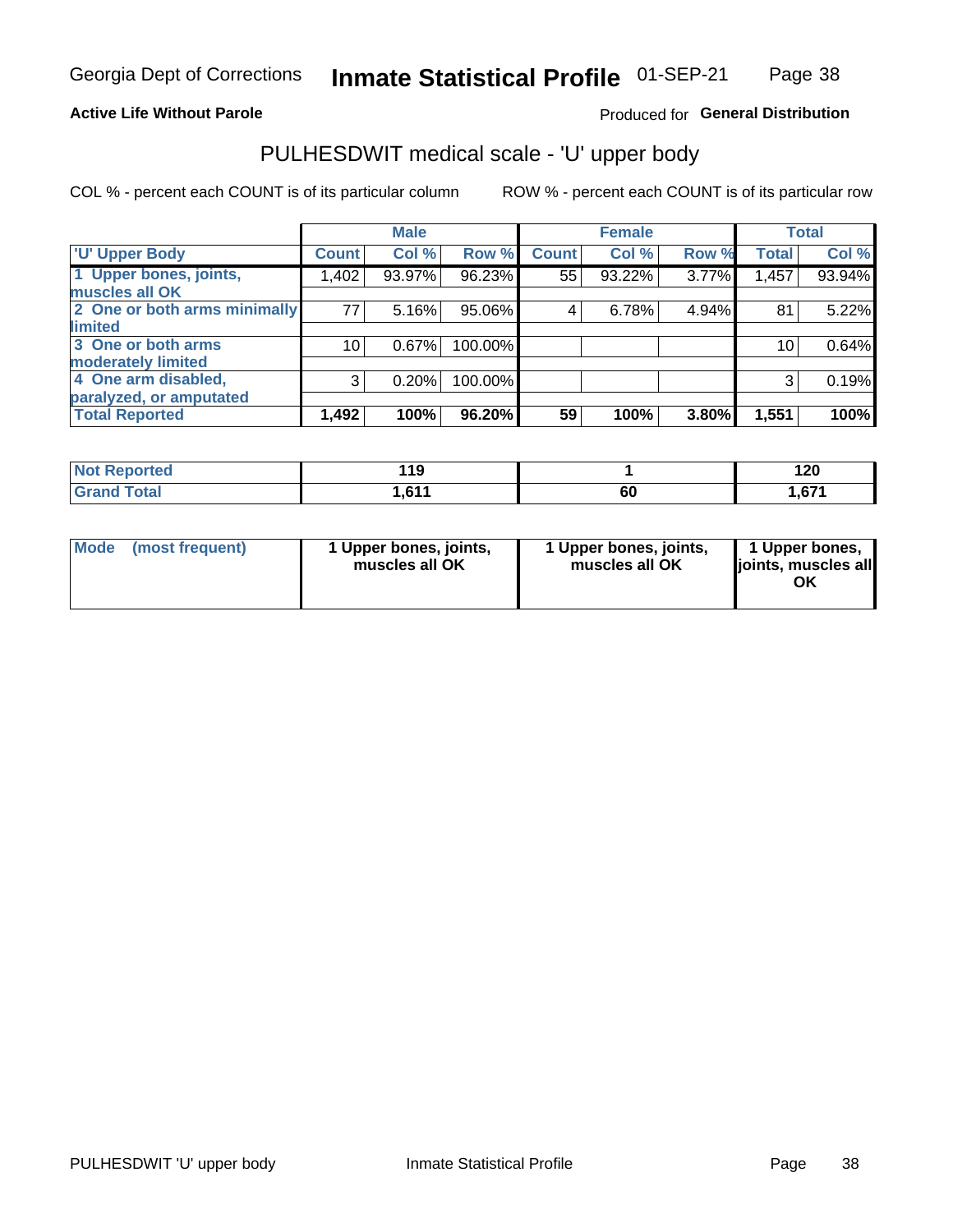Georgia Dept of Corrections **Inmate Statistical Profile** 01-SEP-21

**Active Life Without Parole**

Produced for **General Distribution**

## PULHESDWIT medical scale - 'U' upper body

COL % - percent each COUNT is of its particular column

ROW % - percent each COUNT is of its particular row

| | Male | | | Female | | | Total | |
|---|---|---|---|---|---|---|---|---|
| 'U' Upper Body | Count | Col % | Row % | Count | Col % | Row % | Total | Col % |
| 1 Upper bones, joints, muscles all OK | 1,402 | 93.97% | 96.23% | 55 | 93.22% | 3.77% | 1,457 | 93.94% |
| 2 One or both arms minimally limited | 77 | 5.16% | 95.06% | 4 | 6.78% | 4.94% | 81 | 5.22% |
| 3 One or both arms moderately limited | 10 | 0.67% | 100.00% | | | | 10 | 0.64% |
| 4 One arm disabled, paralyzed, or amputated | 3 | 0.20% | 100.00% | | | | 3 | 0.19% |
| **Total Reported** | **1,492** | **100%** | **96.20%** | **59** | **100%** | **3.80%** | **1,551** | **100%** |

| | Male | Female | Total |
|---|---|---|---|
| Not Reported | 119 | 1 | 120 |
| Grand Total | 1,611 | 60 | 1,671 |

| | Male | Female | Total |
|---|---|---|---|
| Mode (most frequent) | 1 Upper bones, joints, muscles all OK | 1 Upper bones, joints, muscles all OK | 1 Upper bones, joints, muscles all OK |

PULHESDWIT 'U' upper body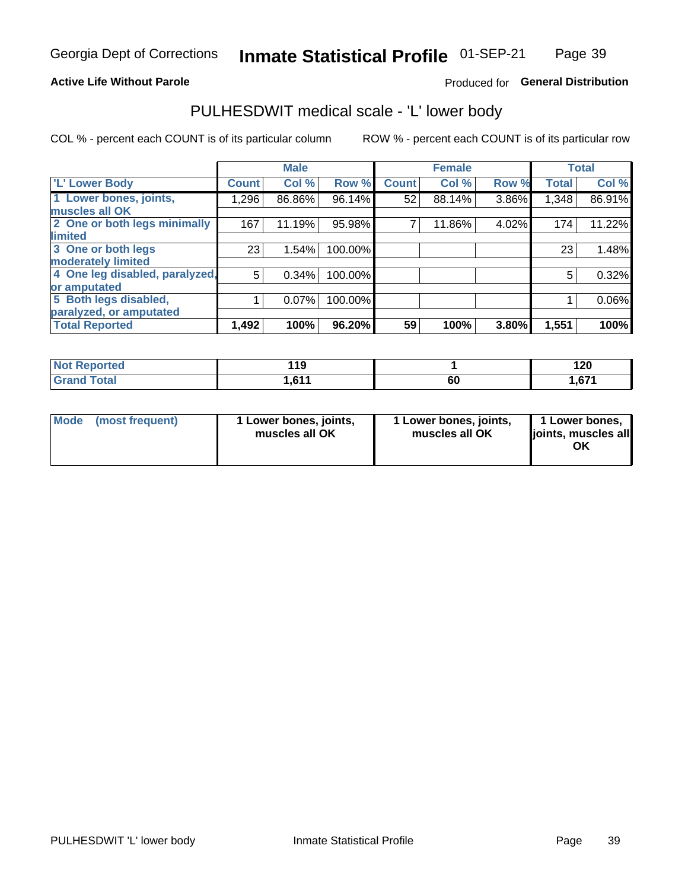Georgia Dept of Corrections **Inmate Statistical Profile** 01-SEP-21

**Active Life Without Parole**

Produced for **General Distribution**

## PULHESDWIT medical scale - 'L' lower body

COL % - percent each COUNT is of its particular column ROW % - percent each COUNT is of its particular row

| | Male | | | Female | | | Total | |
|---|---|---|---|---|---|---|---|---|
| 'L' Lower Body | Count | Col % | Row % | Count | Col % | Row % | Total | Col % |
| 1 Lower bones, joints, muscles all OK | 1,296 | 86.86% | 96.14% | 52 | 88.14% | 3.86% | 1,348 | 86.91% |
| 2 One or both legs minimally limited | 167 | 11.19% | 95.98% | 7 | 11.86% | 4.02% | 174 | 11.22% |
| 3 One or both legs moderately limited | 23 | 1.54% | 100.00% | | | | 23 | 1.48% |
| 4 One leg disabled, paralyzed, or amputated | 5 | 0.34% | 100.00% | | | | 5 | 0.32% |
| 5 Both legs disabled, paralyzed, or amputated | 1 | 0.07% | 100.00% | | | | 1 | 0.06% |
| **Total Reported** | **1,492** | **100%** | **96.20%** | **59** | **100%** | **3.80%** | **1,551** | **100%** |

| | Male | Female | Total |
|---|---|---|---|
| Not Reported | 119 | 1 | 120 |
| Grand Total | 1,611 | 60 | 1,671 |

| | Male | Female | Total |
|---|---|---|---|
| Mode (most frequent) | 1 Lower bones, joints, muscles all OK | 1 Lower bones, joints, muscles all OK | 1 Lower bones, joints, muscles all OK |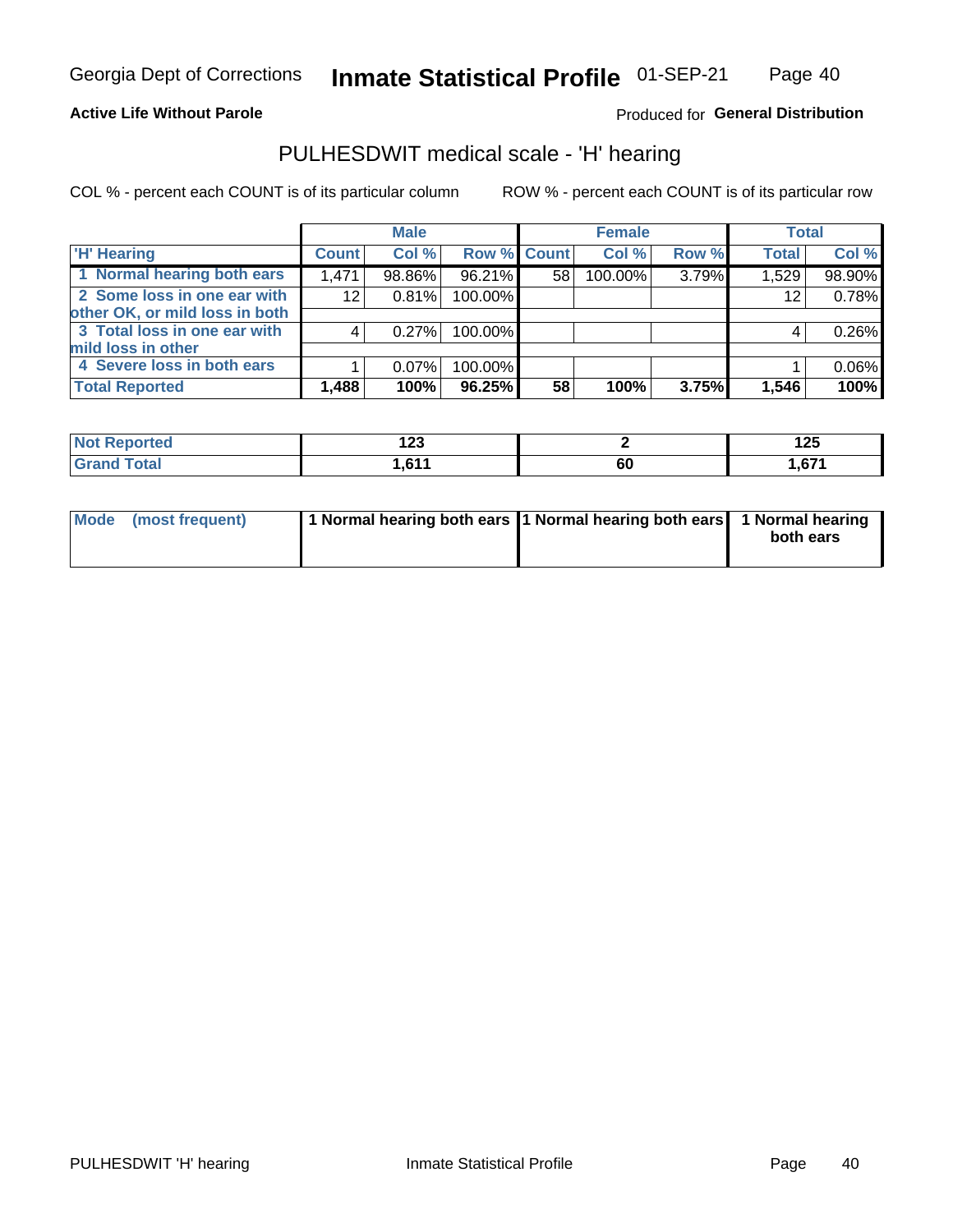Georgia Dept of Corrections **Inmate Statistical Profile** 01-SEP-21

**Active Life Without Parole**

Produced for **General Distribution**

## PULHESDWIT medical scale - 'H' hearing

COL % - percent each COUNT is of its particular column     ROW % - percent each COUNT is of its particular row

| | Male | | | Female | | | Total | |
|---|---|---|---|---|---|---|---|---|
| 'H' Hearing | Count | Col % | Row % | Count | Col % | Row % | Total | Col % |
| 1 Normal hearing both ears | 1,471 | 98.86% | 96.21% | 58 | 100.00% | 3.79% | 1,529 | 98.90% |
| 2 Some loss in one ear with other OK, or mild loss in both | 12 | 0.81% | 100.00% | | | | 12 | 0.78% |
| 3 Total loss in one ear with mild loss in other | 4 | 0.27% | 100.00% | | | | 4 | 0.26% |
| 4 Severe loss in both ears | 1 | 0.07% | 100.00% | | | | 1 | 0.06% |
| **Total Reported** | **1,488** | **100%** | **96.25%** | **58** | **100%** | **3.75%** | **1,546** | **100%** |

| | Male | Female | Total |
|---|---|---|---|
| Not Reported | 123 | 2 | 125 |
| Grand Total | 1,611 | 60 | 1,671 |

| | Male | Female | Total |
|---|---|---|---|
| Mode (most frequent) | 1 Normal hearing both ears | 1 Normal hearing both ears | 1 Normal hearing both ears |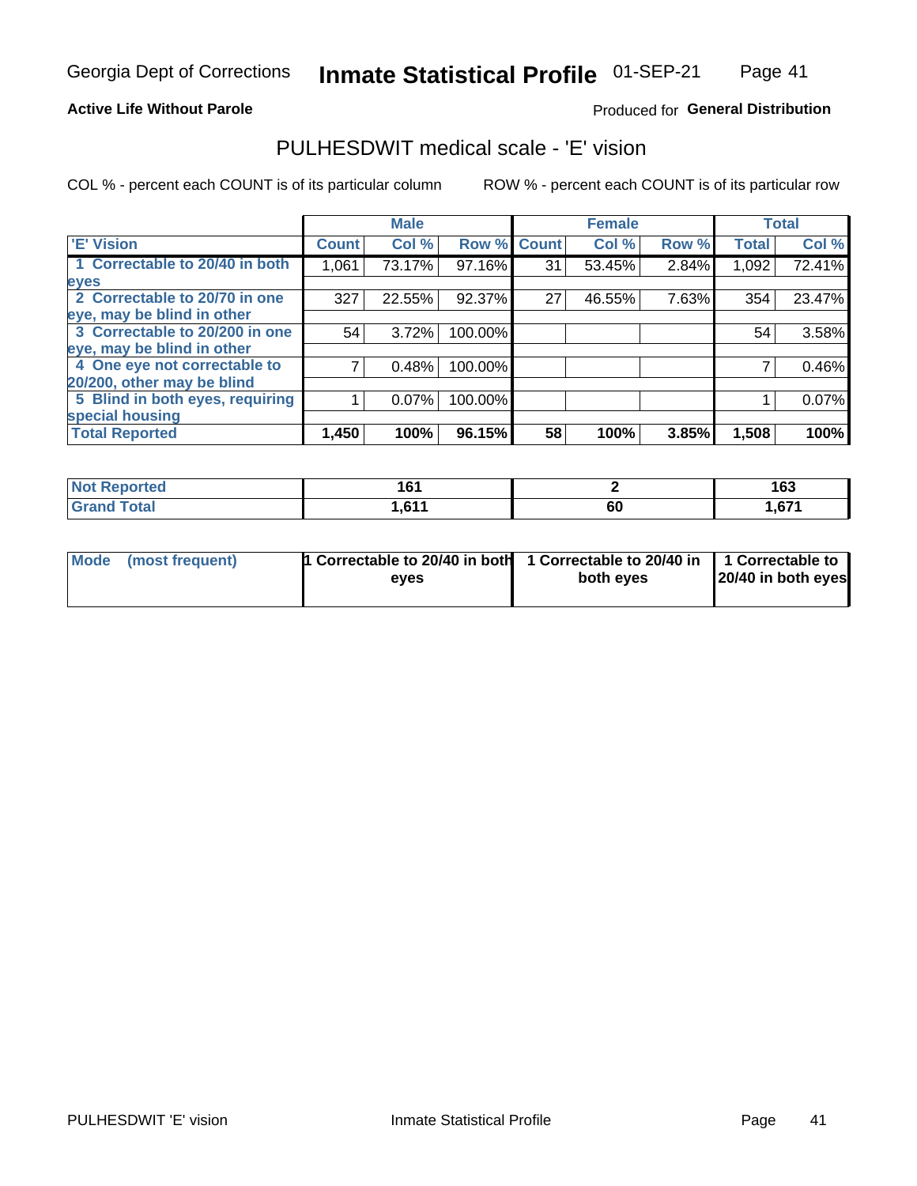Georgia Dept of Corrections **Inmate Statistical Profile** 01-SEP-21

**Active Life Without Parole**

Produced for **General Distribution**

## PULHESDWIT medical scale - 'E' vision

COL % - percent each COUNT is of its particular column

ROW % - percent each COUNT is of its particular row

| | Male | | | Female | | | Total | |
|---|---|---|---|---|---|---|---|---|
| 'E' Vision | Count | Col % | Row % | Count | Col % | Row % | Total | Col % |
| 1 Correctable to 20/40 in both eyes | 1,061 | 73.17% | 97.16% | 31 | 53.45% | 2.84% | 1,092 | 72.41% |
| 2 Correctable to 20/70 in one eye, may be blind in other | 327 | 22.55% | 92.37% | 27 | 46.55% | 7.63% | 354 | 23.47% |
| 3 Correctable to 20/200 in one eye, may be blind in other | 54 | 3.72% | 100.00% | | | | 54 | 3.58% |
| 4 One eye not correctable to 20/200, other may be blind | 7 | 0.48% | 100.00% | | | | 7 | 0.46% |
| 5 Blind in both eyes, requiring special housing | 1 | 0.07% | 100.00% | | | | 1 | 0.07% |
| **Total Reported** | **1,450** | **100%** | **96.15%** | **58** | **100%** | **3.85%** | **1,508** | **100%** |

| | Male | Female | Total |
|---|---|---|---|
| **Not Reported** | **161** | **2** | **163** |
| **Grand Total** | **1,611** | **60** | **1,671** |

| | Male | Female | Total |
|---|---|---|---|
| **Mode (most frequent)** | **1 Correctable to 20/40 in both eyes** | **1 Correctable to 20/40 in both eyes** | **1 Correctable to 20/40 in both eyes** |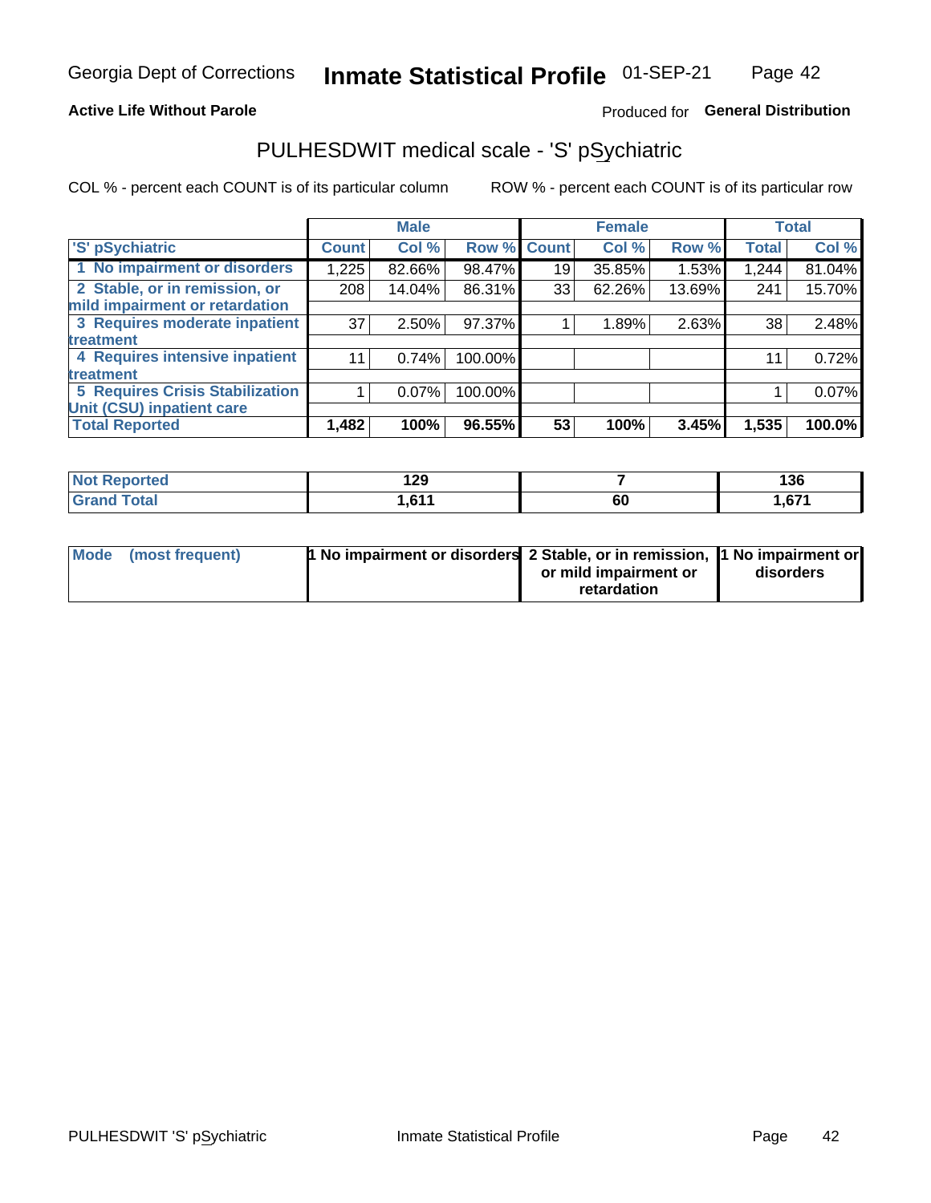Georgia Dept of Corrections **Inmate Statistical Profile** 01-SEP-21

**Active Life Without Parole**

Produced for **General Distribution**

# PULHESDWIT medical scale - 'S' pSychiatric

COL % - percent each COUNT is of its particular column

ROW % - percent each COUNT is of its particular row

| | Male | | | Female | | | Total | |
|---|---|---|---|---|---|---|---|---|
| 'S' pSychiatric | Count | Col % | Row % | Count | Col % | Row % | Total | Col % |
| 1 No impairment or disorders | 1,225 | 82.66% | 98.47% | 19 | 35.85% | 1.53% | 1,244 | 81.04% |
| 2 Stable, or in remission, or mild impairment or retardation | 208 | 14.04% | 86.31% | 33 | 62.26% | 13.69% | 241 | 15.70% |
| 3 Requires moderate inpatient treatment | 37 | 2.50% | 97.37% | 1 | 1.89% | 2.63% | 38 | 2.48% |
| 4 Requires intensive inpatient treatment | 11 | 0.74% | 100.00% | | | | 11 | 0.72% |
| 5 Requires Crisis Stabilization Unit (CSU) inpatient care | 1 | 0.07% | 100.00% | | | | 1 | 0.07% |
| **Total Reported** | **1,482** | **100%** | **96.55%** | **53** | **100%** | **3.45%** | **1,535** | **100.0%** |

| | Male | Female | Total |
|---|---|---|---|
| Not Reported | 129 | 7 | 136 |
| Grand Total | 1,611 | 60 | 1,671 |

| | Male | Female | Total |
|---|---|---|---|
| Mode (most frequent) | 1 No impairment or disorders | 2 Stable, or in remission, or mild impairment or retardation | 1 No impairment or disorders |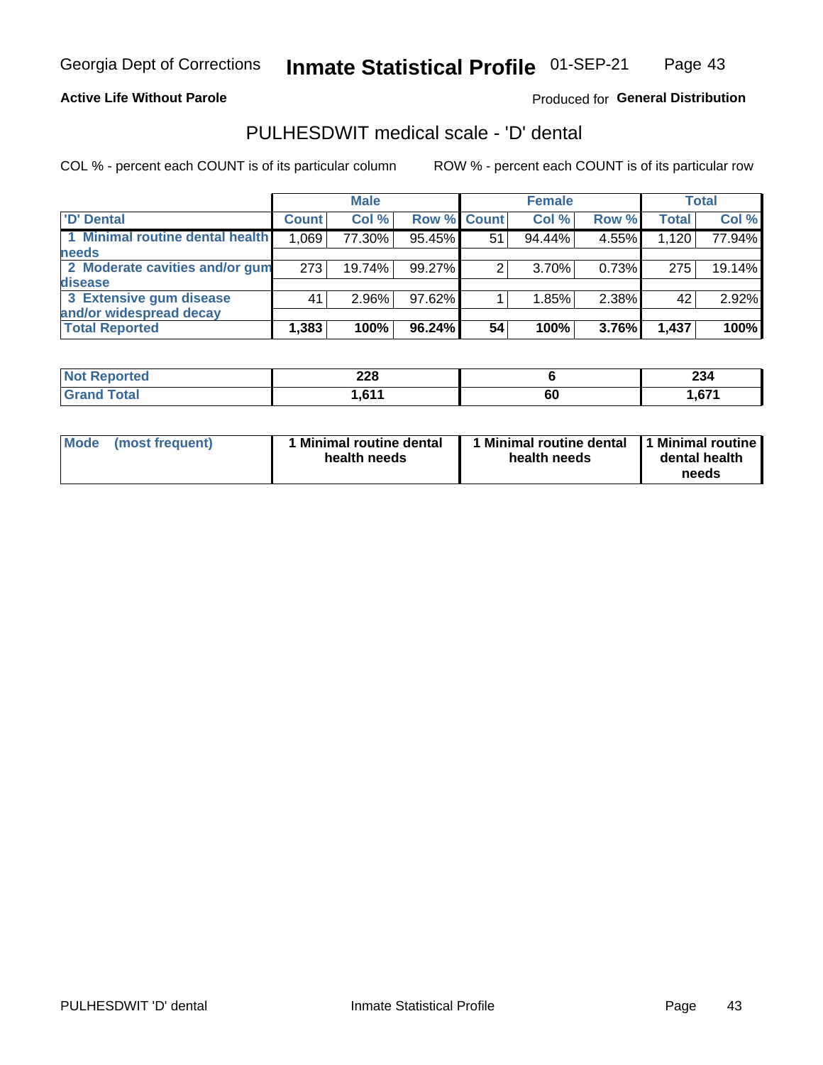Georgia Dept of Corrections **Inmate Statistical Profile** 01-SEP-21

**Active Life Without Parole**

Produced for **General Distribution**

## PULHESDWIT medical scale - 'D' dental

COL % - percent each COUNT is of its particular column

ROW % - percent each COUNT is of its particular row

| | Male | | | Female | | | Total | |
|---|---|---|---|---|---|---|---|---|
| 'D' Dental | Count | Col % | Row % | Count | Col % | Row % | Total | Col % |
| 1 Minimal routine dental health needs | 1,069 | 77.30% | 95.45% | 51 | 94.44% | 4.55% | 1,120 | 77.94% |
| 2 Moderate cavities and/or gum disease | 273 | 19.74% | 99.27% | 2 | 3.70% | 0.73% | 275 | 19.14% |
| 3 Extensive gum disease and/or widespread decay | 41 | 2.96% | 97.62% | 1 | 1.85% | 2.38% | 42 | 2.92% |
| **Total Reported** | **1,383** | **100%** | **96.24%** | **54** | **100%** | **3.76%** | **1,437** | **100%** |

| | Male | Female | Total |
|---|---|---|---|
| Not Reported | 228 | 6 | 234 |
| Grand Total | 1,611 | 60 | 1,671 |

| | Male | Female | Total |
|---|---|---|---|
| Mode (most frequent) | 1 Minimal routine dental health needs | 1 Minimal routine dental health needs | 1 Minimal routine dental health needs |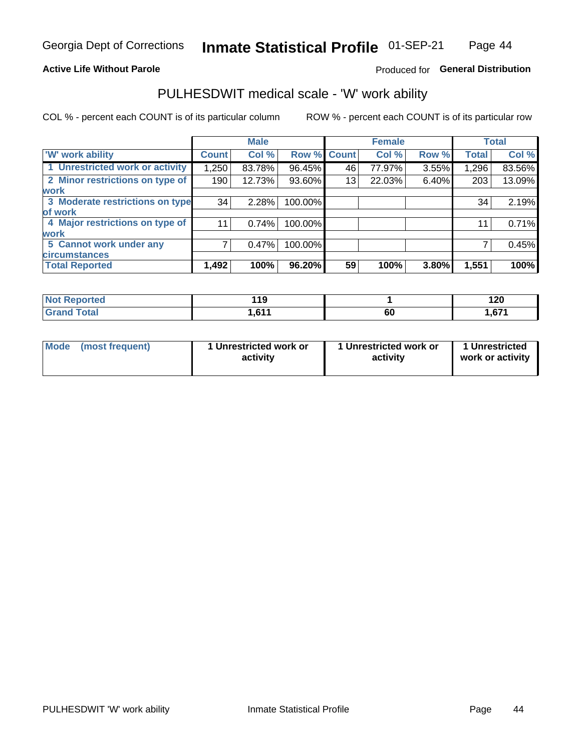Georgia Dept of Corrections **Inmate Statistical Profile** 01-SEP-21

**Active Life Without Parole**

Produced for **General Distribution**

## PULHESDWIT medical scale - 'W' work ability

COL % - percent each COUNT is of its particular column

ROW % - percent each COUNT is of its particular row

| | Male | | | Female | | | Total | |
|---|---|---|---|---|---|---|---|---|
| 'W' work ability | Count | Col % | Row % | Count | Col % | Row % | Total | Col % |
| 1 Unrestricted work or activity | 1,250 | 83.78% | 96.45% | 46 | 77.97% | 3.55% | 1,296 | 83.56% |
| 2 Minor restrictions on type of work | 190 | 12.73% | 93.60% | 13 | 22.03% | 6.40% | 203 | 13.09% |
| 3 Moderate restrictions on type of work | 34 | 2.28% | 100.00% | | | | 34 | 2.19% |
| 4 Major restrictions on type of work | 11 | 0.74% | 100.00% | | | | 11 | 0.71% |
| 5 Cannot work under any circumstances | 7 | 0.47% | 100.00% | | | | 7 | 0.45% |
| **Total Reported** | **1,492** | **100%** | **96.20%** | **59** | **100%** | **3.80%** | **1,551** | **100%** |

| | Male | Female | Total |
|---|---|---|---|
| Not Reported | 119 | 1 | 120 |
| Grand Total | 1,611 | 60 | 1,671 |

| | Male | Female | Total |
|---|---|---|---|
| Mode (most frequent) | 1 Unrestricted work or activity | 1 Unrestricted work or activity | 1 Unrestricted work or activity |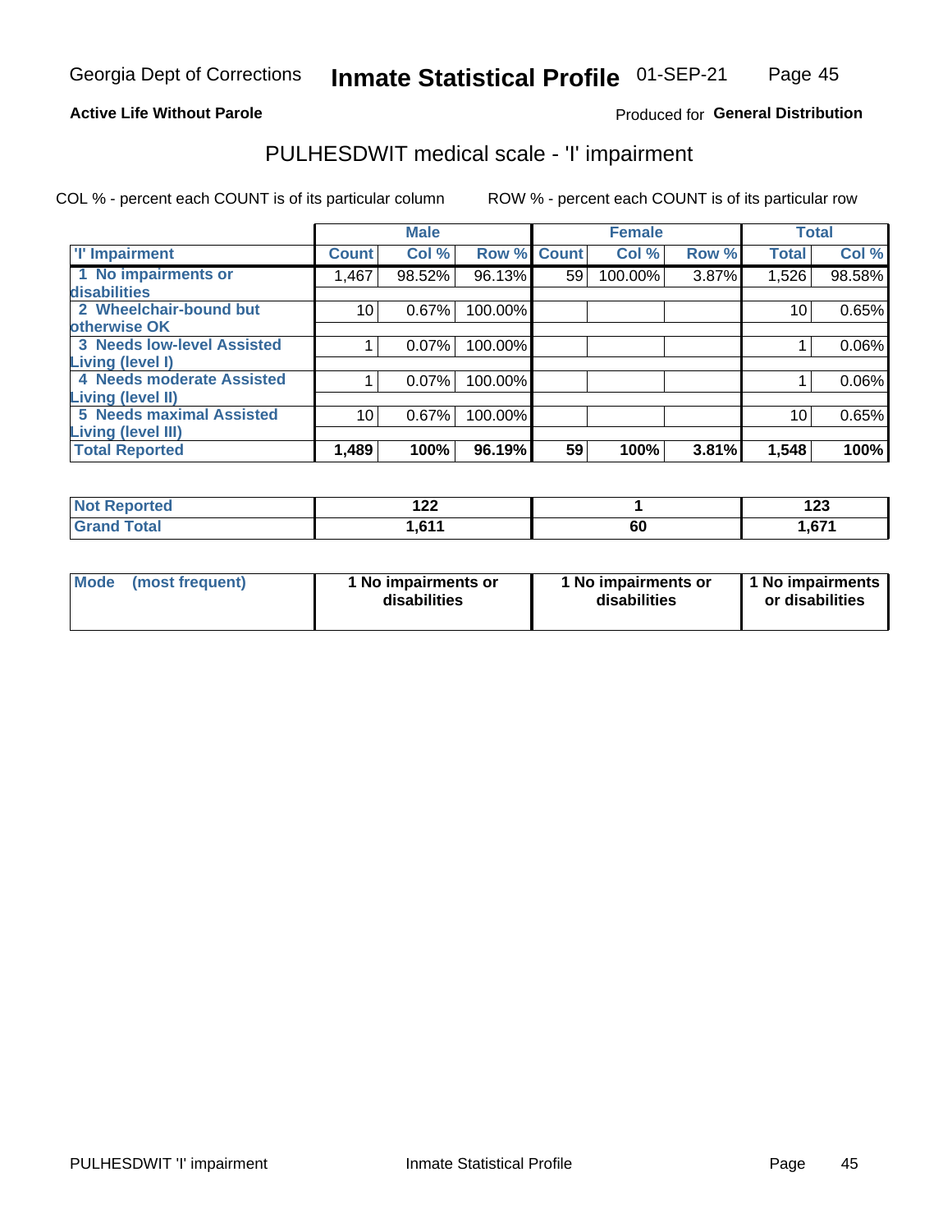Georgia Dept of Corrections **Inmate Statistical Profile** 01-SEP-21

**Active Life Without Parole**

Produced for **General Distribution**

## PULHESDWIT medical scale - 'I' impairment

COL % - percent each COUNT is of its particular column ROW % - percent each COUNT is of its particular row

| | Male | | | Female | | | Total | |
|---|---|---|---|---|---|---|---|---|
| 'I' Impairment | Count | Col % | Row % | Count | Col % | Row % | Total | Col % |
| 1 No impairments or disabilities | 1,467 | 98.52% | 96.13% | 59 | 100.00% | 3.87% | 1,526 | 98.58% |
| 2 Wheelchair-bound but otherwise OK | 10 | 0.67% | 100.00% | | | | 10 | 0.65% |
| 3 Needs low-level Assisted Living (level I) | 1 | 0.07% | 100.00% | | | | 1 | 0.06% |
| 4 Needs moderate Assisted Living (level II) | 1 | 0.07% | 100.00% | | | | 1 | 0.06% |
| 5 Needs maximal Assisted Living (level III) | 10 | 0.67% | 100.00% | | | | 10 | 0.65% |
| **Total Reported** | **1,489** | **100%** | **96.19%** | **59** | **100%** | **3.81%** | **1,548** | **100%** |

| | Male | Female | Total |
|---|---|---|---|
| Not Reported | 122 | 1 | 123 |
| Grand Total | 1,611 | 60 | 1,671 |

| | Male | Female | Total |
|---|---|---|---|
| Mode (most frequent) | 1 No impairments or disabilities | 1 No impairments or disabilities | 1 No impairments or disabilities |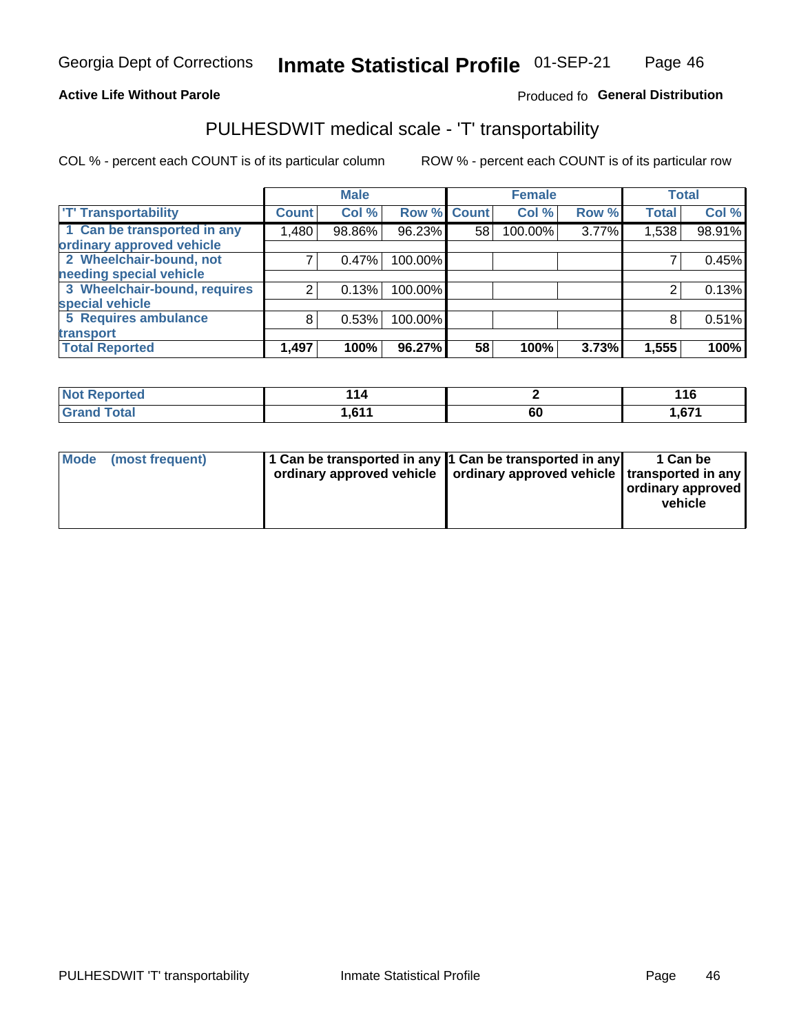Georgia Dept of Corrections **Inmate Statistical Profile** 01-SEP-21

**Active Life Without Parole**

Produced fo **General Distribution**

## PULHESDWIT medical scale - 'T' transportability

COL % - percent each COUNT is of its particular column ROW % - percent each COUNT is of its particular row

| | Male | | | Female | | | Total | |
|---|---|---|---|---|---|---|---|---|
| 'T' Transportability | Count | Col % | Row % | Count | Col % | Row % | Total | Col % |
| 1 Can be transported in any ordinary approved vehicle | 1,480 | 98.86% | 96.23% | 58 | 100.00% | 3.77% | 1,538 | 98.91% |
| 2 Wheelchair-bound, not needing special vehicle | 7 | 0.47% | 100.00% | | | | 7 | 0.45% |
| 3 Wheelchair-bound, requires special vehicle | 2 | 0.13% | 100.00% | | | | 2 | 0.13% |
| 5 Requires ambulance transport | 8 | 0.53% | 100.00% | | | | 8 | 0.51% |
| **Total Reported** | **1,497** | **100%** | **96.27%** | **58** | **100%** | **3.73%** | **1,555** | **100%** |

| | Male | Female | Total |
|---|---|---|---|
| **Not Reported** | **114** | **2** | **116** |
| **Grand Total** | **1,611** | **60** | **1,671** |

| | Male | Female | Total |
|---|---|---|---|
| **Mode (most frequent)** | **1 Can be transported in any ordinary approved vehicle** | **1 Can be transported in any ordinary approved vehicle** | **1 Can be transported in any ordinary approved vehicle** |

PULHESDWIT 'T' transportability Inmate Statistical Profile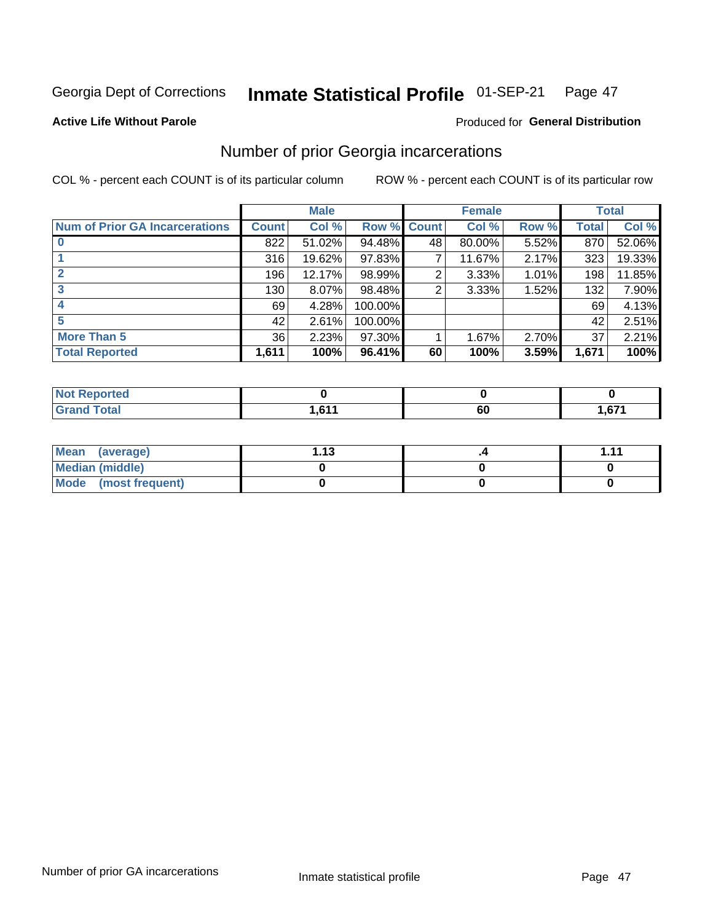Georgia Dept of Corrections **Inmate Statistical Profile** 01-SEP-21

**Active Life Without Parole**

Produced for **General Distribution**

## Number of prior Georgia incarcerations

COL % - percent each COUNT is of its particular column

ROW % - percent each COUNT is of its particular row

| Num of Prior GA Incarcerations | Male | | | Female | | | Total | |
|---|---|---|---|---|---|---|---|---|
| | Count | Col % | Row % | Count | Col % | Row % | Total | Col % |
| 0 | 822 | 51.02% | 94.48% | 48 | 80.00% | 5.52% | 870 | 52.06% |
| 1 | 316 | 19.62% | 97.83% | 7 | 11.67% | 2.17% | 323 | 19.33% |
| 2 | 196 | 12.17% | 98.99% | 2 | 3.33% | 1.01% | 198 | 11.85% |
| 3 | 130 | 8.07% | 98.48% | 2 | 3.33% | 1.52% | 132 | 7.90% |
| 4 | 69 | 4.28% | 100.00% | | | | 69 | 4.13% |
| 5 | 42 | 2.61% | 100.00% | | | | 42 | 2.51% |
| More Than 5 | 36 | 2.23% | 97.30% | 1 | 1.67% | 2.70% | 37 | 2.21% |
| **Total Reported** | **1,611** | **100%** | **96.41%** | **60** | **100%** | **3.59%** | **1,671** | **100%** |

| | Male | Female | Total |
|---|---|---|---|
| Not Reported | 0 | 0 | 0 |
| Grand Total | 1,611 | 60 | 1,671 |

| | Male | Female | Total |
|---|---|---|---|
| Mean (average) | 1.13 | .4 | 1.11 |
| Median (middle) | 0 | 0 | 0 |
| Mode (most frequent) | 0 | 0 | 0 |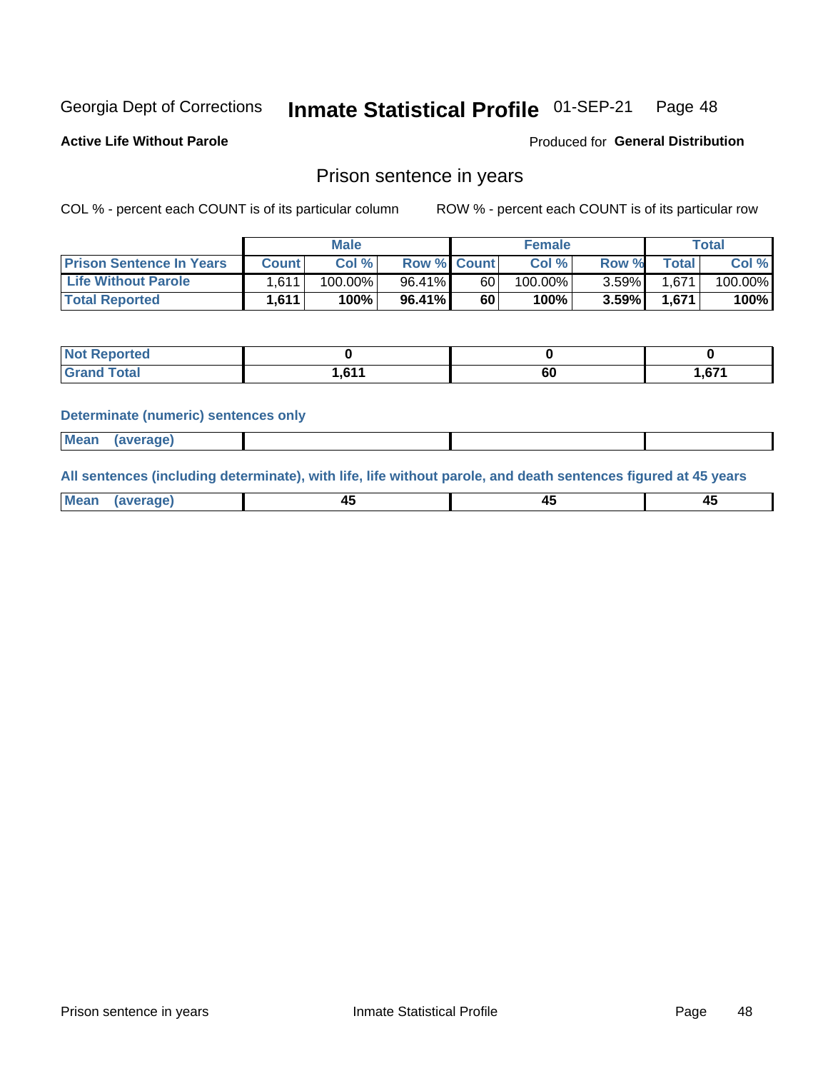Georgia Dept of Corrections **Inmate Statistical Profile** 01-SEP-21

**Active Life Without Parole**

Produced for **General Distribution**

## Prison sentence in years

COL % - percent each COUNT is of its particular column

ROW % - percent each COUNT is of its particular row

| | Male | | | Female | | | Total | |
|---|---|---|---|---|---|---|---|---|
| **Prison Sentence In Years** | **Count** | **Col %** | **Row %** | **Count** | **Col %** | **Row %** | **Total** | **Col %** |
| **Life Without Parole** | 1,611 | 100.00% | 96.41% | 60 | 100.00% | 3.59% | 1,671 | 100.00% |
| **Total Reported** | **1,611** | **100%** | **96.41%** | **60** | **100%** | **3.59%** | **1,671** | **100%** |

| | Male | Female | Total |
|---|---|---|---|
| **Not Reported** | **0** | **0** | **0** |
| **Grand Total** | **1,611** | **60** | **1,671** |

**Determinate (numeric) sentences only**

| | Male | Female | Total |
|---|---|---|---|
| **Mean (average)** | | | |

**All sentences (including determinate), with life, life without parole, and death sentences figured at 45 years**

| | Male | Female | Total |
|---|---|---|---|
| **Mean (average)** | **45** | **45** | **45** |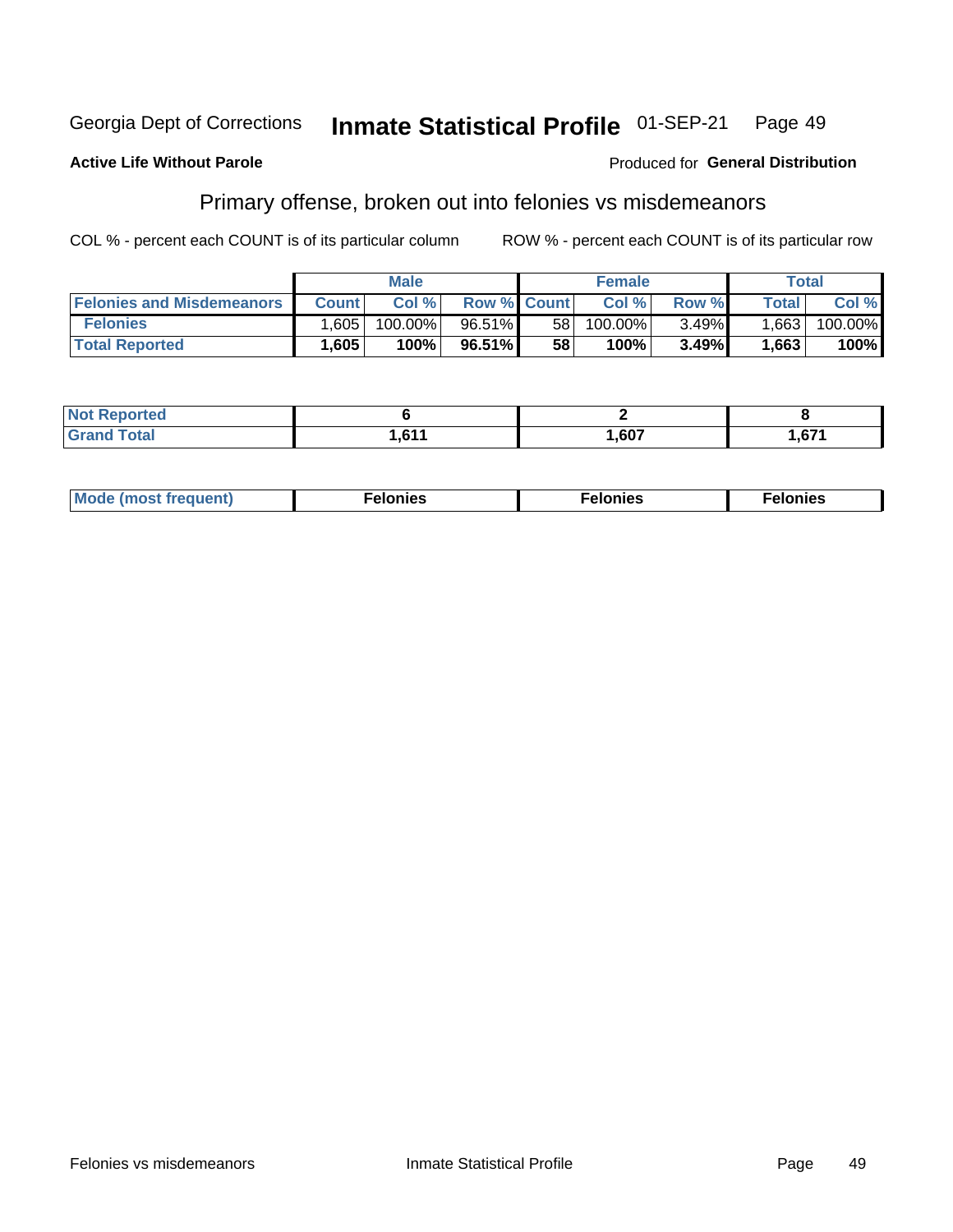Georgia Dept of Corrections **Inmate Statistical Profile** 01-SEP-21

**Active Life Without Parole**

Produced for **General Distribution**

## Primary offense, broken out into felonies vs misdemeanors

COL % - percent each COUNT is of its particular column    ROW % - percent each COUNT is of its particular row

| | Male | | | Female | | | Total | |
|---|---|---|---|---|---|---|---|---|
| **Felonies and Misdemeanors** | **Count** | **Col %** | **Row %** | **Count** | **Col %** | **Row %** | **Total** | **Col %** |
| **Felonies** | 1,605 | 100.00% | 96.51% | 58 | 100.00% | 3.49% | 1,663 | 100.00% |
| **Total Reported** | **1,605** | **100%** | **96.51%** | **58** | **100%** | **3.49%** | **1,663** | **100%** |

| | Male | Female | Total |
|---|---|---|---|
| **Not Reported** | **6** | **2** | **8** |
| **Grand Total** | **1,611** | **1,607** | **1,671** |

| | Male | Female | Total |
|---|---|---|---|
| **Mode (most frequent)** | **Felonies** | **Felonies** | **Felonies** |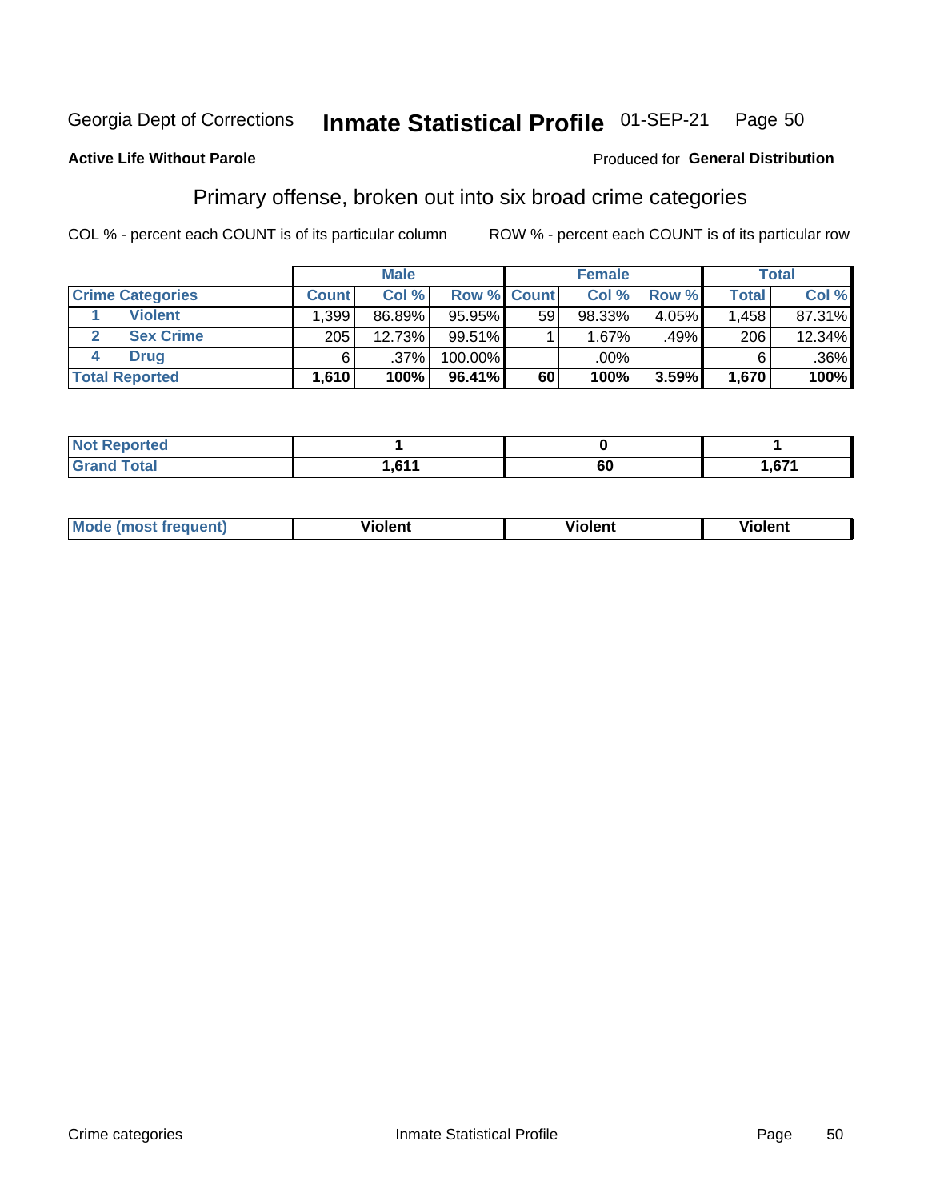Georgia Dept of Corrections **Inmate Statistical Profile** 01-SEP-21

**Active Life Without Parole**

Produced for **General Distribution**

## Primary offense, broken out into six broad crime categories

COL % - percent each COUNT is of its particular column

ROW % - percent each COUNT is of its particular row

| | | Male | | | Female | | | Total | |
|---|---|---|---|---|---|---|---|---|---|
| **Crime Categories** | | **Count** | **Col %** | **Row %** | **Count** | **Col %** | **Row %** | **Total** | **Col %** |
| 1 | **Violent** | 1,399 | 86.89% | 95.95% | 59 | 98.33% | 4.05% | 1,458 | 87.31% |
| 2 | **Sex Crime** | 205 | 12.73% | 99.51% | 1 | 1.67% | .49% | 206 | 12.34% |
| 4 | **Drug** | 6 | .37% | 100.00% | | .00% | | 6 | .36% |
| **Total Reported** | | **1,610** | **100%** | **96.41%** | **60** | **100%** | **3.59%** | **1,670** | **100%** |

| | Male | Female | Total |
|---|---|---|---|
| **Not Reported** | **1** | **0** | **1** |
| **Grand Total** | **1,611** | **60** | **1,671** |

| | Male | Female | Total |
|---|---|---|---|
| **Mode (most frequent)** | **Violent** | **Violent** | **Violent** |

Crime categories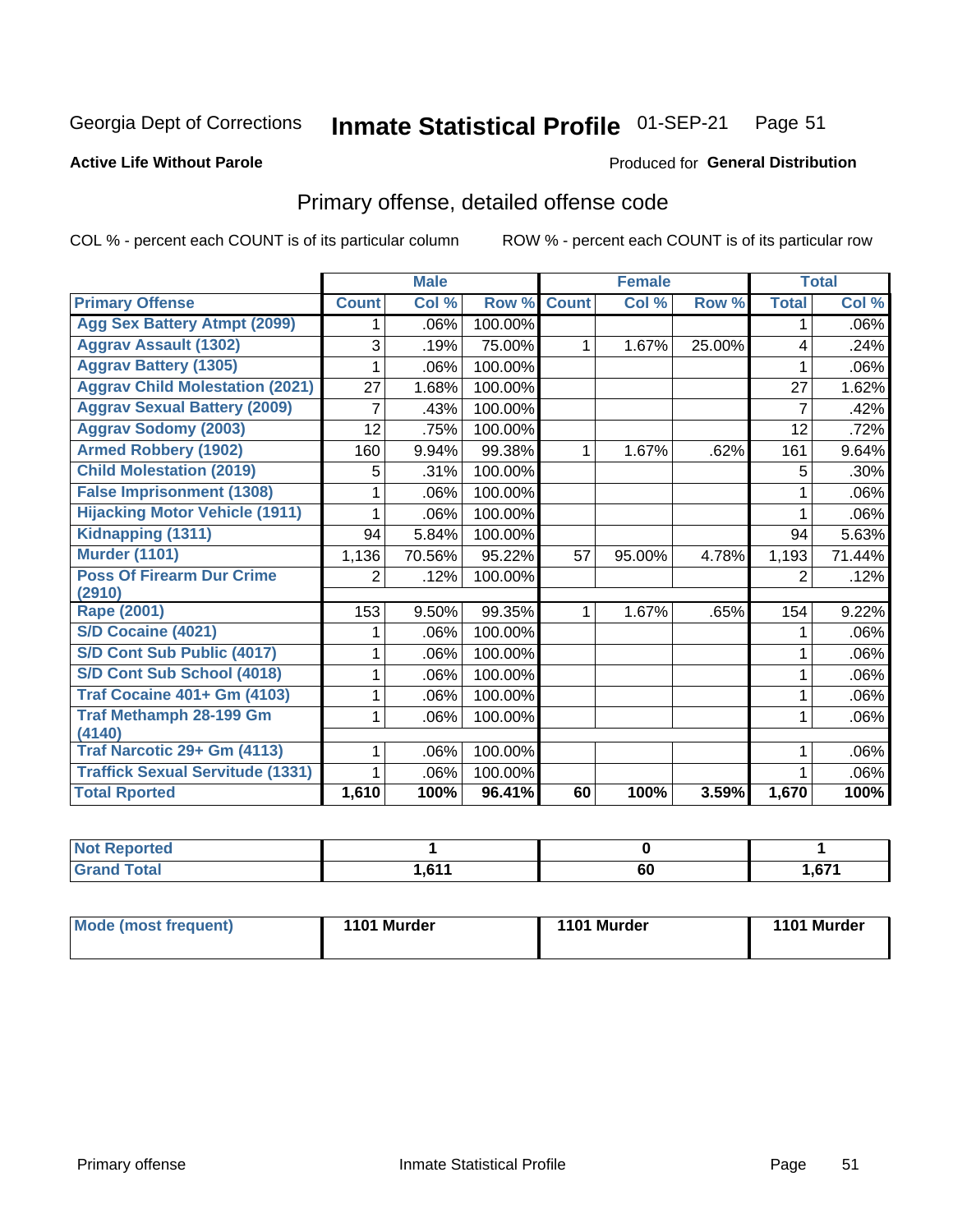Georgia Dept of Corrections **Inmate Statistical Profile** 01-SEP-21 Page 51

**Active Life Without Parole**

Produced for **General Distribution**

## Primary offense, detailed offense code

COL % - percent each COUNT is of its particular column ROW % - percent each COUNT is of its particular row

| | Male | | | Female | | | Total | |
|---|---|---|---|---|---|---|---|---|
| **Primary Offense** | **Count** | **Col %** | **Row %** | **Count** | **Col %** | **Row %** | **Total** | **Col %** |
| Agg Sex Battery Atmpt (2099) | 1 | .06% | 100.00% | | | | 1 | .06% |
| Aggrav Assault (1302) | 3 | .19% | 75.00% | 1 | 1.67% | 25.00% | 4 | .24% |
| Aggrav Battery (1305) | 1 | .06% | 100.00% | | | | 1 | .06% |
| Aggrav Child Molestation (2021) | 27 | 1.68% | 100.00% | | | | 27 | 1.62% |
| Aggrav Sexual Battery (2009) | 7 | .43% | 100.00% | | | | 7 | .42% |
| Aggrav Sodomy (2003) | 12 | .75% | 100.00% | | | | 12 | .72% |
| Armed Robbery (1902) | 160 | 9.94% | 99.38% | 1 | 1.67% | .62% | 161 | 9.64% |
| Child Molestation (2019) | 5 | .31% | 100.00% | | | | 5 | .30% |
| False Imprisonment (1308) | 1 | .06% | 100.00% | | | | 1 | .06% |
| Hijacking Motor Vehicle (1911) | 1 | .06% | 100.00% | | | | 1 | .06% |
| Kidnapping (1311) | 94 | 5.84% | 100.00% | | | | 94 | 5.63% |
| Murder (1101) | 1,136 | 70.56% | 95.22% | 57 | 95.00% | 4.78% | 1,193 | 71.44% |
| Poss Of Firearm Dur Crime (2910) | 2 | .12% | 100.00% | | | | 2 | .12% |
| Rape (2001) | 153 | 9.50% | 99.35% | 1 | 1.67% | .65% | 154 | 9.22% |
| S/D Cocaine (4021) | 1 | .06% | 100.00% | | | | 1 | .06% |
| S/D Cont Sub Public (4017) | 1 | .06% | 100.00% | | | | 1 | .06% |
| S/D Cont Sub School (4018) | 1 | .06% | 100.00% | | | | 1 | .06% |
| Traf Cocaine 401+ Gm (4103) | 1 | .06% | 100.00% | | | | 1 | .06% |
| Traf Methamph 28-199 Gm (4140) | 1 | .06% | 100.00% | | | | 1 | .06% |
| Traf Narcotic 29+ Gm (4113) | 1 | .06% | 100.00% | | | | 1 | .06% |
| Traffick Sexual Servitude (1331) | 1 | .06% | 100.00% | | | | 1 | .06% |
| **Total Rported** | **1,610** | **100%** | **96.41%** | **60** | **100%** | **3.59%** | **1,670** | **100%** |

| | Male | Female | Total |
|---|---|---|---|
| **Not Reported** | **1** | **0** | **1** |
| **Grand Total** | **1,611** | **60** | **1,671** |

| | Male | Female | Total |
|---|---|---|---|
| **Mode (most frequent)** | **1101 Murder** | **1101 Murder** | **1101 Murder** |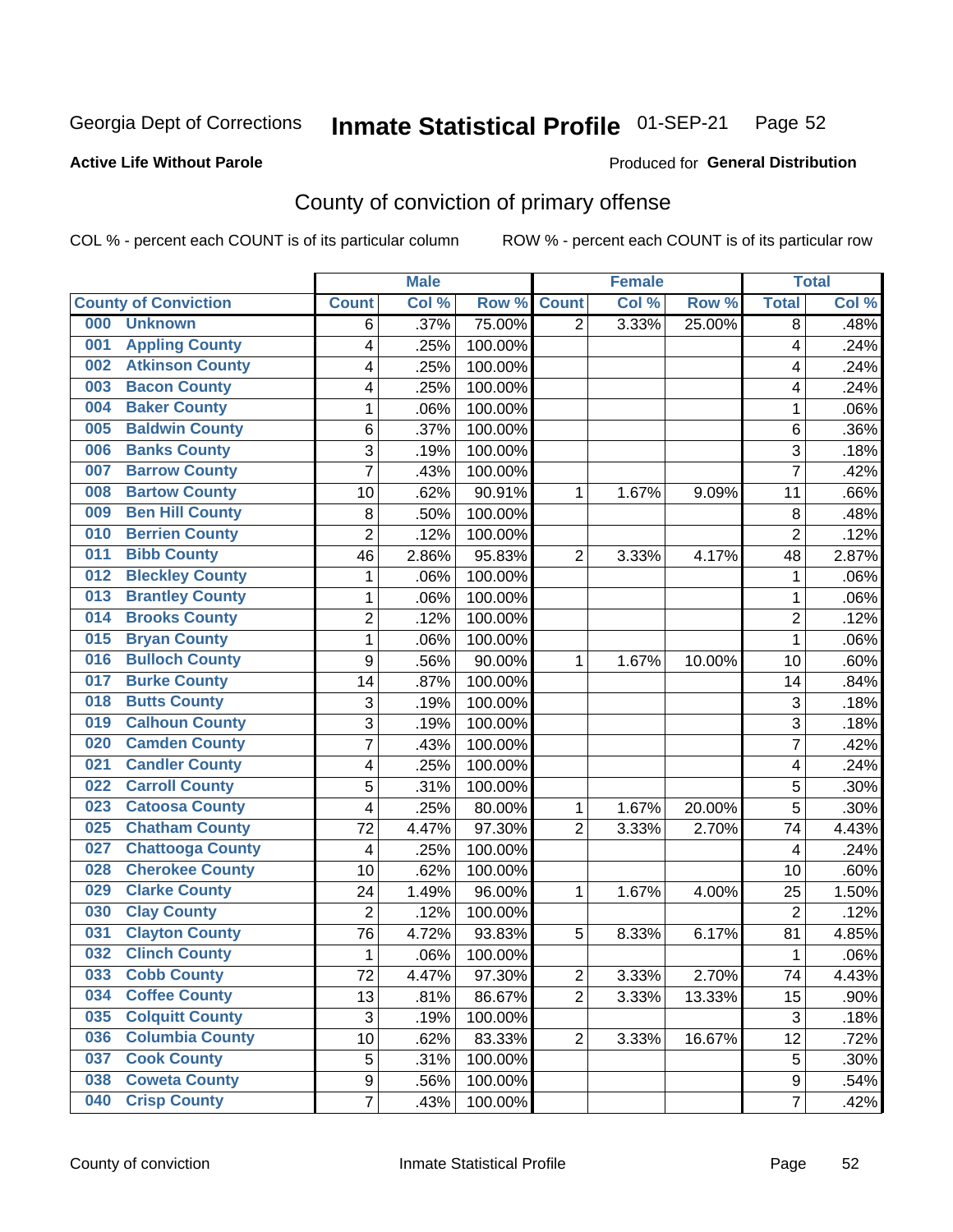Georgia Dept of Corrections **Inmate Statistical Profile** 01-SEP-21 Page 52

**Active Life Without Parole**

Produced for **General Distribution**

## County of conviction of primary offense

COL % - percent each COUNT is of its particular column ROW % - percent each COUNT is of its particular row

| County of Conviction | Male | | | Female | | | Total | |
|---|---|---|---|---|---|---|---|---|
| | Count | Col % | Row % | Count | Col % | Row % | Total | Col % |
| 000 Unknown | 6 | .37% | 75.00% | 2 | 3.33% | 25.00% | 8 | .48% |
| 001 Appling County | 4 | .25% | 100.00% | | | | 4 | .24% |
| 002 Atkinson County | 4 | .25% | 100.00% | | | | 4 | .24% |
| 003 Bacon County | 4 | .25% | 100.00% | | | | 4 | .24% |
| 004 Baker County | 1 | .06% | 100.00% | | | | 1 | .06% |
| 005 Baldwin County | 6 | .37% | 100.00% | | | | 6 | .36% |
| 006 Banks County | 3 | .19% | 100.00% | | | | 3 | .18% |
| 007 Barrow County | 7 | .43% | 100.00% | | | | 7 | .42% |
| 008 Bartow County | 10 | .62% | 90.91% | 1 | 1.67% | 9.09% | 11 | .66% |
| 009 Ben Hill County | 8 | .50% | 100.00% | | | | 8 | .48% |
| 010 Berrien County | 2 | .12% | 100.00% | | | | 2 | .12% |
| 011 Bibb County | 46 | 2.86% | 95.83% | 2 | 3.33% | 4.17% | 48 | 2.87% |
| 012 Bleckley County | 1 | .06% | 100.00% | | | | 1 | .06% |
| 013 Brantley County | 1 | .06% | 100.00% | | | | 1 | .06% |
| 014 Brooks County | 2 | .12% | 100.00% | | | | 2 | .12% |
| 015 Bryan County | 1 | .06% | 100.00% | | | | 1 | .06% |
| 016 Bulloch County | 9 | .56% | 90.00% | 1 | 1.67% | 10.00% | 10 | .60% |
| 017 Burke County | 14 | .87% | 100.00% | | | | 14 | .84% |
| 018 Butts County | 3 | .19% | 100.00% | | | | 3 | .18% |
| 019 Calhoun County | 3 | .19% | 100.00% | | | | 3 | .18% |
| 020 Camden County | 7 | .43% | 100.00% | | | | 7 | .42% |
| 021 Candler County | 4 | .25% | 100.00% | | | | 4 | .24% |
| 022 Carroll County | 5 | .31% | 100.00% | | | | 5 | .30% |
| 023 Catoosa County | 4 | .25% | 80.00% | 1 | 1.67% | 20.00% | 5 | .30% |
| 025 Chatham County | 72 | 4.47% | 97.30% | 2 | 3.33% | 2.70% | 74 | 4.43% |
| 027 Chattooga County | 4 | .25% | 100.00% | | | | 4 | .24% |
| 028 Cherokee County | 10 | .62% | 100.00% | | | | 10 | .60% |
| 029 Clarke County | 24 | 1.49% | 96.00% | 1 | 1.67% | 4.00% | 25 | 1.50% |
| 030 Clay County | 2 | .12% | 100.00% | | | | 2 | .12% |
| 031 Clayton County | 76 | 4.72% | 93.83% | 5 | 8.33% | 6.17% | 81 | 4.85% |
| 032 Clinch County | 1 | .06% | 100.00% | | | | 1 | .06% |
| 033 Cobb County | 72 | 4.47% | 97.30% | 2 | 3.33% | 2.70% | 74 | 4.43% |
| 034 Coffee County | 13 | .81% | 86.67% | 2 | 3.33% | 13.33% | 15 | .90% |
| 035 Colquitt County | 3 | .19% | 100.00% | | | | 3 | .18% |
| 036 Columbia County | 10 | .62% | 83.33% | 2 | 3.33% | 16.67% | 12 | .72% |
| 037 Cook County | 5 | .31% | 100.00% | | | | 5 | .30% |
| 038 Coweta County | 9 | .56% | 100.00% | | | | 9 | .54% |
| 040 Crisp County | 7 | .43% | 100.00% | | | | 7 | .42% |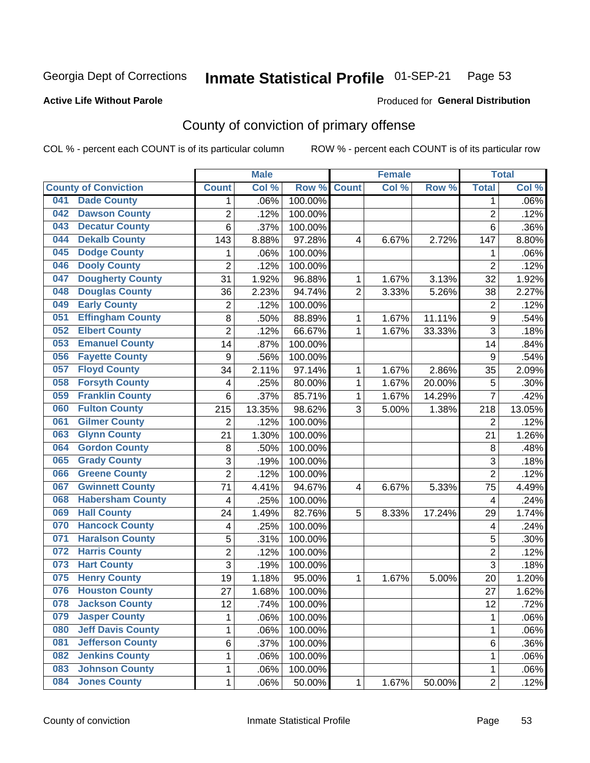Georgia Dept of Corrections **Inmate Statistical Profile** 01-SEP-21

**Active Life Without Parole**

Produced for **General Distribution**

## County of conviction of primary offense

COL % - percent each COUNT is of its particular column ROW % - percent each COUNT is of its particular row

| County of Conviction | Male | | | Female | | | Total | |
|---|---|---|---|---|---|---|---|---|
| | Count | Col % | Row % | Count | Col % | Row % | Total | Col % |
| 041 Dade County | 1 | .06% | 100.00% | | | | 1 | .06% |
| 042 Dawson County | 2 | .12% | 100.00% | | | | 2 | .12% |
| 043 Decatur County | 6 | .37% | 100.00% | | | | 6 | .36% |
| 044 Dekalb County | 143 | 8.88% | 97.28% | 4 | 6.67% | 2.72% | 147 | 8.80% |
| 045 Dodge County | 1 | .06% | 100.00% | | | | 1 | .06% |
| 046 Dooly County | 2 | .12% | 100.00% | | | | 2 | .12% |
| 047 Dougherty County | 31 | 1.92% | 96.88% | 1 | 1.67% | 3.13% | 32 | 1.92% |
| 048 Douglas County | 36 | 2.23% | 94.74% | 2 | 3.33% | 5.26% | 38 | 2.27% |
| 049 Early County | 2 | .12% | 100.00% | | | | 2 | .12% |
| 051 Effingham County | 8 | .50% | 88.89% | 1 | 1.67% | 11.11% | 9 | .54% |
| 052 Elbert County | 2 | .12% | 66.67% | 1 | 1.67% | 33.33% | 3 | .18% |
| 053 Emanuel County | 14 | .87% | 100.00% | | | | 14 | .84% |
| 056 Fayette County | 9 | .56% | 100.00% | | | | 9 | .54% |
| 057 Floyd County | 34 | 2.11% | 97.14% | 1 | 1.67% | 2.86% | 35 | 2.09% |
| 058 Forsyth County | 4 | .25% | 80.00% | 1 | 1.67% | 20.00% | 5 | .30% |
| 059 Franklin County | 6 | .37% | 85.71% | 1 | 1.67% | 14.29% | 7 | .42% |
| 060 Fulton County | 215 | 13.35% | 98.62% | 3 | 5.00% | 1.38% | 218 | 13.05% |
| 061 Gilmer County | 2 | .12% | 100.00% | | | | 2 | .12% |
| 063 Glynn County | 21 | 1.30% | 100.00% | | | | 21 | 1.26% |
| 064 Gordon County | 8 | .50% | 100.00% | | | | 8 | .48% |
| 065 Grady County | 3 | .19% | 100.00% | | | | 3 | .18% |
| 066 Greene County | 2 | .12% | 100.00% | | | | 2 | .12% |
| 067 Gwinnett County | 71 | 4.41% | 94.67% | 4 | 6.67% | 5.33% | 75 | 4.49% |
| 068 Habersham County | 4 | .25% | 100.00% | | | | 4 | .24% |
| 069 Hall County | 24 | 1.49% | 82.76% | 5 | 8.33% | 17.24% | 29 | 1.74% |
| 070 Hancock County | 4 | .25% | 100.00% | | | | 4 | .24% |
| 071 Haralson County | 5 | .31% | 100.00% | | | | 5 | .30% |
| 072 Harris County | 2 | .12% | 100.00% | | | | 2 | .12% |
| 073 Hart County | 3 | .19% | 100.00% | | | | 3 | .18% |
| 075 Henry County | 19 | 1.18% | 95.00% | 1 | 1.67% | 5.00% | 20 | 1.20% |
| 076 Houston County | 27 | 1.68% | 100.00% | | | | 27 | 1.62% |
| 078 Jackson County | 12 | .74% | 100.00% | | | | 12 | .72% |
| 079 Jasper County | 1 | .06% | 100.00% | | | | 1 | .06% |
| 080 Jeff Davis County | 1 | .06% | 100.00% | | | | 1 | .06% |
| 081 Jefferson County | 6 | .37% | 100.00% | | | | 6 | .36% |
| 082 Jenkins County | 1 | .06% | 100.00% | | | | 1 | .06% |
| 083 Johnson County | 1 | .06% | 100.00% | | | | 1 | .06% |
| 084 Jones County | 1 | .06% | 50.00% | 1 | 1.67% | 50.00% | 2 | .12% |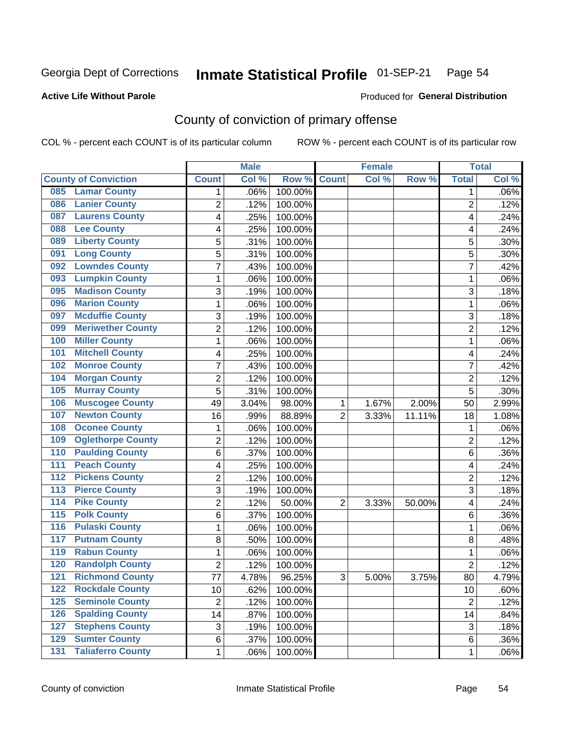Georgia Dept of Corrections **Inmate Statistical Profile** 01-SEP-21 Page 54

**Active Life Without Parole**

Produced for **General Distribution**

## County of conviction of primary offense

COL % - percent each COUNT is of its particular column ROW % - percent each COUNT is of its particular row

| County of Conviction | Male | | | Female | | | Total | |
|---|---|---|---|---|---|---|---|---|
| | Count | Col % | Row % | Count | Col % | Row % | Total | Col % |
| 085 Lamar County | 1 | .06% | 100.00% | | | | 1 | .06% |
| 086 Lanier County | 2 | .12% | 100.00% | | | | 2 | .12% |
| 087 Laurens County | 4 | .25% | 100.00% | | | | 4 | .24% |
| 088 Lee County | 4 | .25% | 100.00% | | | | 4 | .24% |
| 089 Liberty County | 5 | .31% | 100.00% | | | | 5 | .30% |
| 091 Long County | 5 | .31% | 100.00% | | | | 5 | .30% |
| 092 Lowndes County | 7 | .43% | 100.00% | | | | 7 | .42% |
| 093 Lumpkin County | 1 | .06% | 100.00% | | | | 1 | .06% |
| 095 Madison County | 3 | .19% | 100.00% | | | | 3 | .18% |
| 096 Marion County | 1 | .06% | 100.00% | | | | 1 | .06% |
| 097 Mcduffie County | 3 | .19% | 100.00% | | | | 3 | .18% |
| 099 Meriwether County | 2 | .12% | 100.00% | | | | 2 | .12% |
| 100 Miller County | 1 | .06% | 100.00% | | | | 1 | .06% |
| 101 Mitchell County | 4 | .25% | 100.00% | | | | 4 | .24% |
| 102 Monroe County | 7 | .43% | 100.00% | | | | 7 | .42% |
| 104 Morgan County | 2 | .12% | 100.00% | | | | 2 | .12% |
| 105 Murray County | 5 | .31% | 100.00% | | | | 5 | .30% |
| 106 Muscogee County | 49 | 3.04% | 98.00% | 1 | 1.67% | 2.00% | 50 | 2.99% |
| 107 Newton County | 16 | .99% | 88.89% | 2 | 3.33% | 11.11% | 18 | 1.08% |
| 108 Oconee County | 1 | .06% | 100.00% | | | | 1 | .06% |
| 109 Oglethorpe County | 2 | .12% | 100.00% | | | | 2 | .12% |
| 110 Paulding County | 6 | .37% | 100.00% | | | | 6 | .36% |
| 111 Peach County | 4 | .25% | 100.00% | | | | 4 | .24% |
| 112 Pickens County | 2 | .12% | 100.00% | | | | 2 | .12% |
| 113 Pierce County | 3 | .19% | 100.00% | | | | 3 | .18% |
| 114 Pike County | 2 | .12% | 50.00% | 2 | 3.33% | 50.00% | 4 | .24% |
| 115 Polk County | 6 | .37% | 100.00% | | | | 6 | .36% |
| 116 Pulaski County | 1 | .06% | 100.00% | | | | 1 | .06% |
| 117 Putnam County | 8 | .50% | 100.00% | | | | 8 | .48% |
| 119 Rabun County | 1 | .06% | 100.00% | | | | 1 | .06% |
| 120 Randolph County | 2 | .12% | 100.00% | | | | 2 | .12% |
| 121 Richmond County | 77 | 4.78% | 96.25% | 3 | 5.00% | 3.75% | 80 | 4.79% |
| 122 Rockdale County | 10 | .62% | 100.00% | | | | 10 | .60% |
| 125 Seminole County | 2 | .12% | 100.00% | | | | 2 | .12% |
| 126 Spalding County | 14 | .87% | 100.00% | | | | 14 | .84% |
| 127 Stephens County | 3 | .19% | 100.00% | | | | 3 | .18% |
| 129 Sumter County | 6 | .37% | 100.00% | | | | 6 | .36% |
| 131 Taliaferro County | 1 | .06% | 100.00% | | | | 1 | .06% |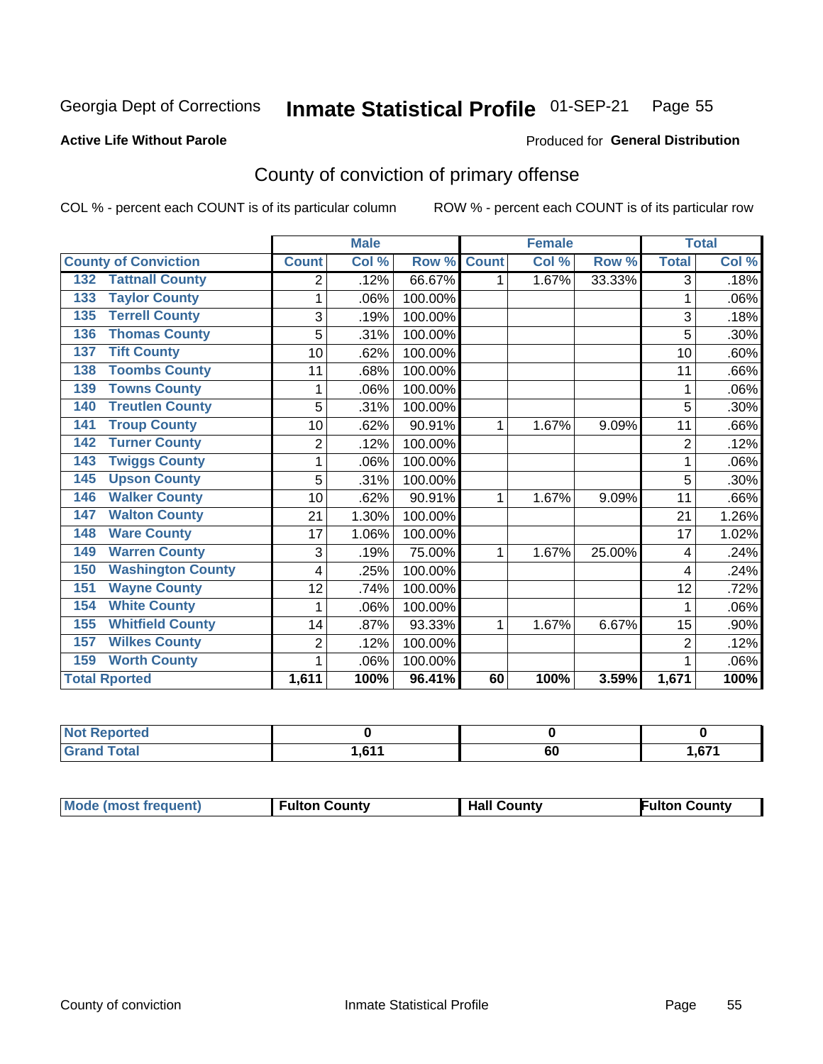Georgia Dept of Corrections **Inmate Statistical Profile** 01-SEP-21

**Active Life Without Parole**

Produced for **General Distribution**

## County of conviction of primary offense

COL % - percent each COUNT is of its particular column

ROW % - percent each COUNT is of its particular row

| County of Conviction | Male | | | Female | | | Total | |
|---|---|---|---|---|---|---|---|---|
| | Count | Col % | Row % | Count | Col % | Row % | Total | Col % |
| 132 Tattnall County | 2 | .12% | 66.67% | 1 | 1.67% | 33.33% | 3 | .18% |
| 133 Taylor County | 1 | .06% | 100.00% | | | | 1 | .06% |
| 135 Terrell County | 3 | .19% | 100.00% | | | | 3 | .18% |
| 136 Thomas County | 5 | .31% | 100.00% | | | | 5 | .30% |
| 137 Tift County | 10 | .62% | 100.00% | | | | 10 | .60% |
| 138 Toombs County | 11 | .68% | 100.00% | | | | 11 | .66% |
| 139 Towns County | 1 | .06% | 100.00% | | | | 1 | .06% |
| 140 Treutlen County | 5 | .31% | 100.00% | | | | 5 | .30% |
| 141 Troup County | 10 | .62% | 90.91% | 1 | 1.67% | 9.09% | 11 | .66% |
| 142 Turner County | 2 | .12% | 100.00% | | | | 2 | .12% |
| 143 Twiggs County | 1 | .06% | 100.00% | | | | 1 | .06% |
| 145 Upson County | 5 | .31% | 100.00% | | | | 5 | .30% |
| 146 Walker County | 10 | .62% | 90.91% | 1 | 1.67% | 9.09% | 11 | .66% |
| 147 Walton County | 21 | 1.30% | 100.00% | | | | 21 | 1.26% |
| 148 Ware County | 17 | 1.06% | 100.00% | | | | 17 | 1.02% |
| 149 Warren County | 3 | .19% | 75.00% | 1 | 1.67% | 25.00% | 4 | .24% |
| 150 Washington County | 4 | .25% | 100.00% | | | | 4 | .24% |
| 151 Wayne County | 12 | .74% | 100.00% | | | | 12 | .72% |
| 154 White County | 1 | .06% | 100.00% | | | | 1 | .06% |
| 155 Whitfield County | 14 | .87% | 93.33% | 1 | 1.67% | 6.67% | 15 | .90% |
| 157 Wilkes County | 2 | .12% | 100.00% | | | | 2 | .12% |
| 159 Worth County | 1 | .06% | 100.00% | | | | 1 | .06% |
| **Total Rported** | **1,611** | **100%** | **96.41%** | **60** | **100%** | **3.59%** | **1,671** | **100%** |

| | Male | Female | Total |
|---|---|---|---|
| Not Reported | 0 | 0 | 0 |
| Grand Total | 1,611 | 60 | 1,671 |

| | Male | Female | Total |
|---|---|---|---|
| Mode (most frequent) | Fulton County | Hall County | Fulton County |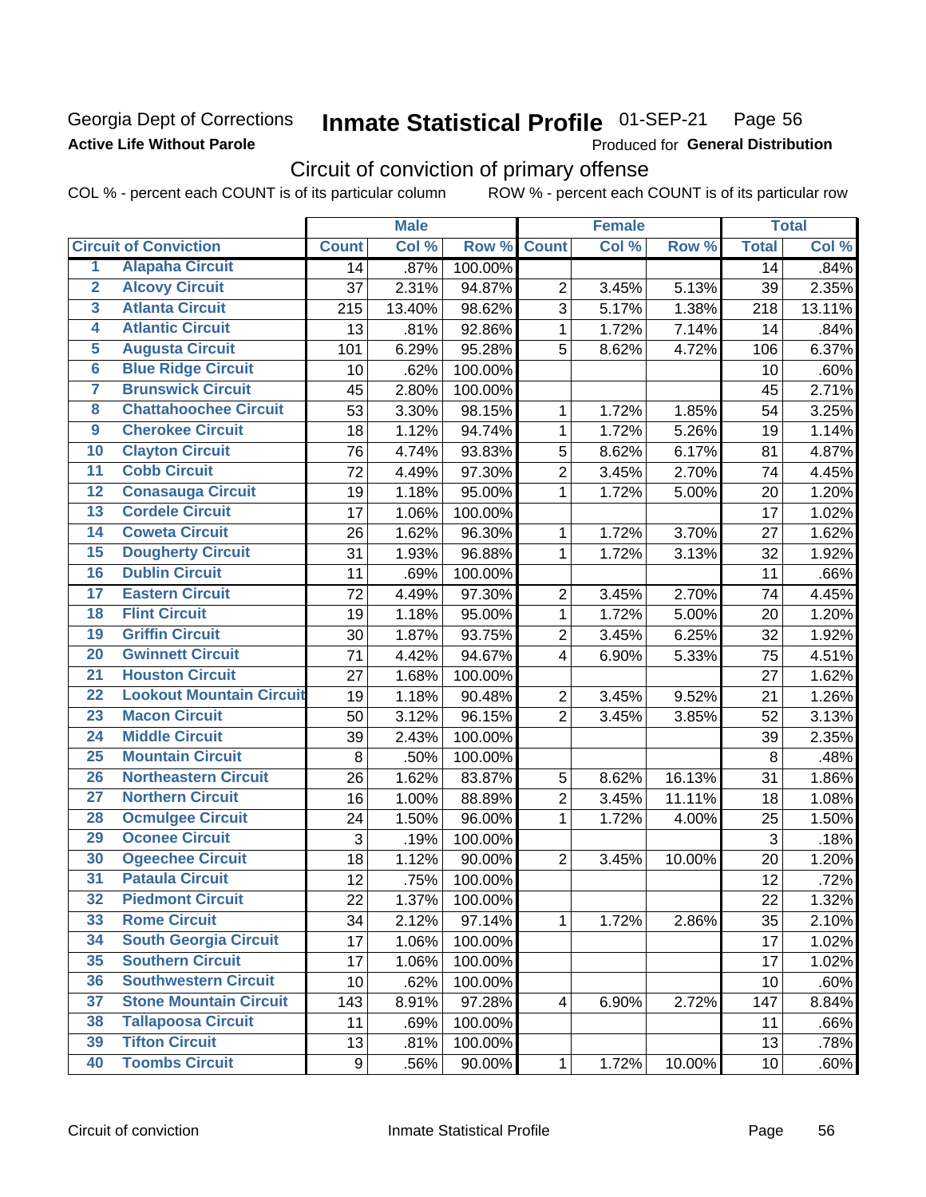Georgia Dept of Corrections
**Active Life Without Parole**

# Inmate Statistical Profile 01-SEP-21 Page 56

Produced for **General Distribution**

## Circuit of conviction of primary offense

COL % - percent each COUNT is of its particular column ROW % - percent each COUNT is of its particular row

| | Circuit of Conviction | Male | | | Female | | | Total | |
|---|---|---|---|---|---|---|---|---|---|
| | | Count | Col % | Row % | Count | Col % | Row % | Total | Col % |
| 1 | Alapaha Circuit | 14 | .87% | 100.00% | | | | 14 | .84% |
| 2 | Alcovy Circuit | 37 | 2.31% | 94.87% | 2 | 3.45% | 5.13% | 39 | 2.35% |
| 3 | Atlanta Circuit | 215 | 13.40% | 98.62% | 3 | 5.17% | 1.38% | 218 | 13.11% |
| 4 | Atlantic Circuit | 13 | .81% | 92.86% | 1 | 1.72% | 7.14% | 14 | .84% |
| 5 | Augusta Circuit | 101 | 6.29% | 95.28% | 5 | 8.62% | 4.72% | 106 | 6.37% |
| 6 | Blue Ridge Circuit | 10 | .62% | 100.00% | | | | 10 | .60% |
| 7 | Brunswick Circuit | 45 | 2.80% | 100.00% | | | | 45 | 2.71% |
| 8 | Chattahoochee Circuit | 53 | 3.30% | 98.15% | 1 | 1.72% | 1.85% | 54 | 3.25% |
| 9 | Cherokee Circuit | 18 | 1.12% | 94.74% | 1 | 1.72% | 5.26% | 19 | 1.14% |
| 10 | Clayton Circuit | 76 | 4.74% | 93.83% | 5 | 8.62% | 6.17% | 81 | 4.87% |
| 11 | Cobb Circuit | 72 | 4.49% | 97.30% | 2 | 3.45% | 2.70% | 74 | 4.45% |
| 12 | Conasauga Circuit | 19 | 1.18% | 95.00% | 1 | 1.72% | 5.00% | 20 | 1.20% |
| 13 | Cordele Circuit | 17 | 1.06% | 100.00% | | | | 17 | 1.02% |
| 14 | Coweta Circuit | 26 | 1.62% | 96.30% | 1 | 1.72% | 3.70% | 27 | 1.62% |
| 15 | Dougherty Circuit | 31 | 1.93% | 96.88% | 1 | 1.72% | 3.13% | 32 | 1.92% |
| 16 | Dublin Circuit | 11 | .69% | 100.00% | | | | 11 | .66% |
| 17 | Eastern Circuit | 72 | 4.49% | 97.30% | 2 | 3.45% | 2.70% | 74 | 4.45% |
| 18 | Flint Circuit | 19 | 1.18% | 95.00% | 1 | 1.72% | 5.00% | 20 | 1.20% |
| 19 | Griffin Circuit | 30 | 1.87% | 93.75% | 2 | 3.45% | 6.25% | 32 | 1.92% |
| 20 | Gwinnett Circuit | 71 | 4.42% | 94.67% | 4 | 6.90% | 5.33% | 75 | 4.51% |
| 21 | Houston Circuit | 27 | 1.68% | 100.00% | | | | 27 | 1.62% |
| 22 | Lookout Mountain Circuit | 19 | 1.18% | 90.48% | 2 | 3.45% | 9.52% | 21 | 1.26% |
| 23 | Macon Circuit | 50 | 3.12% | 96.15% | 2 | 3.45% | 3.85% | 52 | 3.13% |
| 24 | Middle Circuit | 39 | 2.43% | 100.00% | | | | 39 | 2.35% |
| 25 | Mountain Circuit | 8 | .50% | 100.00% | | | | 8 | .48% |
| 26 | Northeastern Circuit | 26 | 1.62% | 83.87% | 5 | 8.62% | 16.13% | 31 | 1.86% |
| 27 | Northern Circuit | 16 | 1.00% | 88.89% | 2 | 3.45% | 11.11% | 18 | 1.08% |
| 28 | Ocmulgee Circuit | 24 | 1.50% | 96.00% | 1 | 1.72% | 4.00% | 25 | 1.50% |
| 29 | Oconee Circuit | 3 | .19% | 100.00% | | | | 3 | .18% |
| 30 | Ogeechee Circuit | 18 | 1.12% | 90.00% | 2 | 3.45% | 10.00% | 20 | 1.20% |
| 31 | Pataula Circuit | 12 | .75% | 100.00% | | | | 12 | .72% |
| 32 | Piedmont Circuit | 22 | 1.37% | 100.00% | | | | 22 | 1.32% |
| 33 | Rome Circuit | 34 | 2.12% | 97.14% | 1 | 1.72% | 2.86% | 35 | 2.10% |
| 34 | South Georgia Circuit | 17 | 1.06% | 100.00% | | | | 17 | 1.02% |
| 35 | Southern Circuit | 17 | 1.06% | 100.00% | | | | 17 | 1.02% |
| 36 | Southwestern Circuit | 10 | .62% | 100.00% | | | | 10 | .60% |
| 37 | Stone Mountain Circuit | 143 | 8.91% | 97.28% | 4 | 6.90% | 2.72% | 147 | 8.84% |
| 38 | Tallapoosa Circuit | 11 | .69% | 100.00% | | | | 11 | .66% |
| 39 | Tifton Circuit | 13 | .81% | 100.00% | | | | 13 | .78% |
| 40 | Toombs Circuit | 9 | .56% | 90.00% | 1 | 1.72% | 10.00% | 10 | .60% |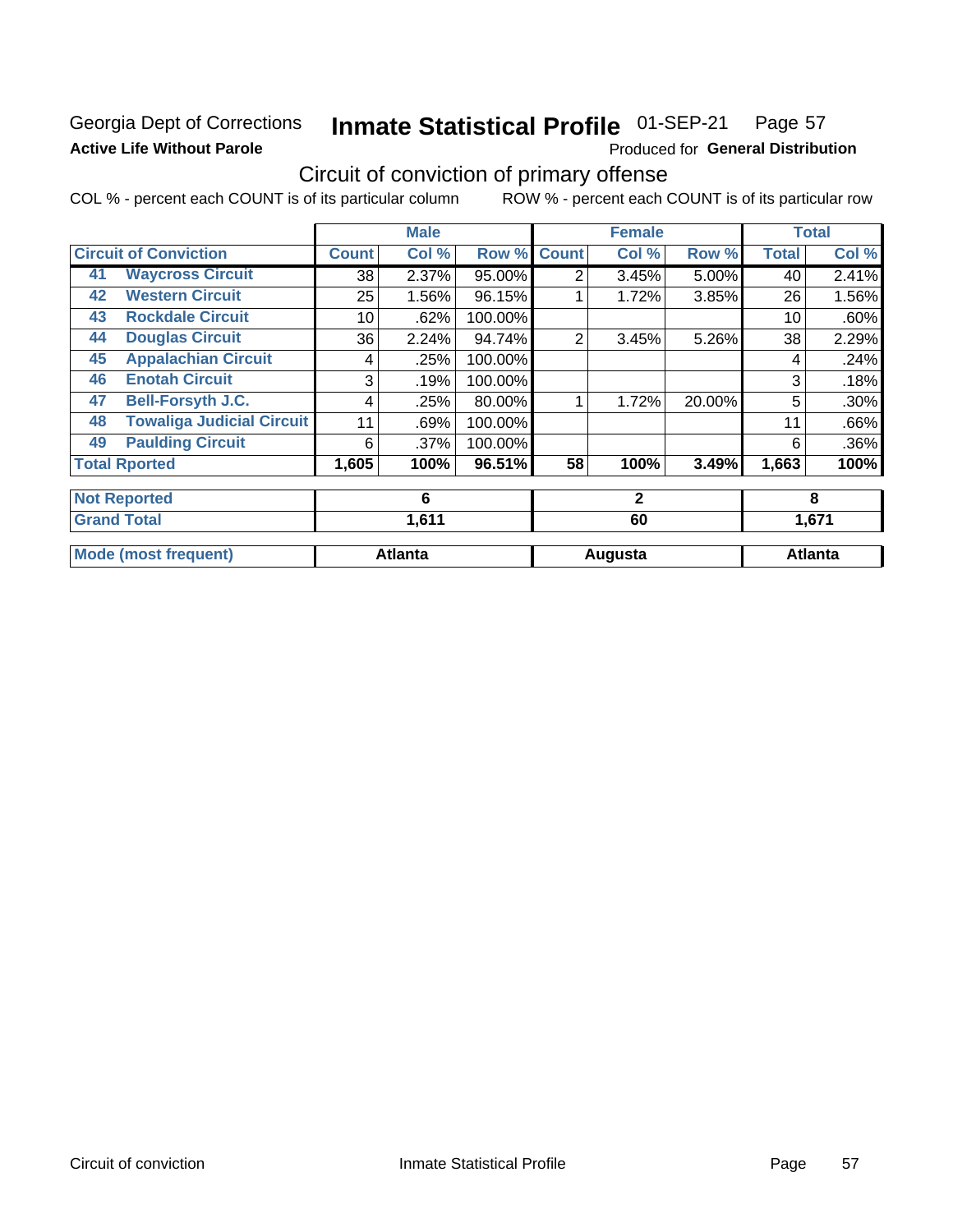Georgia Dept of Corrections
**Active Life Without Parole**

# Inmate Statistical Profile 01-SEP-21 Page 57

Produced for **General Distribution**

## Circuit of conviction of primary offense

COL % - percent each COUNT is of its particular column ROW % - percent each COUNT is of its particular row

| | | Male | | | Female | | | Total | |
|---|---|---|---|---|---|---|---|---|---|
| **Circuit of Conviction** | | **Count** | **Col %** | **Row %** | **Count** | **Col %** | **Row %** | **Total** | **Col %** |
| 41 | **Waycross Circuit** | 38 | 2.37% | 95.00% | 2 | 3.45% | 5.00% | 40 | 2.41% |
| 42 | **Western Circuit** | 25 | 1.56% | 96.15% | 1 | 1.72% | 3.85% | 26 | 1.56% |
| 43 | **Rockdale Circuit** | 10 | .62% | 100.00% | | | | 10 | .60% |
| 44 | **Douglas Circuit** | 36 | 2.24% | 94.74% | 2 | 3.45% | 5.26% | 38 | 2.29% |
| 45 | **Appalachian Circuit** | 4 | .25% | 100.00% | | | | 4 | .24% |
| 46 | **Enotah Circuit** | 3 | .19% | 100.00% | | | | 3 | .18% |
| 47 | **Bell-Forsyth J.C.** | 4 | .25% | 80.00% | 1 | 1.72% | 20.00% | 5 | .30% |
| 48 | **Towaliga Judicial Circuit** | 11 | .69% | 100.00% | | | | 11 | .66% |
| 49 | **Paulding Circuit** | 6 | .37% | 100.00% | | | | 6 | .36% |
| **Total Rported** | | **1,605** | **100%** | **96.51%** | **58** | **100%** | **3.49%** | **1,663** | **100%** |

| | Male | Female | Total |
|---|---|---|---|
| **Not Reported** | **6** | **2** | **8** |
| **Grand Total** | **1,611** | **60** | **1,671** |
| **Mode (most frequent)** | **Atlanta** | **Augusta** | **Atlanta** |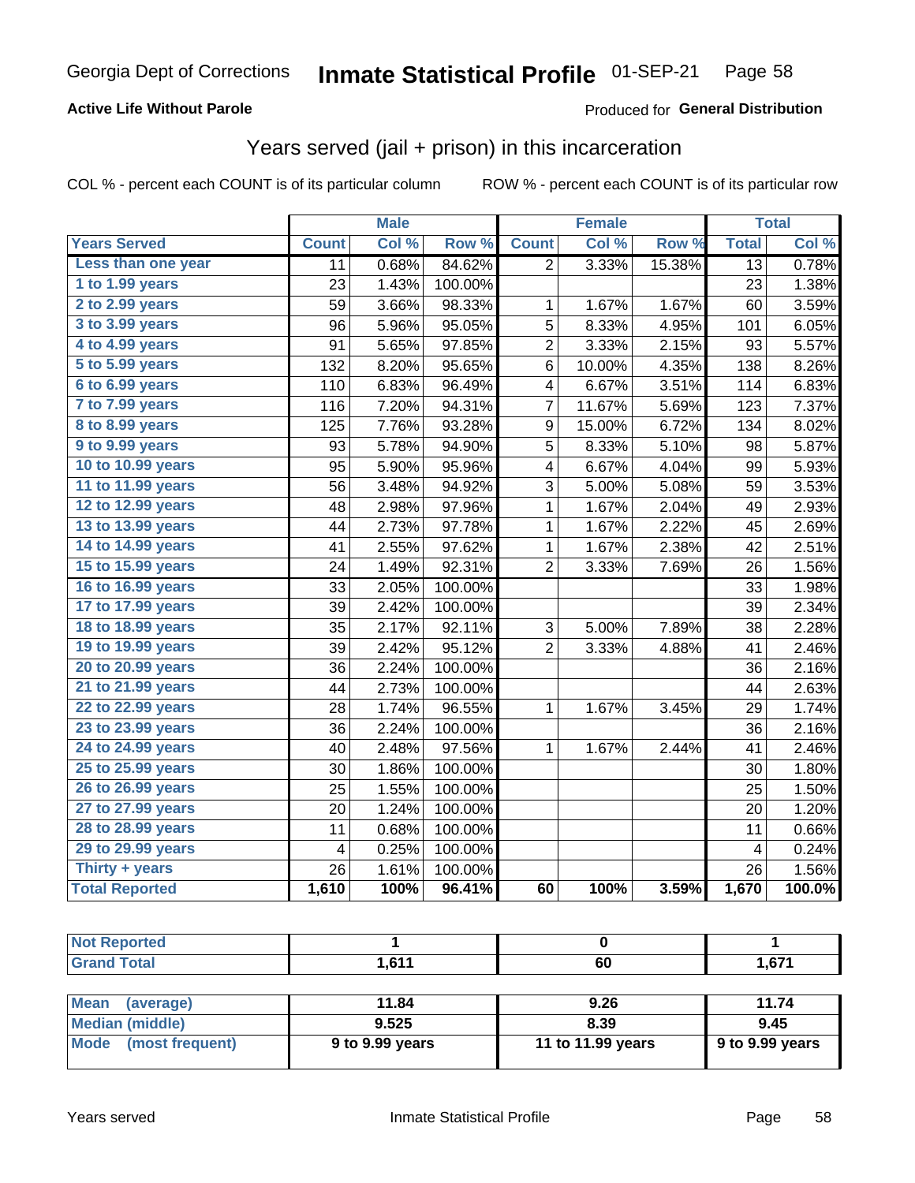Georgia Dept of Corrections **Inmate Statistical Profile** 01-SEP-21

**Active Life Without Parole**

Produced for **General Distribution**

## Years served (jail + prison) in this incarceration

COL % - percent each COUNT is of its particular column ROW % - percent each COUNT is of its particular row

| | Male | | | Female | | | Total | |
|---|---|---|---|---|---|---|---|---|
| **Years Served** | **Count** | **Col %** | **Row %** | **Count** | **Col %** | **Row %** | **Total** | **Col %** |
| Less than one year | 11 | 0.68% | 84.62% | 2 | 3.33% | 15.38% | 13 | 0.78% |
| 1 to 1.99 years | 23 | 1.43% | 100.00% | | | | 23 | 1.38% |
| 2 to 2.99 years | 59 | 3.66% | 98.33% | 1 | 1.67% | 1.67% | 60 | 3.59% |
| 3 to 3.99 years | 96 | 5.96% | 95.05% | 5 | 8.33% | 4.95% | 101 | 6.05% |
| 4 to 4.99 years | 91 | 5.65% | 97.85% | 2 | 3.33% | 2.15% | 93 | 5.57% |
| 5 to 5.99 years | 132 | 8.20% | 95.65% | 6 | 10.00% | 4.35% | 138 | 8.26% |
| 6 to 6.99 years | 110 | 6.83% | 96.49% | 4 | 6.67% | 3.51% | 114 | 6.83% |
| 7 to 7.99 years | 116 | 7.20% | 94.31% | 7 | 11.67% | 5.69% | 123 | 7.37% |
| 8 to 8.99 years | 125 | 7.76% | 93.28% | 9 | 15.00% | 6.72% | 134 | 8.02% |
| 9 to 9.99 years | 93 | 5.78% | 94.90% | 5 | 8.33% | 5.10% | 98 | 5.87% |
| 10 to 10.99 years | 95 | 5.90% | 95.96% | 4 | 6.67% | 4.04% | 99 | 5.93% |
| 11 to 11.99 years | 56 | 3.48% | 94.92% | 3 | 5.00% | 5.08% | 59 | 3.53% |
| 12 to 12.99 years | 48 | 2.98% | 97.96% | 1 | 1.67% | 2.04% | 49 | 2.93% |
| 13 to 13.99 years | 44 | 2.73% | 97.78% | 1 | 1.67% | 2.22% | 45 | 2.69% |
| 14 to 14.99 years | 41 | 2.55% | 97.62% | 1 | 1.67% | 2.38% | 42 | 2.51% |
| 15 to 15.99 years | 24 | 1.49% | 92.31% | 2 | 3.33% | 7.69% | 26 | 1.56% |
| 16 to 16.99 years | 33 | 2.05% | 100.00% | | | | 33 | 1.98% |
| 17 to 17.99 years | 39 | 2.42% | 100.00% | | | | 39 | 2.34% |
| 18 to 18.99 years | 35 | 2.17% | 92.11% | 3 | 5.00% | 7.89% | 38 | 2.28% |
| 19 to 19.99 years | 39 | 2.42% | 95.12% | 2 | 3.33% | 4.88% | 41 | 2.46% |
| 20 to 20.99 years | 36 | 2.24% | 100.00% | | | | 36 | 2.16% |
| 21 to 21.99 years | 44 | 2.73% | 100.00% | | | | 44 | 2.63% |
| 22 to 22.99 years | 28 | 1.74% | 96.55% | 1 | 1.67% | 3.45% | 29 | 1.74% |
| 23 to 23.99 years | 36 | 2.24% | 100.00% | | | | 36 | 2.16% |
| 24 to 24.99 years | 40 | 2.48% | 97.56% | 1 | 1.67% | 2.44% | 41 | 2.46% |
| 25 to 25.99 years | 30 | 1.86% | 100.00% | | | | 30 | 1.80% |
| 26 to 26.99 years | 25 | 1.55% | 100.00% | | | | 25 | 1.50% |
| 27 to 27.99 years | 20 | 1.24% | 100.00% | | | | 20 | 1.20% |
| 28 to 28.99 years | 11 | 0.68% | 100.00% | | | | 11 | 0.66% |
| 29 to 29.99 years | 4 | 0.25% | 100.00% | | | | 4 | 0.24% |
| Thirty + years | 26 | 1.61% | 100.00% | | | | 26 | 1.56% |
| **Total Reported** | **1,610** | **100%** | **96.41%** | **60** | **100%** | **3.59%** | **1,670** | **100.0%** |

| | Male | Female | Total |
|---|---|---|---|
| Not Reported | 1 | 0 | 1 |
| Grand Total | 1,611 | 60 | 1,671 |

| | Male | Female | Total |
|---|---|---|---|
| Mean (average) | 11.84 | 9.26 | 11.74 |
| Median (middle) | 9.525 | 8.39 | 9.45 |
| Mode (most frequent) | 9 to 9.99 years | 11 to 11.99 years | 9 to 9.99 years |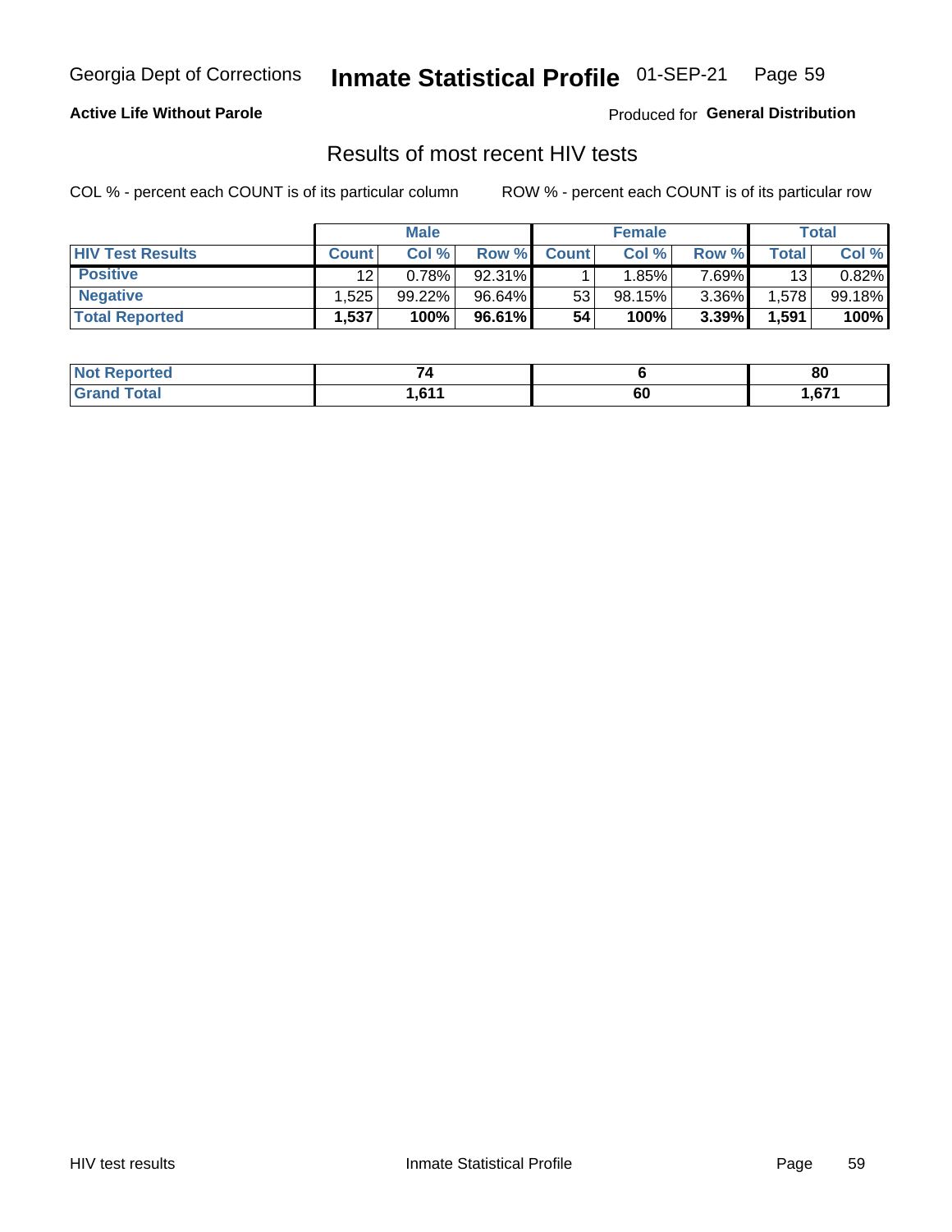Georgia Dept of Corrections **Inmate Statistical Profile** 01-SEP-21

**Active Life Without Parole**

Produced for **General Distribution**

## Results of most recent HIV tests

COL % - percent each COUNT is of its particular column ROW % - percent each COUNT is of its particular row

| | Male | | | Female | | | Total | |
|---|---|---|---|---|---|---|---|---|
| **HIV Test Results** | **Count** | **Col %** | **Row %** | **Count** | **Col %** | **Row %** | **Total** | **Col %** |
| **Positive** | 12 | 0.78% | 92.31% | 1 | 1.85% | 7.69% | 13 | 0.82% |
| **Negative** | 1,525 | 99.22% | 96.64% | 53 | 98.15% | 3.36% | 1,578 | 99.18% |
| **Total Reported** | **1,537** | **100%** | **96.61%** | **54** | **100%** | **3.39%** | **1,591** | **100%** |

| | Male | Female | Total |
|---|---|---|---|
| **Not Reported** | **74** | **6** | **80** |
| **Grand Total** | **1,611** | **60** | **1,671** |

HIV test results Inmate Statistical Profile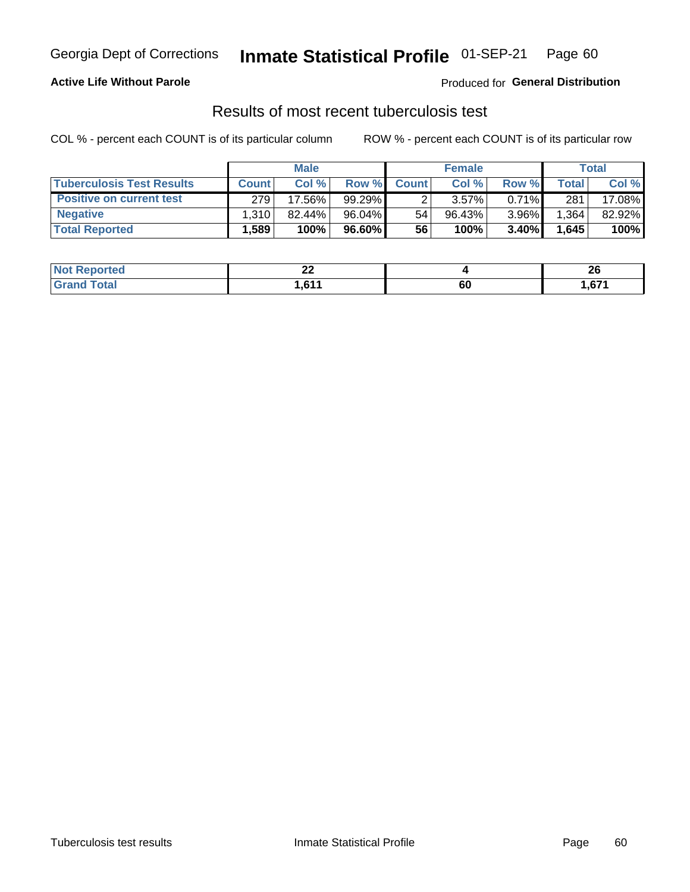Georgia Dept of Corrections **Inmate Statistical Profile** 01-SEP-21

**Active Life Without Parole**

Produced for **General Distribution**

## Results of most recent tuberculosis test

COL % - percent each COUNT is of its particular column

ROW % - percent each COUNT is of its particular row

| | Male | | | Female | | | Total | |
|---|---|---|---|---|---|---|---|---|
| **Tuberculosis Test Results** | **Count** | **Col %** | **Row %** | **Count** | **Col %** | **Row %** | **Total** | **Col %** |
| **Positive on current test** | 279 | 17.56% | 99.29% | 2 | 3.57% | 0.71% | 281 | 17.08% |
| **Negative** | 1,310 | 82.44% | 96.04% | 54 | 96.43% | 3.96% | 1,364 | 82.92% |
| **Total Reported** | **1,589** | **100%** | **96.60%** | **56** | **100%** | **3.40%** | **1,645** | **100%** |

| | Male | Female | Total |
|---|---|---|---|
| **Not Reported** | **22** | **4** | **26** |
| **Grand Total** | **1,611** | **60** | **1,671** |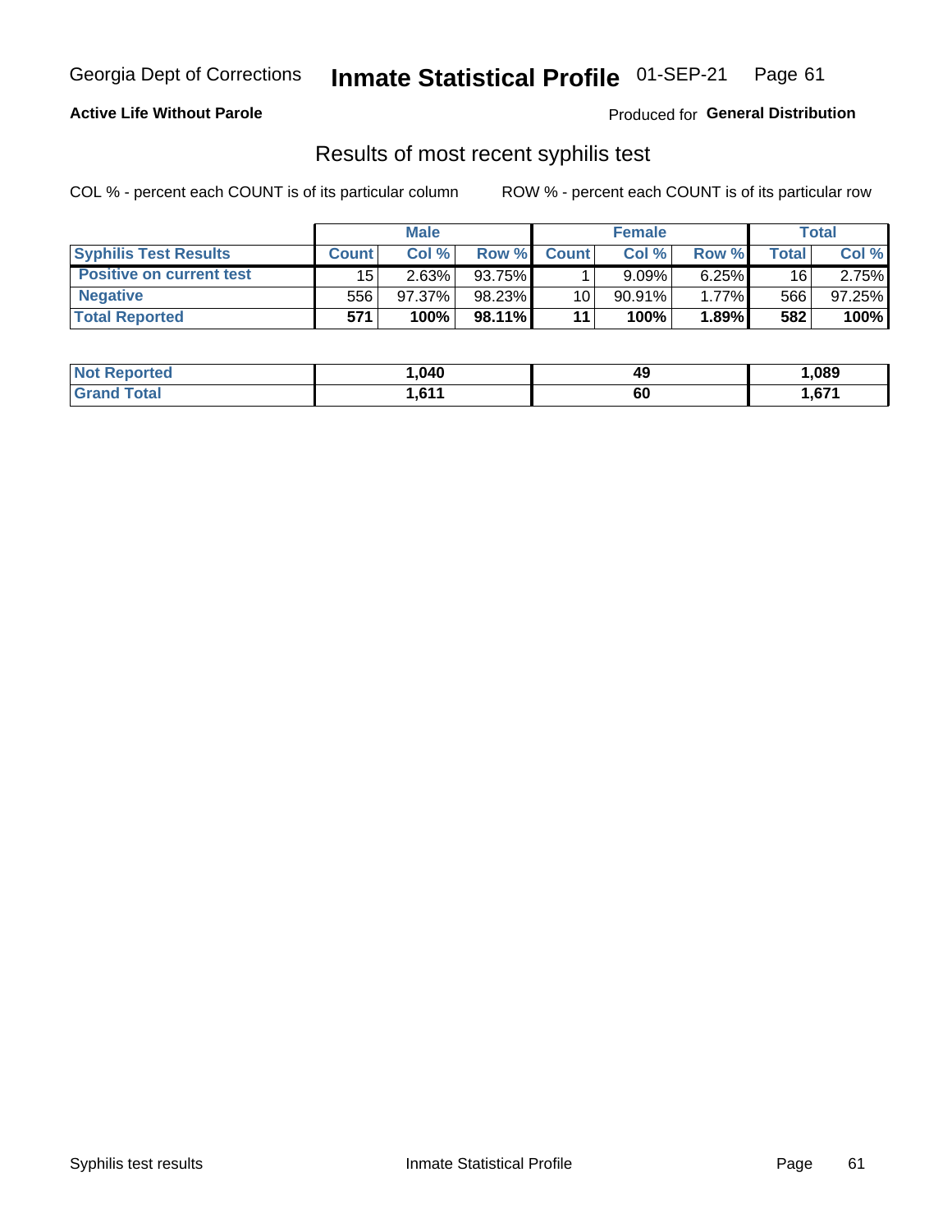Georgia Dept of Corrections **Inmate Statistical Profile** 01-SEP-21

**Active Life Without Parole**

Produced for **General Distribution**

## Results of most recent syphilis test

COL % - percent each COUNT is of its particular column     ROW % - percent each COUNT is of its particular row

| | Male | | | Female | | | Total | |
|---|---|---|---|---|---|---|---|---|
| **Syphilis Test Results** | **Count** | **Col %** | **Row %** | **Count** | **Col %** | **Row %** | **Total** | **Col %** |
| **Positive on current test** | 15 | 2.63% | 93.75% | 1 | 9.09% | 6.25% | 16 | 2.75% |
| **Negative** | 556 | 97.37% | 98.23% | 10 | 90.91% | 1.77% | 566 | 97.25% |
| **Total Reported** | **571** | **100%** | **98.11%** | **11** | **100%** | **1.89%** | **582** | **100%** |

| | Male | Female | Total |
|---|---|---|---|
| **Not Reported** | **1,040** | **49** | **1,089** |
| **Grand Total** | **1,611** | **60** | **1,671** |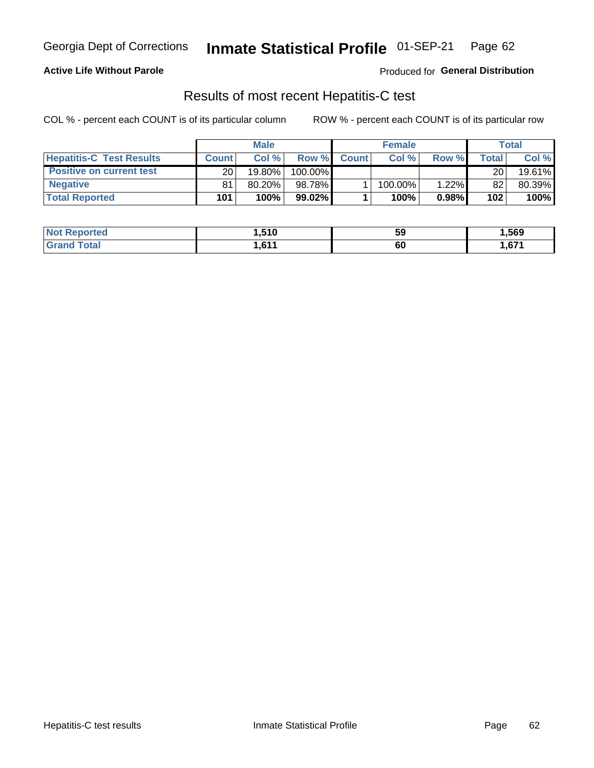Georgia Dept of Corrections **Inmate Statistical Profile** 01-SEP-21

**Active Life Without Parole**

Produced for **General Distribution**

## Results of most recent Hepatitis-C test

COL % - percent each COUNT is of its particular column ROW % - percent each COUNT is of its particular row

| | Male | | | Female | | | Total | |
|---|---|---|---|---|---|---|---|---|
| **Hepatitis-C Test Results** | **Count** | **Col %** | **Row %** | **Count** | **Col %** | **Row %** | **Total** | **Col %** |
| **Positive on current test** | 20 | 19.80% | 100.00% | | | | 20 | 19.61% |
| **Negative** | 81 | 80.20% | 98.78% | 1 | 100.00% | 1.22% | 82 | 80.39% |
| **Total Reported** | **101** | **100%** | **99.02%** | **1** | **100%** | **0.98%** | **102** | **100%** |

| | Male | Female | Total |
|---|---|---|---|
| **Not Reported** | **1,510** | **59** | **1,569** |
| **Grand Total** | **1,611** | **60** | **1,671** |